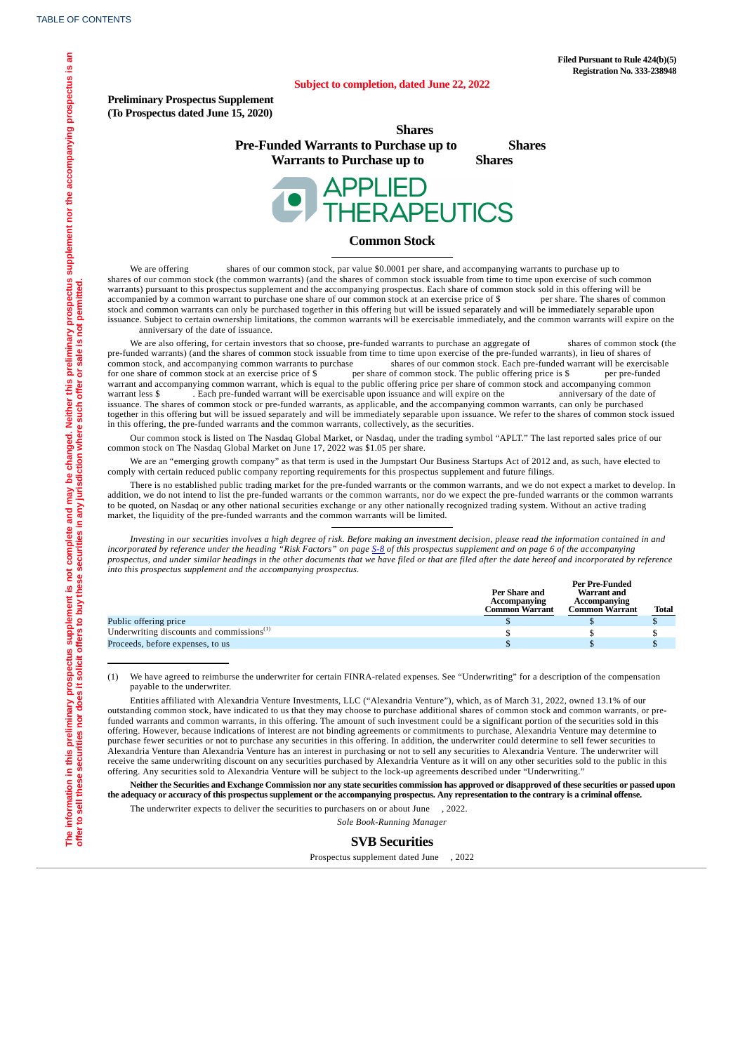Filed Pursuant to Rule 424(b)(5)
Registration No. 333-238948

**Subject to completion, dated June 22, 2022**

**Preliminary Prospectus Supplement**
**(To Prospectus dated June 15, 2020)**

**Shares**
**Pre-Funded Warrants to Purchase up to Shares**
**Warrants to Purchase up to Shares**

APPLIED THERAPEUTICS

## Common Stock

We are offering shares of our common stock, par value $0.0001 per share, and accompanying warrants to purchase up to shares of our common stock (the common warrants) (and the shares of common stock issuable from time to time upon exercise of such common warrants) pursuant to this prospectus supplement and the accompanying prospectus. Each share of common stock sold in this offering will be accompanied by a common warrant to purchase one share of our common stock at an exercise price of $ per share. The shares of common stock and common warrants can only be purchased together in this offering but will be issued separately and will be immediately separable upon issuance. Subject to certain ownership limitations, the common warrants will be exercisable immediately, and the common warrants will expire on the anniversary of the date of issuance.

We are also offering, for certain investors that so choose, pre-funded warrants to purchase an aggregate of shares of common stock (the pre-funded warrants) (and the shares of common stock issuable from time to time upon exercise of the pre-funded warrants), in lieu of shares of common stock, and accompanying common warrants to purchase shares of our common stock. Each pre-funded warrant will be exercisable for one share of common stock at an exercise price of $ per share of common stock. The public offering price is $ per pre-funded warrant and accompanying common warrant, which is equal to the public offering price per share of common stock and accompanying common warrant less $ . Each pre-funded warrant will be exercisable upon issuance and will expire on the anniversary of the date of issuance. The shares of common stock or pre-funded warrants, as applicable, and the accompanying common warrants, can only be purchased together in this offering but will be issued separately and will be immediately separable upon issuance. We refer to the shares of common stock issued in this offering, the pre-funded warrants and the common warrants, collectively, as the securities.

Our common stock is listed on The Nasdaq Global Market, or Nasdaq, under the trading symbol "APLT." The last reported sales price of our common stock on The Nasdaq Global Market on June 17, 2022 was $1.05 per share.

We are an "emerging growth company" as that term is used in the Jumpstart Our Business Startups Act of 2012 and, as such, have elected to comply with certain reduced public company reporting requirements for this prospectus supplement and future filings.

There is no established public trading market for the pre-funded warrants or the common warrants, and we do not expect a market to develop. In addition, we do not intend to list the pre-funded warrants or the common warrants, nor do we expect the pre-funded warrants or the common warrants to be quoted, on Nasdaq or any other national securities exchange or any other nationally recognized trading system. Without an active trading market, the liquidity of the pre-funded warrants and the common warrants will be limited.

*Investing in our securities involves a high degree of risk. Before making an investment decision, please read the information contained in and incorporated by reference under the heading "Risk Factors" on page S-8 of this prospectus supplement and on page 6 of the accompanying prospectus, and under similar headings in the other documents that we have filed or that are filed after the date hereof and incorporated by reference into this prospectus supplement and the accompanying prospectus.*

| | Per Share and Accompanying Common Warrant | Per Pre-Funded Warrant and Accompanying Common Warrant | Total |
|---|---|---|---|
| Public offering price | $ | $ | $ |
| Underwriting discounts and commissions[(1)] | $ | $ | $ |
| Proceeds, before expenses, to us | $ | $ | $ |

(1) We have agreed to reimburse the underwriter for certain FINRA-related expenses. See "Underwriting" for a description of the compensation payable to the underwriter.

Entities affiliated with Alexandria Venture Investments, LLC ("Alexandria Venture"), which, as of March 31, 2022, owned 13.1% of our outstanding common stock, have indicated to us that they may choose to purchase additional shares of common stock and common warrants, or pre-funded warrants and common warrants, in this offering. The amount of such investment could be a significant portion of the securities sold in this offering. However, because indications of interest are not binding agreements or commitments to purchase, Alexandria Venture may determine to purchase fewer securities or not to purchase any securities in this offering. In addition, the underwriter could determine to sell fewer securities to Alexandria Venture than Alexandria Venture has an interest in purchasing or not to sell any securities to Alexandria Venture. The underwriter will receive the same underwriting discount on any securities purchased by Alexandria Venture as it will on any other securities sold to the public in this offering. Any securities sold to Alexandria Venture will be subject to the lock-up agreements described under "Underwriting."

**Neither the Securities and Exchange Commission nor any state securities commission has approved or disapproved of these securities or passed upon the adequacy or accuracy of this prospectus supplement or the accompanying prospectus. Any representation to the contrary is a criminal offense.**

The underwriter expects to deliver the securities to purchasers on or about June , 2022.

*Sole Book-Running Manager*

**SVB Securities**

Prospectus supplement dated June , 2022

The information in this preliminary prospectus supplement is not complete and may be changed. Neither this preliminary prospectus supplement nor the accompanying prospectus is an offer to sell these securities nor does it solicit offers to buy these securities in any jurisdiction where such offer or sale is not permitted.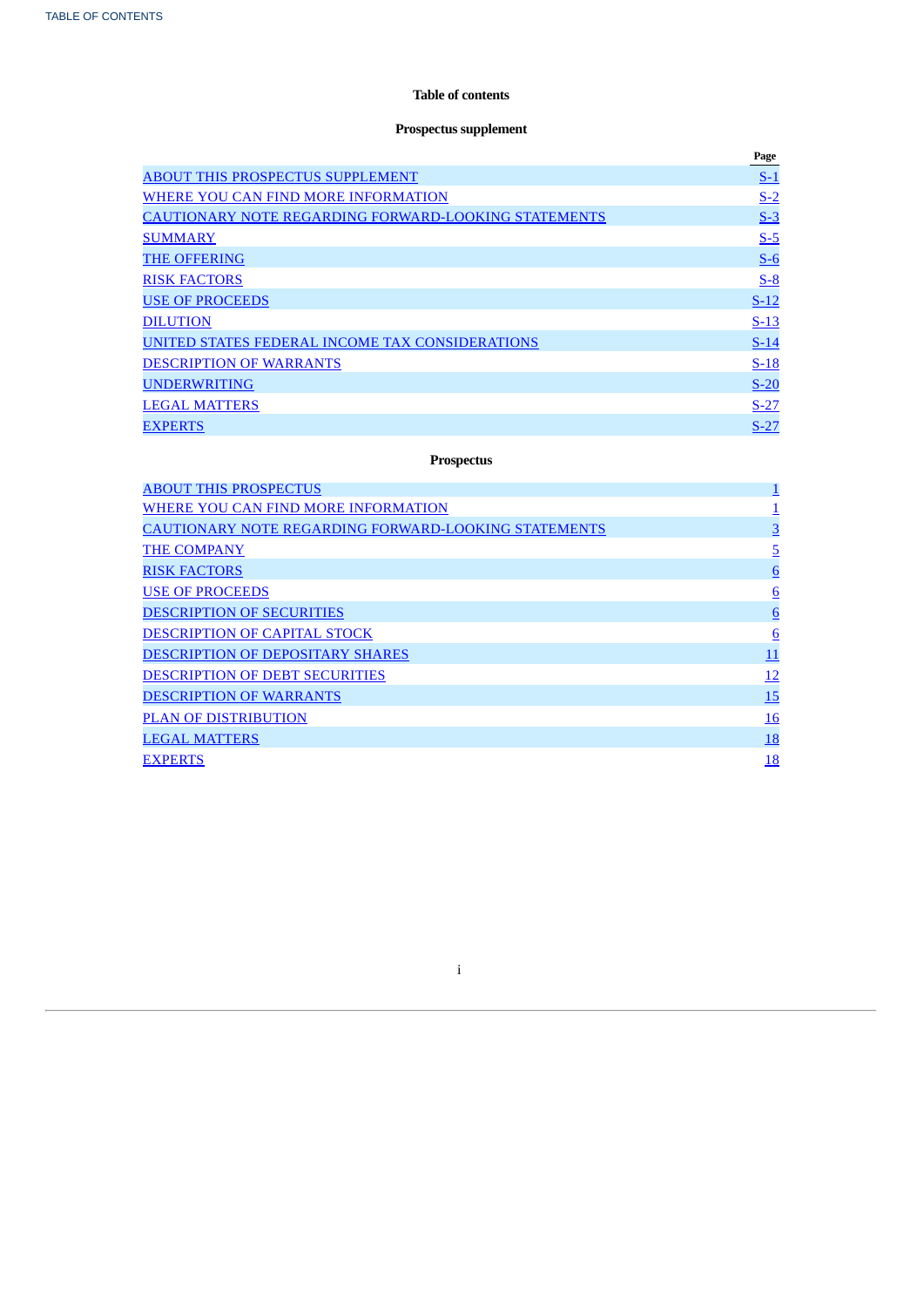## Table of contents

### Prospectus supplement

| | Page |
|---|---|
| ABOUT THIS PROSPECTUS SUPPLEMENT | S-1 |
| WHERE YOU CAN FIND MORE INFORMATION | S-2 |
| CAUTIONARY NOTE REGARDING FORWARD-LOOKING STATEMENTS | S-3 |
| SUMMARY | S-5 |
| THE OFFERING | S-6 |
| RISK FACTORS | S-8 |
| USE OF PROCEEDS | S-12 |
| DILUTION | S-13 |
| UNITED STATES FEDERAL INCOME TAX CONSIDERATIONS | S-14 |
| DESCRIPTION OF WARRANTS | S-18 |
| UNDERWRITING | S-20 |
| LEGAL MATTERS | S-27 |
| EXPERTS | S-27 |

### Prospectus

| | |
|---|---|
| ABOUT THIS PROSPECTUS | 1 |
| WHERE YOU CAN FIND MORE INFORMATION | 1 |
| CAUTIONARY NOTE REGARDING FORWARD-LOOKING STATEMENTS | 3 |
| THE COMPANY | 5 |
| RISK FACTORS | 6 |
| USE OF PROCEEDS | 6 |
| DESCRIPTION OF SECURITIES | 6 |
| DESCRIPTION OF CAPITAL STOCK | 6 |
| DESCRIPTION OF DEPOSITARY SHARES | 11 |
| DESCRIPTION OF DEBT SECURITIES | 12 |
| DESCRIPTION OF WARRANTS | 15 |
| PLAN OF DISTRIBUTION | 16 |
| LEGAL MATTERS | 18 |
| EXPERTS | 18 |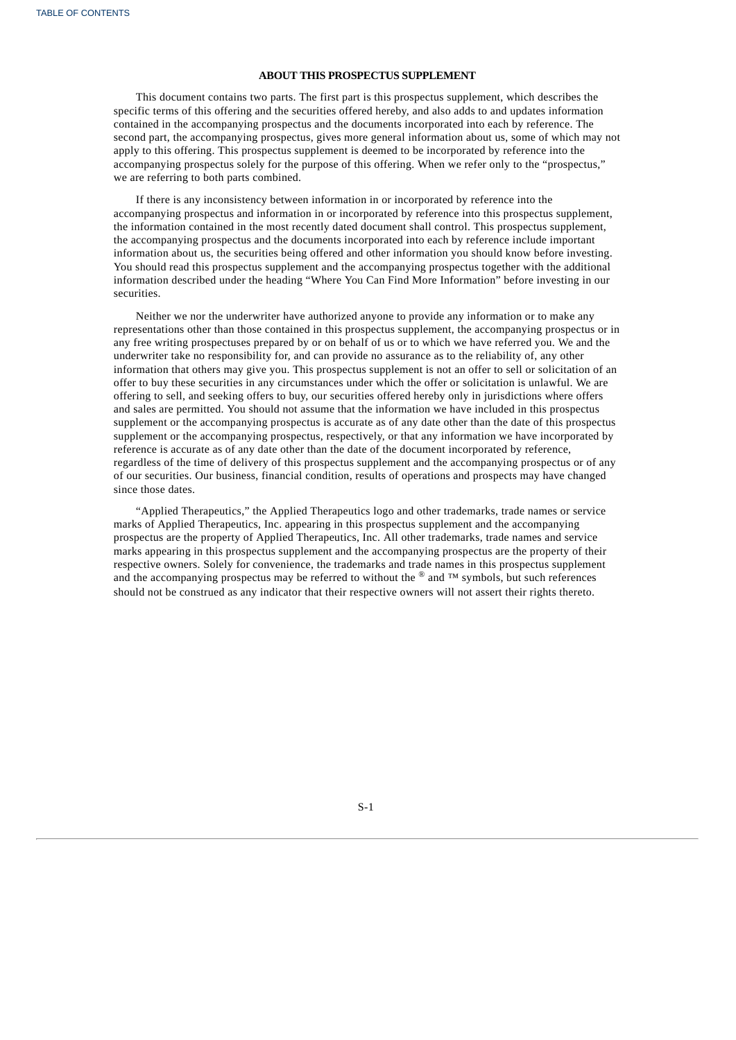## ABOUT THIS PROSPECTUS SUPPLEMENT

This document contains two parts. The first part is this prospectus supplement, which describes the specific terms of this offering and the securities offered hereby, and also adds to and updates information contained in the accompanying prospectus and the documents incorporated into each by reference. The second part, the accompanying prospectus, gives more general information about us, some of which may not apply to this offering. This prospectus supplement is deemed to be incorporated by reference into the accompanying prospectus solely for the purpose of this offering. When we refer only to the "prospectus," we are referring to both parts combined.

If there is any inconsistency between information in or incorporated by reference into the accompanying prospectus and information in or incorporated by reference into this prospectus supplement, the information contained in the most recently dated document shall control. This prospectus supplement, the accompanying prospectus and the documents incorporated into each by reference include important information about us, the securities being offered and other information you should know before investing. You should read this prospectus supplement and the accompanying prospectus together with the additional information described under the heading "Where You Can Find More Information" before investing in our securities.

Neither we nor the underwriter have authorized anyone to provide any information or to make any representations other than those contained in this prospectus supplement, the accompanying prospectus or in any free writing prospectuses prepared by or on behalf of us or to which we have referred you. We and the underwriter take no responsibility for, and can provide no assurance as to the reliability of, any other information that others may give you. This prospectus supplement is not an offer to sell or solicitation of an offer to buy these securities in any circumstances under which the offer or solicitation is unlawful. We are offering to sell, and seeking offers to buy, our securities offered hereby only in jurisdictions where offers and sales are permitted. You should not assume that the information we have included in this prospectus supplement or the accompanying prospectus is accurate as of any date other than the date of this prospectus supplement or the accompanying prospectus, respectively, or that any information we have incorporated by reference is accurate as of any date other than the date of the document incorporated by reference, regardless of the time of delivery of this prospectus supplement and the accompanying prospectus or of any of our securities. Our business, financial condition, results of operations and prospects may have changed since those dates.

"Applied Therapeutics," the Applied Therapeutics logo and other trademarks, trade names or service marks of Applied Therapeutics, Inc. appearing in this prospectus supplement and the accompanying prospectus are the property of Applied Therapeutics, Inc. All other trademarks, trade names and service marks appearing in this prospectus supplement and the accompanying prospectus are the property of their respective owners. Solely for convenience, the trademarks and trade names in this prospectus supplement and the accompanying prospectus may be referred to without the ® and ™ symbols, but such references should not be construed as any indicator that their respective owners will not assert their rights thereto.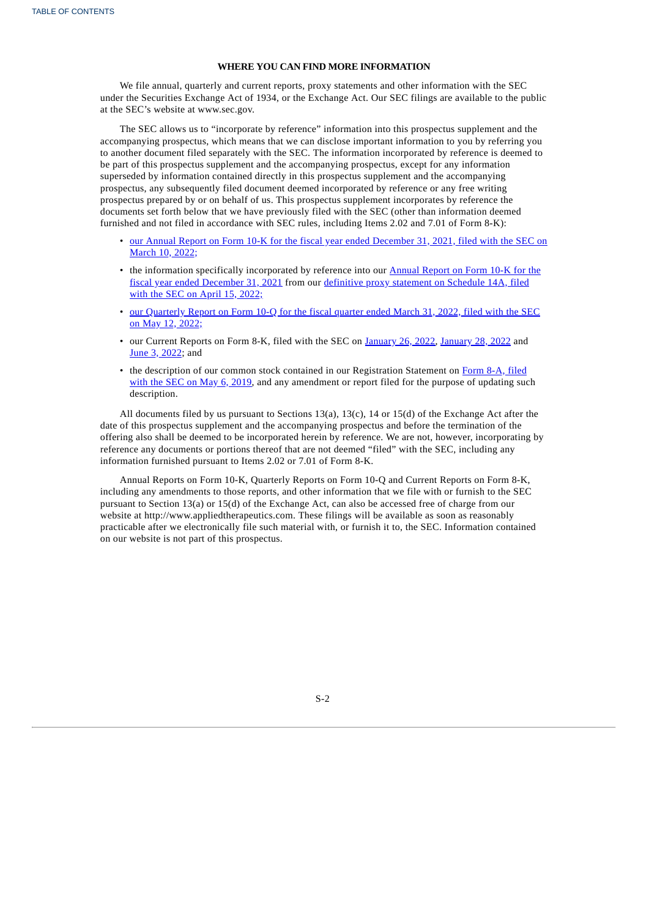## WHERE YOU CAN FIND MORE INFORMATION

We file annual, quarterly and current reports, proxy statements and other information with the SEC under the Securities Exchange Act of 1934, or the Exchange Act. Our SEC filings are available to the public at the SEC's website at www.sec.gov.

The SEC allows us to "incorporate by reference" information into this prospectus supplement and the accompanying prospectus, which means that we can disclose important information to you by referring you to another document filed separately with the SEC. The information incorporated by reference is deemed to be part of this prospectus supplement and the accompanying prospectus, except for any information superseded by information contained directly in this prospectus supplement and the accompanying prospectus, any subsequently filed document deemed incorporated by reference or any free writing prospectus prepared by or on behalf of us. This prospectus supplement incorporates by reference the documents set forth below that we have previously filed with the SEC (other than information deemed furnished and not filed in accordance with SEC rules, including Items 2.02 and 7.01 of Form 8-K):

- our Annual Report on Form 10-K for the fiscal year ended December 31, 2021, filed with the SEC on March 10, 2022;
- the information specifically incorporated by reference into our Annual Report on Form 10-K for the fiscal year ended December 31, 2021 from our definitive proxy statement on Schedule 14A, filed with the SEC on April 15, 2022;
- our Quarterly Report on Form 10-Q for the fiscal quarter ended March 31, 2022, filed with the SEC on May 12, 2022;
- our Current Reports on Form 8-K, filed with the SEC on January 26, 2022, January 28, 2022 and June 3, 2022; and
- the description of our common stock contained in our Registration Statement on Form 8-A, filed with the SEC on May 6, 2019, and any amendment or report filed for the purpose of updating such description.

All documents filed by us pursuant to Sections 13(a), 13(c), 14 or 15(d) of the Exchange Act after the date of this prospectus supplement and the accompanying prospectus and before the termination of the offering also shall be deemed to be incorporated herein by reference. We are not, however, incorporating by reference any documents or portions thereof that are not deemed "filed" with the SEC, including any information furnished pursuant to Items 2.02 or 7.01 of Form 8-K.

Annual Reports on Form 10-K, Quarterly Reports on Form 10-Q and Current Reports on Form 8-K, including any amendments to those reports, and other information that we file with or furnish to the SEC pursuant to Section 13(a) or 15(d) of the Exchange Act, can also be accessed free of charge from our website at http://www.appliedtherapeutics.com. These filings will be available as soon as reasonably practicable after we electronically file such material with, or furnish it to, the SEC. Information contained on our website is not part of this prospectus.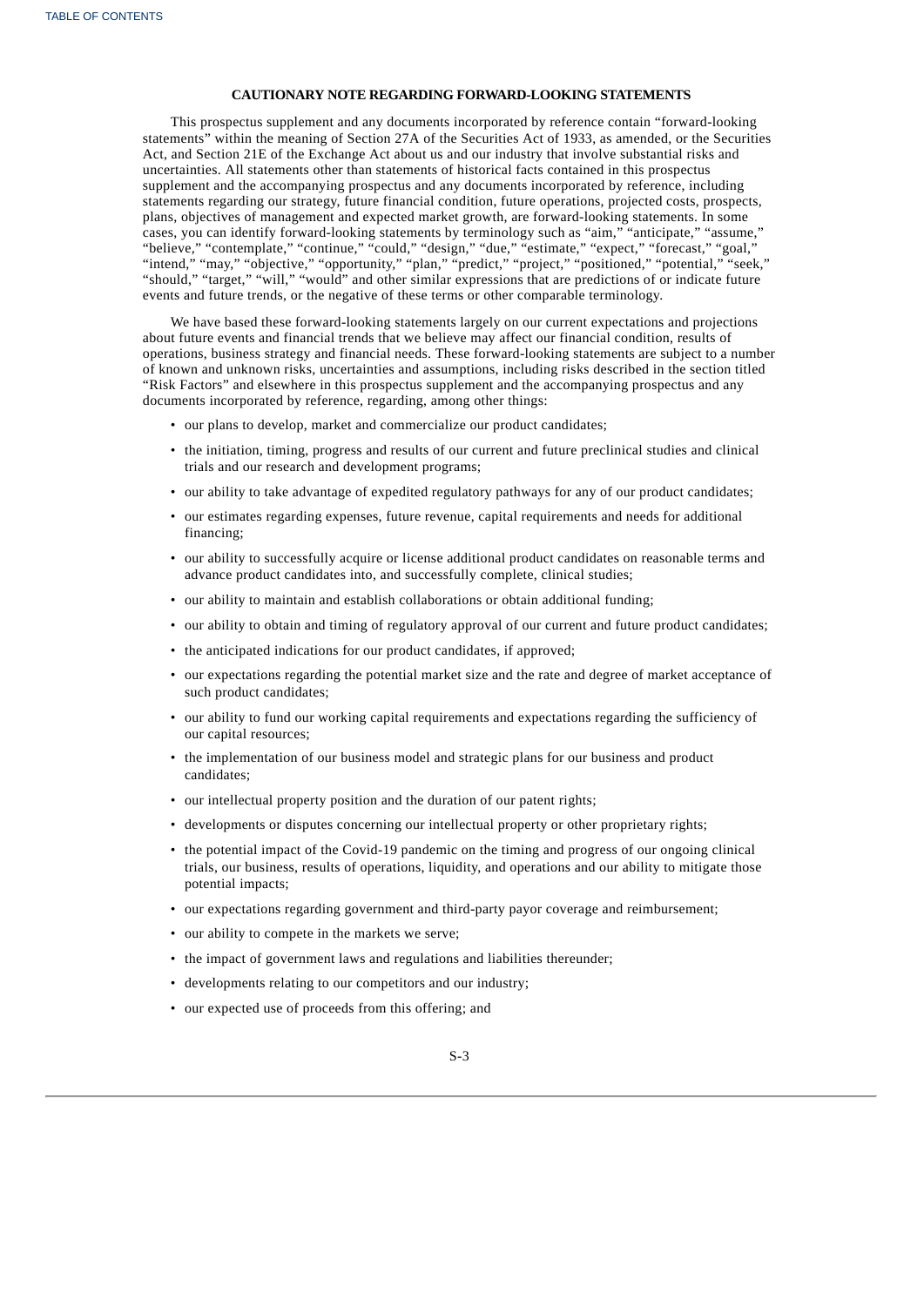## CAUTIONARY NOTE REGARDING FORWARD-LOOKING STATEMENTS

This prospectus supplement and any documents incorporated by reference contain "forward-looking statements" within the meaning of Section 27A of the Securities Act of 1933, as amended, or the Securities Act, and Section 21E of the Exchange Act about us and our industry that involve substantial risks and uncertainties. All statements other than statements of historical facts contained in this prospectus supplement and the accompanying prospectus and any documents incorporated by reference, including statements regarding our strategy, future financial condition, future operations, projected costs, prospects, plans, objectives of management and expected market growth, are forward-looking statements. In some cases, you can identify forward-looking statements by terminology such as "aim," "anticipate," "assume," "believe," "contemplate," "continue," "could," "design," "due," "estimate," "expect," "forecast," "goal," "intend," "may," "objective," "opportunity," "plan," "predict," "project," "positioned," "potential," "seek," "should," "target," "will," "would" and other similar expressions that are predictions of or indicate future events and future trends, or the negative of these terms or other comparable terminology.

We have based these forward-looking statements largely on our current expectations and projections about future events and financial trends that we believe may affect our financial condition, results of operations, business strategy and financial needs. These forward-looking statements are subject to a number of known and unknown risks, uncertainties and assumptions, including risks described in the section titled "Risk Factors" and elsewhere in this prospectus supplement and the accompanying prospectus and any documents incorporated by reference, regarding, among other things:

- our plans to develop, market and commercialize our product candidates;
- the initiation, timing, progress and results of our current and future preclinical studies and clinical trials and our research and development programs;
- our ability to take advantage of expedited regulatory pathways for any of our product candidates;
- our estimates regarding expenses, future revenue, capital requirements and needs for additional financing;
- our ability to successfully acquire or license additional product candidates on reasonable terms and advance product candidates into, and successfully complete, clinical studies;
- our ability to maintain and establish collaborations or obtain additional funding;
- our ability to obtain and timing of regulatory approval of our current and future product candidates;
- the anticipated indications for our product candidates, if approved;
- our expectations regarding the potential market size and the rate and degree of market acceptance of such product candidates;
- our ability to fund our working capital requirements and expectations regarding the sufficiency of our capital resources;
- the implementation of our business model and strategic plans for our business and product candidates;
- our intellectual property position and the duration of our patent rights;
- developments or disputes concerning our intellectual property or other proprietary rights;
- the potential impact of the Covid-19 pandemic on the timing and progress of our ongoing clinical trials, our business, results of operations, liquidity, and operations and our ability to mitigate those potential impacts;
- our expectations regarding government and third-party payor coverage and reimbursement;
- our ability to compete in the markets we serve;
- the impact of government laws and regulations and liabilities thereunder;
- developments relating to our competitors and our industry;
- our expected use of proceeds from this offering; and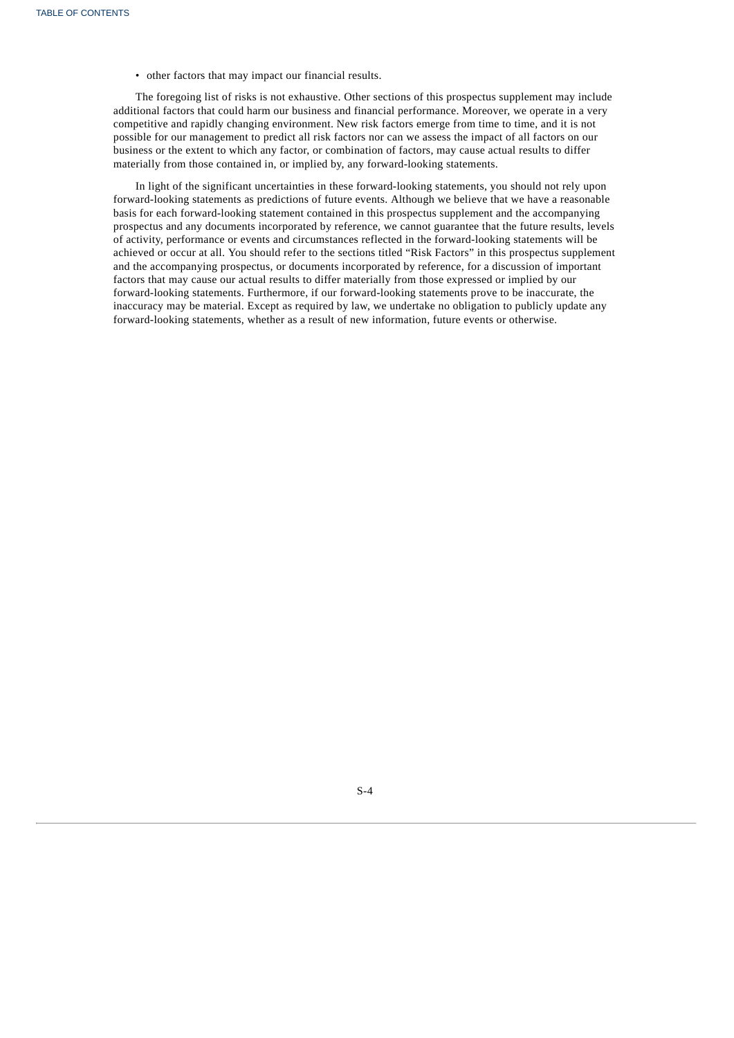- other factors that may impact our financial results.

The foregoing list of risks is not exhaustive. Other sections of this prospectus supplement may include additional factors that could harm our business and financial performance. Moreover, we operate in a very competitive and rapidly changing environment. New risk factors emerge from time to time, and it is not possible for our management to predict all risk factors nor can we assess the impact of all factors on our business or the extent to which any factor, or combination of factors, may cause actual results to differ materially from those contained in, or implied by, any forward-looking statements.

In light of the significant uncertainties in these forward-looking statements, you should not rely upon forward-looking statements as predictions of future events. Although we believe that we have a reasonable basis for each forward-looking statement contained in this prospectus supplement and the accompanying prospectus and any documents incorporated by reference, we cannot guarantee that the future results, levels of activity, performance or events and circumstances reflected in the forward-looking statements will be achieved or occur at all. You should refer to the sections titled "Risk Factors" in this prospectus supplement and the accompanying prospectus, or documents incorporated by reference, for a discussion of important factors that may cause our actual results to differ materially from those expressed or implied by our forward-looking statements. Furthermore, if our forward-looking statements prove to be inaccurate, the inaccuracy may be material. Except as required by law, we undertake no obligation to publicly update any forward-looking statements, whether as a result of new information, future events or otherwise.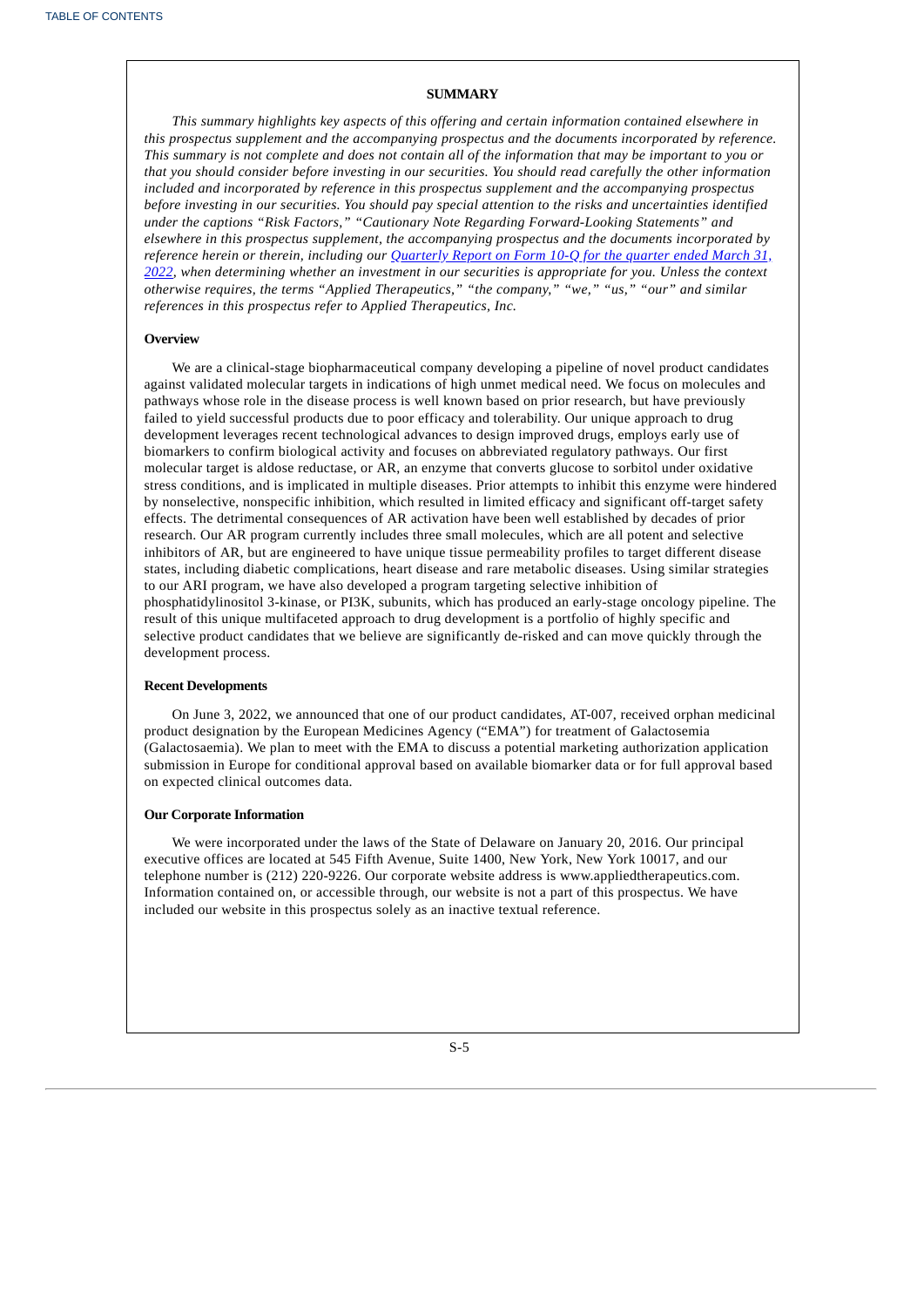## SUMMARY

*This summary highlights key aspects of this offering and certain information contained elsewhere in this prospectus supplement and the accompanying prospectus and the documents incorporated by reference. This summary is not complete and does not contain all of the information that may be important to you or that you should consider before investing in our securities. You should read carefully the other information included and incorporated by reference in this prospectus supplement and the accompanying prospectus before investing in our securities. You should pay special attention to the risks and uncertainties identified under the captions "Risk Factors," "Cautionary Note Regarding Forward-Looking Statements" and elsewhere in this prospectus supplement, the accompanying prospectus and the documents incorporated by reference herein or therein, including our Quarterly Report on Form 10-Q for the quarter ended March 31, 2022, when determining whether an investment in our securities is appropriate for you. Unless the context otherwise requires, the terms "Applied Therapeutics," "the company," "we," "us," "our" and similar references in this prospectus refer to Applied Therapeutics, Inc.*

### Overview

We are a clinical-stage biopharmaceutical company developing a pipeline of novel product candidates against validated molecular targets in indications of high unmet medical need. We focus on molecules and pathways whose role in the disease process is well known based on prior research, but have previously failed to yield successful products due to poor efficacy and tolerability. Our unique approach to drug development leverages recent technological advances to design improved drugs, employs early use of biomarkers to confirm biological activity and focuses on abbreviated regulatory pathways. Our first molecular target is aldose reductase, or AR, an enzyme that converts glucose to sorbitol under oxidative stress conditions, and is implicated in multiple diseases. Prior attempts to inhibit this enzyme were hindered by nonselective, nonspecific inhibition, which resulted in limited efficacy and significant off-target safety effects. The detrimental consequences of AR activation have been well established by decades of prior research. Our AR program currently includes three small molecules, which are all potent and selective inhibitors of AR, but are engineered to have unique tissue permeability profiles to target different disease states, including diabetic complications, heart disease and rare metabolic diseases. Using similar strategies to our ARI program, we have also developed a program targeting selective inhibition of phosphatidylinositol 3-kinase, or PI3K, subunits, which has produced an early-stage oncology pipeline. The result of this unique multifaceted approach to drug development is a portfolio of highly specific and selective product candidates that we believe are significantly de-risked and can move quickly through the development process.

### Recent Developments

On June 3, 2022, we announced that one of our product candidates, AT-007, received orphan medicinal product designation by the European Medicines Agency ("EMA") for treatment of Galactosemia (Galactosaemia). We plan to meet with the EMA to discuss a potential marketing authorization application submission in Europe for conditional approval based on available biomarker data or for full approval based on expected clinical outcomes data.

### Our Corporate Information

We were incorporated under the laws of the State of Delaware on January 20, 2016. Our principal executive offices are located at 545 Fifth Avenue, Suite 1400, New York, New York 10017, and our telephone number is (212) 220-9226. Our corporate website address is www.appliedtherapeutics.com. Information contained on, or accessible through, our website is not a part of this prospectus. We have included our website in this prospectus solely as an inactive textual reference.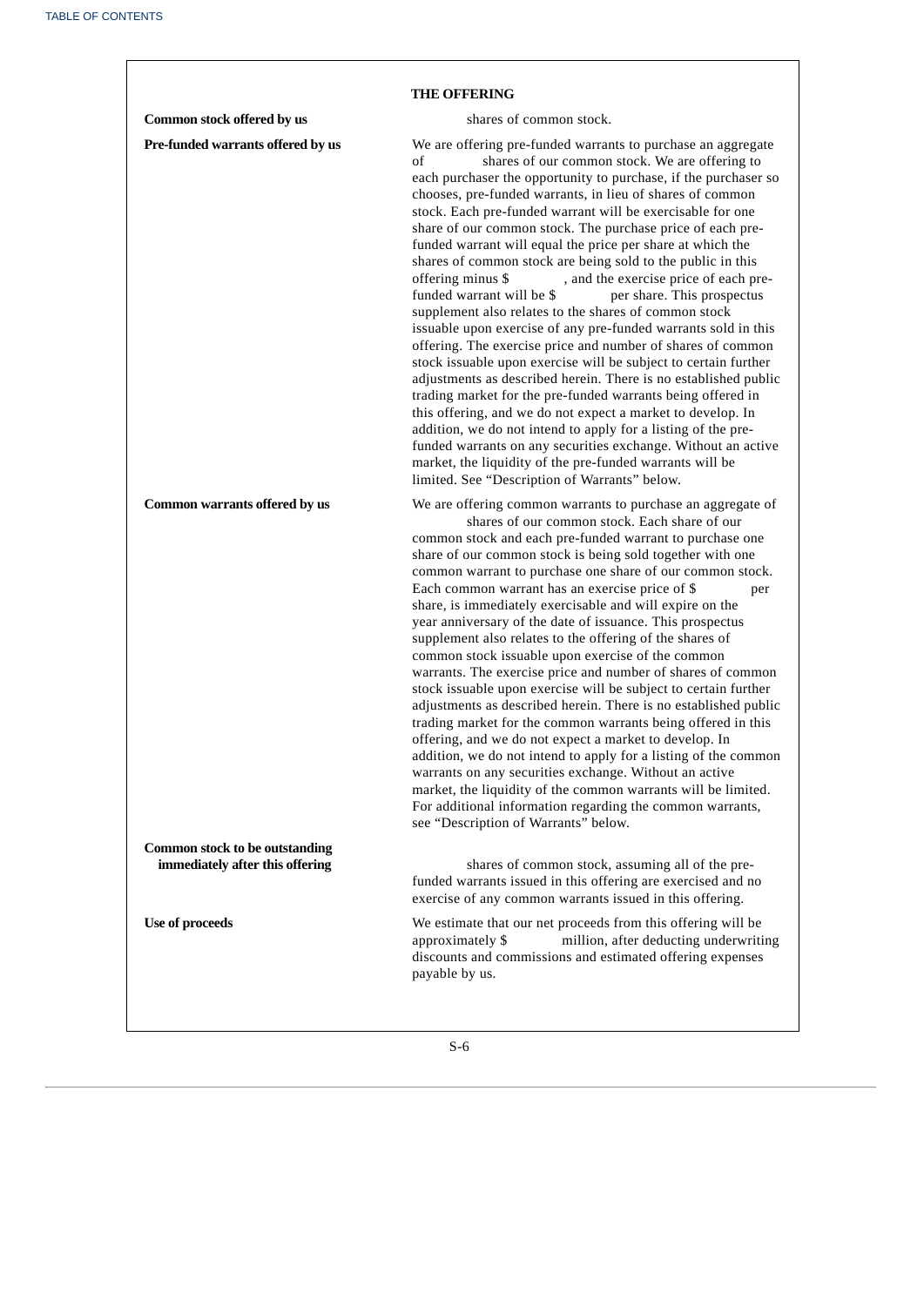## THE OFFERING

| | |
|---|---|
| **Common stock offered by us** | shares of common stock. |
| **Pre-funded warrants offered by us** | We are offering pre-funded warrants to purchase an aggregate of shares of our common stock. We are offering to each purchaser the opportunity to purchase, if the purchaser so chooses, pre-funded warrants, in lieu of shares of common stock. Each pre-funded warrant will be exercisable for one share of our common stock. The purchase price of each pre-funded warrant will equal the price per share at which the shares of common stock are being sold to the public in this offering minus $ , and the exercise price of each pre-funded warrant will be $ per share. This prospectus supplement also relates to the shares of common stock issuable upon exercise of any pre-funded warrants sold in this offering. The exercise price and number of shares of common stock issuable upon exercise will be subject to certain further adjustments as described herein. There is no established public trading market for the pre-funded warrants being offered in this offering, and we do not expect a market to develop. In addition, we do not intend to apply for a listing of the pre-funded warrants on any securities exchange. Without an active market, the liquidity of the pre-funded warrants will be limited. See "Description of Warrants" below. |
| **Common warrants offered by us** | We are offering common warrants to purchase an aggregate of shares of our common stock. Each share of our common stock and each pre-funded warrant to purchase one share of our common stock is being sold together with one common warrant to purchase one share of our common stock. Each common warrant has an exercise price of $ per share, is immediately exercisable and will expire on the year anniversary of the date of issuance. This prospectus supplement also relates to the offering of the shares of common stock issuable upon exercise of the common warrants. The exercise price and number of shares of common stock issuable upon exercise will be subject to certain further adjustments as described herein. There is no established public trading market for the common warrants being offered in this offering, and we do not expect a market to develop. In addition, we do not intend to apply for a listing of the common warrants on any securities exchange. Without an active market, the liquidity of the common warrants will be limited. For additional information regarding the common warrants, see "Description of Warrants" below. |
| **Common stock to be outstanding immediately after this offering** | shares of common stock, assuming all of the pre-funded warrants issued in this offering are exercised and no exercise of any common warrants issued in this offering. |
| **Use of proceeds** | We estimate that our net proceeds from this offering will be approximately $ million, after deducting underwriting discounts and commissions and estimated offering expenses payable by us. |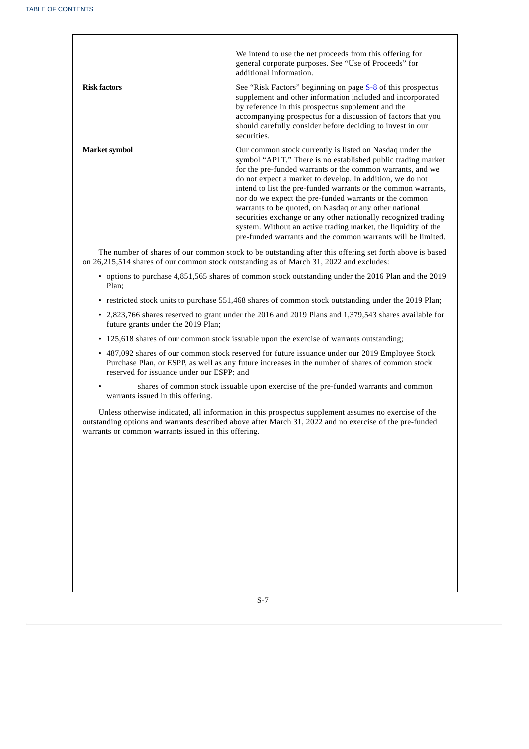| | |
|---|---|
| | We intend to use the net proceeds from this offering for general corporate purposes. See "Use of Proceeds" for additional information. |
| **Risk factors** | See "Risk Factors" beginning on page S-8 of this prospectus supplement and other information included and incorporated by reference in this prospectus supplement and the accompanying prospectus for a discussion of factors that you should carefully consider before deciding to invest in our securities. |
| **Market symbol** | Our common stock currently is listed on Nasdaq under the symbol "APLT." There is no established public trading market for the pre-funded warrants or the common warrants, and we do not expect a market to develop. In addition, we do not intend to list the pre-funded warrants or the common warrants, nor do we expect the pre-funded warrants or the common warrants to be quoted, on Nasdaq or any other national securities exchange or any other nationally recognized trading system. Without an active trading market, the liquidity of the pre-funded warrants and the common warrants will be limited. |

The number of shares of our common stock to be outstanding after this offering set forth above is based on 26,215,514 shares of our common stock outstanding as of March 31, 2022 and excludes:

- options to purchase 4,851,565 shares of common stock outstanding under the 2016 Plan and the 2019 Plan;
- restricted stock units to purchase 551,468 shares of common stock outstanding under the 2019 Plan;
- 2,823,766 shares reserved to grant under the 2016 and 2019 Plans and 1,379,543 shares available for future grants under the 2019 Plan;
- 125,618 shares of our common stock issuable upon the exercise of warrants outstanding;
- 487,092 shares of our common stock reserved for future issuance under our 2019 Employee Stock Purchase Plan, or ESPP, as well as any future increases in the number of shares of common stock reserved for issuance under our ESPP; and
- shares of common stock issuable upon exercise of the pre-funded warrants and common warrants issued in this offering.

Unless otherwise indicated, all information in this prospectus supplement assumes no exercise of the outstanding options and warrants described above after March 31, 2022 and no exercise of the pre-funded warrants or common warrants issued in this offering.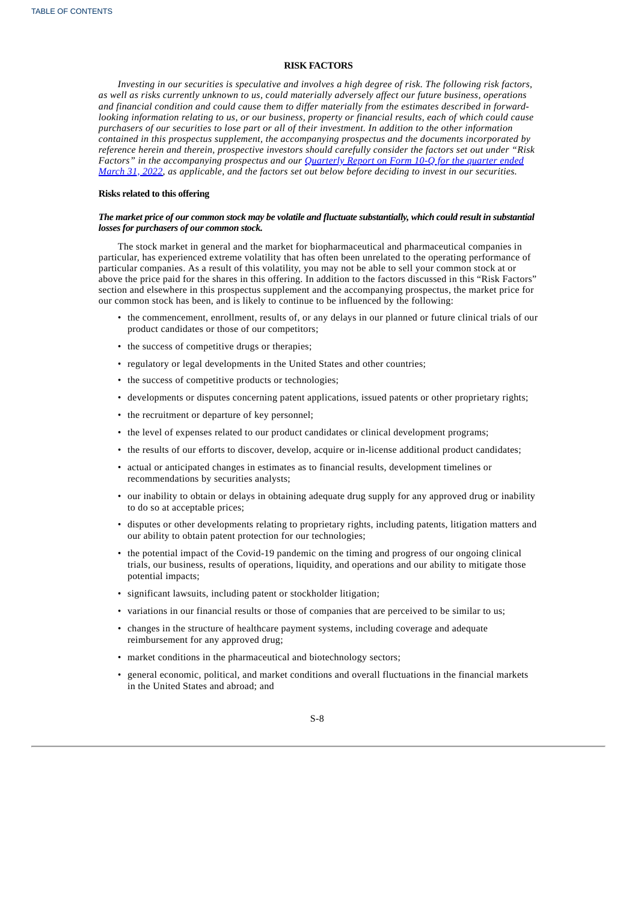## RISK FACTORS

*Investing in our securities is speculative and involves a high degree of risk. The following risk factors, as well as risks currently unknown to us, could materially adversely affect our future business, operations and financial condition and could cause them to differ materially from the estimates described in forward-looking information relating to us, or our business, property or financial results, each of which could cause purchasers of our securities to lose part or all of their investment. In addition to the other information contained in this prospectus supplement, the accompanying prospectus and the documents incorporated by reference herein and therein, prospective investors should carefully consider the factors set out under "Risk Factors" in the accompanying prospectus and our Quarterly Report on Form 10-Q for the quarter ended March 31, 2022, as applicable, and the factors set out below before deciding to invest in our securities.*

### Risks related to this offering

***The market price of our common stock may be volatile and fluctuate substantially, which could result in substantial losses for purchasers of our common stock.***

The stock market in general and the market for biopharmaceutical and pharmaceutical companies in particular, has experienced extreme volatility that has often been unrelated to the operating performance of particular companies. As a result of this volatility, you may not be able to sell your common stock at or above the price paid for the shares in this offering. In addition to the factors discussed in this "Risk Factors" section and elsewhere in this prospectus supplement and the accompanying prospectus, the market price for our common stock has been, and is likely to continue to be influenced by the following:

- the commencement, enrollment, results of, or any delays in our planned or future clinical trials of our product candidates or those of our competitors;
- the success of competitive drugs or therapies;
- regulatory or legal developments in the United States and other countries;
- the success of competitive products or technologies;
- developments or disputes concerning patent applications, issued patents or other proprietary rights;
- the recruitment or departure of key personnel;
- the level of expenses related to our product candidates or clinical development programs;
- the results of our efforts to discover, develop, acquire or in-license additional product candidates;
- actual or anticipated changes in estimates as to financial results, development timelines or recommendations by securities analysts;
- our inability to obtain or delays in obtaining adequate drug supply for any approved drug or inability to do so at acceptable prices;
- disputes or other developments relating to proprietary rights, including patents, litigation matters and our ability to obtain patent protection for our technologies;
- the potential impact of the Covid-19 pandemic on the timing and progress of our ongoing clinical trials, our business, results of operations, liquidity, and operations and our ability to mitigate those potential impacts;
- significant lawsuits, including patent or stockholder litigation;
- variations in our financial results or those of companies that are perceived to be similar to us;
- changes in the structure of healthcare payment systems, including coverage and adequate reimbursement for any approved drug;
- market conditions in the pharmaceutical and biotechnology sectors;
- general economic, political, and market conditions and overall fluctuations in the financial markets in the United States and abroad; and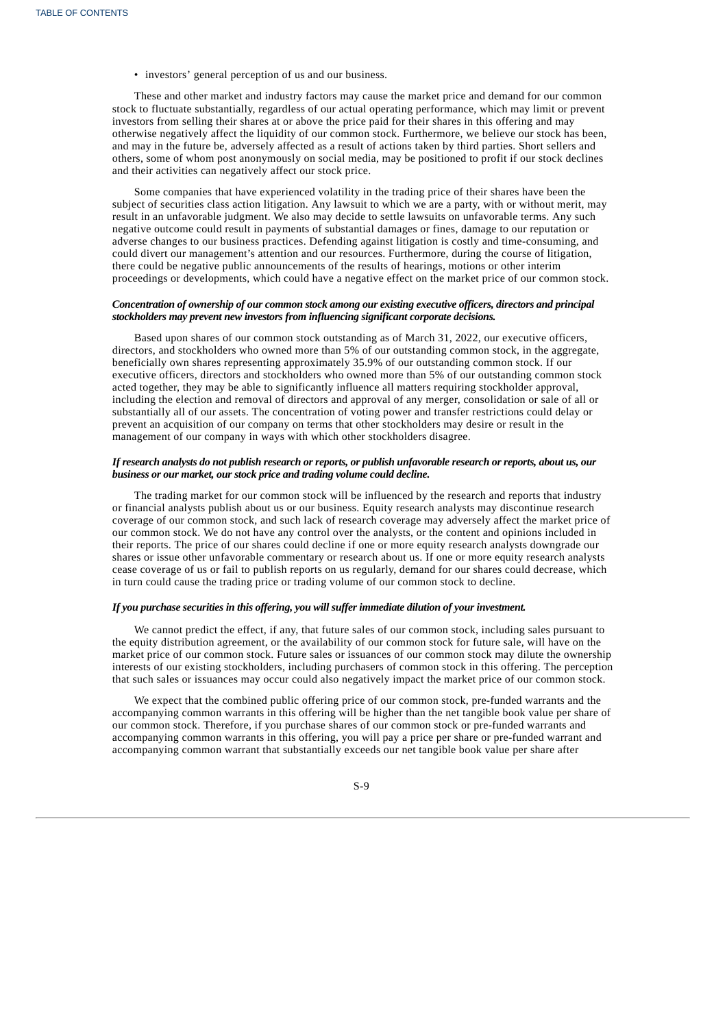- investors' general perception of us and our business.

These and other market and industry factors may cause the market price and demand for our common stock to fluctuate substantially, regardless of our actual operating performance, which may limit or prevent investors from selling their shares at or above the price paid for their shares in this offering and may otherwise negatively affect the liquidity of our common stock. Furthermore, we believe our stock has been, and may in the future be, adversely affected as a result of actions taken by third parties. Short sellers and others, some of whom post anonymously on social media, may be positioned to profit if our stock declines and their activities can negatively affect our stock price.

Some companies that have experienced volatility in the trading price of their shares have been the subject of securities class action litigation. Any lawsuit to which we are a party, with or without merit, may result in an unfavorable judgment. We also may decide to settle lawsuits on unfavorable terms. Any such negative outcome could result in payments of substantial damages or fines, damage to our reputation or adverse changes to our business practices. Defending against litigation is costly and time-consuming, and could divert our management's attention and our resources. Furthermore, during the course of litigation, there could be negative public announcements of the results of hearings, motions or other interim proceedings or developments, which could have a negative effect on the market price of our common stock.

***Concentration of ownership of our common stock among our existing executive officers, directors and principal stockholders may prevent new investors from influencing significant corporate decisions.***

Based upon shares of our common stock outstanding as of March 31, 2022, our executive officers, directors, and stockholders who owned more than 5% of our outstanding common stock, in the aggregate, beneficially own shares representing approximately 35.9% of our outstanding common stock. If our executive officers, directors and stockholders who owned more than 5% of our outstanding common stock acted together, they may be able to significantly influence all matters requiring stockholder approval, including the election and removal of directors and approval of any merger, consolidation or sale of all or substantially all of our assets. The concentration of voting power and transfer restrictions could delay or prevent an acquisition of our company on terms that other stockholders may desire or result in the management of our company in ways with which other stockholders disagree.

***If research analysts do not publish research or reports, or publish unfavorable research or reports, about us, our business or our market, our stock price and trading volume could decline.***

The trading market for our common stock will be influenced by the research and reports that industry or financial analysts publish about us or our business. Equity research analysts may discontinue research coverage of our common stock, and such lack of research coverage may adversely affect the market price of our common stock. We do not have any control over the analysts, or the content and opinions included in their reports. The price of our shares could decline if one or more equity research analysts downgrade our shares or issue other unfavorable commentary or research about us. If one or more equity research analysts cease coverage of us or fail to publish reports on us regularly, demand for our shares could decrease, which in turn could cause the trading price or trading volume of our common stock to decline.

***If you purchase securities in this offering, you will suffer immediate dilution of your investment.***

We cannot predict the effect, if any, that future sales of our common stock, including sales pursuant to the equity distribution agreement, or the availability of our common stock for future sale, will have on the market price of our common stock. Future sales or issuances of our common stock may dilute the ownership interests of our existing stockholders, including purchasers of common stock in this offering. The perception that such sales or issuances may occur could also negatively impact the market price of our common stock.

We expect that the combined public offering price of our common stock, pre-funded warrants and the accompanying common warrants in this offering will be higher than the net tangible book value per share of our common stock. Therefore, if you purchase shares of our common stock or pre-funded warrants and accompanying common warrants in this offering, you will pay a price per share or pre-funded warrant and accompanying common warrant that substantially exceeds our net tangible book value per share after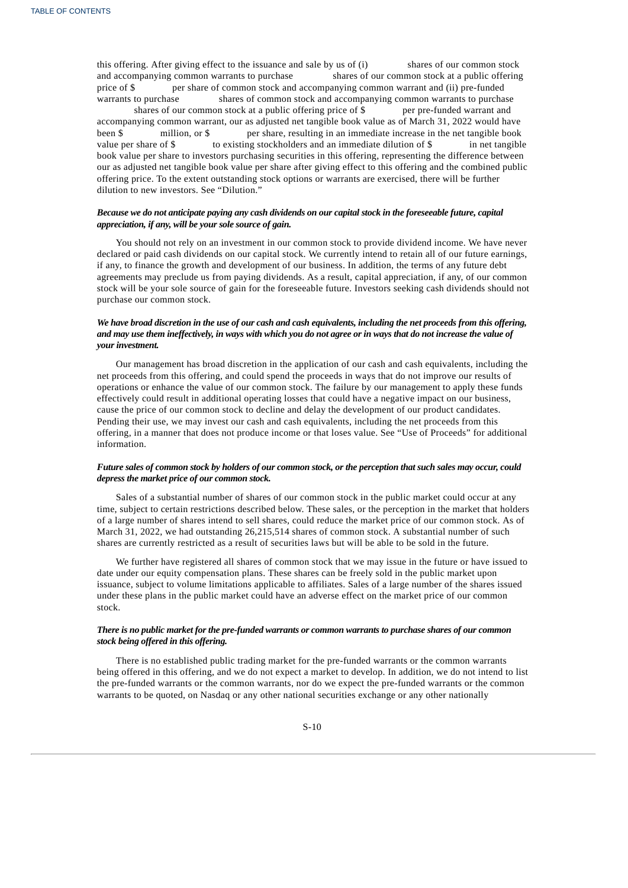this offering. After giving effect to the issuance and sale by us of (i)             shares of our common stock and accompanying common warrants to purchase             shares of our common stock at a public offering price of $             per share of common stock and accompanying common warrant and (ii) pre-funded warrants to purchase             shares of common stock and accompanying common warrants to purchase             shares of our common stock at a public offering price of $             per pre-funded warrant and accompanying common warrant, our as adjusted net tangible book value as of March 31, 2022 would have been $             million, or $             per share, resulting in an immediate increase in the net tangible book value per share of $             to existing stockholders and an immediate dilution of $             in net tangible book value per share to investors purchasing securities in this offering, representing the difference between our as adjusted net tangible book value per share after giving effect to this offering and the combined public offering price. To the extent outstanding stock options or warrants are exercised, there will be further dilution to new investors. See "Dilution."

***Because we do not anticipate paying any cash dividends on our capital stock in the foreseeable future, capital appreciation, if any, will be your sole source of gain.***

You should not rely on an investment in our common stock to provide dividend income. We have never declared or paid cash dividends on our capital stock. We currently intend to retain all of our future earnings, if any, to finance the growth and development of our business. In addition, the terms of any future debt agreements may preclude us from paying dividends. As a result, capital appreciation, if any, of our common stock will be your sole source of gain for the foreseeable future. Investors seeking cash dividends should not purchase our common stock.

***We have broad discretion in the use of our cash and cash equivalents, including the net proceeds from this offering, and may use them ineffectively, in ways with which you do not agree or in ways that do not increase the value of your investment.***

Our management has broad discretion in the application of our cash and cash equivalents, including the net proceeds from this offering, and could spend the proceeds in ways that do not improve our results of operations or enhance the value of our common stock. The failure by our management to apply these funds effectively could result in additional operating losses that could have a negative impact on our business, cause the price of our common stock to decline and delay the development of our product candidates. Pending their use, we may invest our cash and cash equivalents, including the net proceeds from this offering, in a manner that does not produce income or that loses value. See "Use of Proceeds" for additional information.

***Future sales of common stock by holders of our common stock, or the perception that such sales may occur, could depress the market price of our common stock.***

Sales of a substantial number of shares of our common stock in the public market could occur at any time, subject to certain restrictions described below. These sales, or the perception in the market that holders of a large number of shares intend to sell shares, could reduce the market price of our common stock. As of March 31, 2022, we had outstanding 26,215,514 shares of common stock. A substantial number of such shares are currently restricted as a result of securities laws but will be able to be sold in the future.

We further have registered all shares of common stock that we may issue in the future or have issued to date under our equity compensation plans. These shares can be freely sold in the public market upon issuance, subject to volume limitations applicable to affiliates. Sales of a large number of the shares issued under these plans in the public market could have an adverse effect on the market price of our common stock.

***There is no public market for the pre-funded warrants or common warrants to purchase shares of our common stock being offered in this offering.***

There is no established public trading market for the pre-funded warrants or the common warrants being offered in this offering, and we do not expect a market to develop. In addition, we do not intend to list the pre-funded warrants or the common warrants, nor do we expect the pre-funded warrants or the common warrants to be quoted, on Nasdaq or any other national securities exchange or any other nationally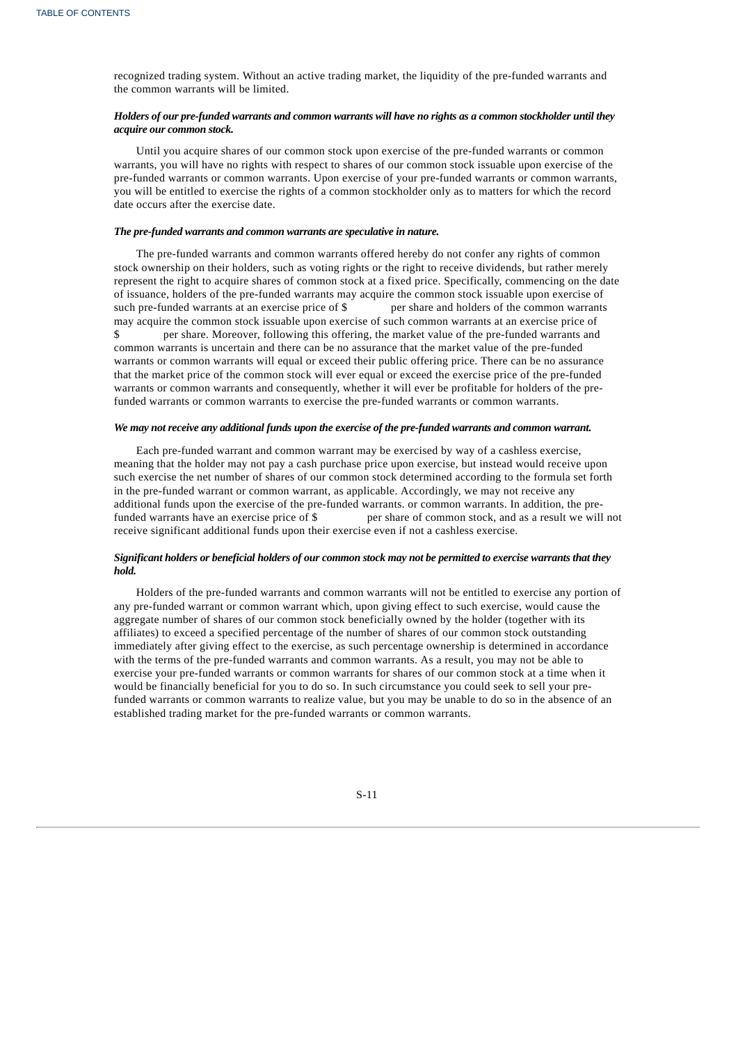recognized trading system. Without an active trading market, the liquidity of the pre-funded warrants and the common warrants will be limited.

***Holders of our pre-funded warrants and common warrants will have no rights as a common stockholder until they acquire our common stock.***

Until you acquire shares of our common stock upon exercise of the pre-funded warrants or common warrants, you will have no rights with respect to shares of our common stock issuable upon exercise of the pre-funded warrants or common warrants. Upon exercise of your pre-funded warrants or common warrants, you will be entitled to exercise the rights of a common stockholder only as to matters for which the record date occurs after the exercise date.

***The pre-funded warrants and common warrants are speculative in nature.***

The pre-funded warrants and common warrants offered hereby do not confer any rights of common stock ownership on their holders, such as voting rights or the right to receive dividends, but rather merely represent the right to acquire shares of common stock at a fixed price. Specifically, commencing on the date of issuance, holders of the pre-funded warrants may acquire the common stock issuable upon exercise of such pre-funded warrants at an exercise price of $           per share and holders of the common warrants may acquire the common stock issuable upon exercise of such common warrants at an exercise price of $           per share. Moreover, following this offering, the market value of the pre-funded warrants and common warrants is uncertain and there can be no assurance that the market value of the pre-funded warrants or common warrants will equal or exceed their public offering price. There can be no assurance that the market price of the common stock will ever equal or exceed the exercise price of the pre-funded warrants or common warrants and consequently, whether it will ever be profitable for holders of the pre-funded warrants or common warrants to exercise the pre-funded warrants or common warrants.

***We may not receive any additional funds upon the exercise of the pre-funded warrants and common warrant.***

Each pre-funded warrant and common warrant may be exercised by way of a cashless exercise, meaning that the holder may not pay a cash purchase price upon exercise, but instead would receive upon such exercise the net number of shares of our common stock determined according to the formula set forth in the pre-funded warrant or common warrant, as applicable. Accordingly, we may not receive any additional funds upon the exercise of the pre-funded warrants. or common warrants. In addition, the pre-funded warrants have an exercise price of $           per share of common stock, and as a result we will not receive significant additional funds upon their exercise even if not a cashless exercise.

***Significant holders or beneficial holders of our common stock may not be permitted to exercise warrants that they hold.***

Holders of the pre-funded warrants and common warrants will not be entitled to exercise any portion of any pre-funded warrant or common warrant which, upon giving effect to such exercise, would cause the aggregate number of shares of our common stock beneficially owned by the holder (together with its affiliates) to exceed a specified percentage of the number of shares of our common stock outstanding immediately after giving effect to the exercise, as such percentage ownership is determined in accordance with the terms of the pre-funded warrants and common warrants. As a result, you may not be able to exercise your pre-funded warrants or common warrants for shares of our common stock at a time when it would be financially beneficial for you to do so. In such circumstance you could seek to sell your pre-funded warrants or common warrants to realize value, but you may be unable to do so in the absence of an established trading market for the pre-funded warrants or common warrants.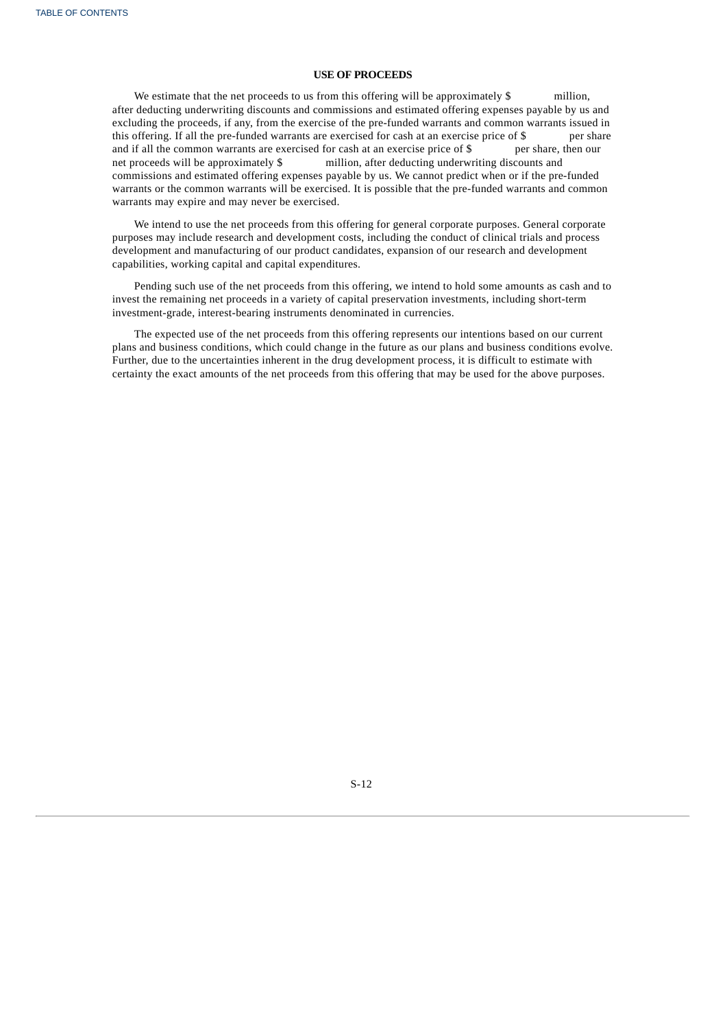## USE OF PROCEEDS

We estimate that the net proceeds to us from this offering will be approximately $ million, after deducting underwriting discounts and commissions and estimated offering expenses payable by us and excluding the proceeds, if any, from the exercise of the pre-funded warrants and common warrants issued in this offering. If all the pre-funded warrants are exercised for cash at an exercise price of $ per share and if all the common warrants are exercised for cash at an exercise price of $ per share, then our net proceeds will be approximately $ million, after deducting underwriting discounts and commissions and estimated offering expenses payable by us. We cannot predict when or if the pre-funded warrants or the common warrants will be exercised. It is possible that the pre-funded warrants and common warrants may expire and may never be exercised.

We intend to use the net proceeds from this offering for general corporate purposes. General corporate purposes may include research and development costs, including the conduct of clinical trials and process development and manufacturing of our product candidates, expansion of our research and development capabilities, working capital and capital expenditures.

Pending such use of the net proceeds from this offering, we intend to hold some amounts as cash and to invest the remaining net proceeds in a variety of capital preservation investments, including short-term investment-grade, interest-bearing instruments denominated in currencies.

The expected use of the net proceeds from this offering represents our intentions based on our current plans and business conditions, which could change in the future as our plans and business conditions evolve. Further, due to the uncertainties inherent in the drug development process, it is difficult to estimate with certainty the exact amounts of the net proceeds from this offering that may be used for the above purposes.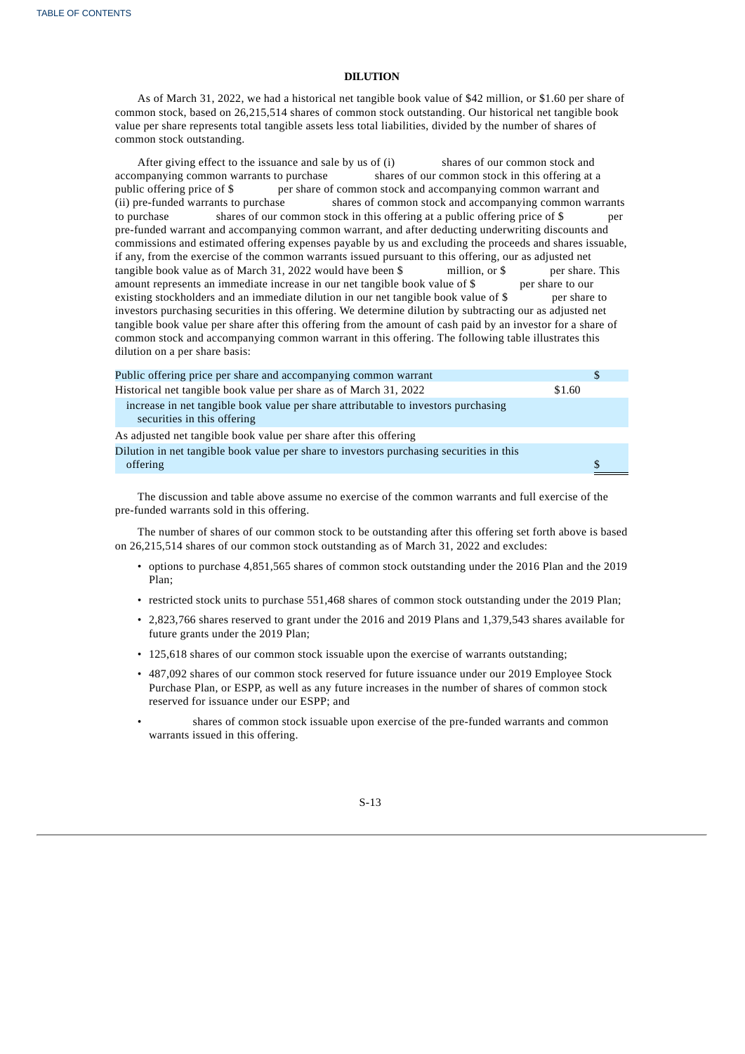## DILUTION

As of March 31, 2022, we had a historical net tangible book value of $42 million, or $1.60 per share of common stock, based on 26,215,514 shares of common stock outstanding. Our historical net tangible book value per share represents total tangible assets less total liabilities, divided by the number of shares of common stock outstanding.

After giving effect to the issuance and sale by us of (i)            shares of our common stock and accompanying common warrants to purchase            shares of our common stock in this offering at a public offering price of $            per share of common stock and accompanying common warrant and (ii) pre-funded warrants to purchase            shares of common stock and accompanying common warrants to purchase            shares of our common stock in this offering at a public offering price of $            per pre-funded warrant and accompanying common warrant, and after deducting underwriting discounts and commissions and estimated offering expenses payable by us and excluding the proceeds and shares issuable, if any, from the exercise of the common warrants issued pursuant to this offering, our as adjusted net tangible book value as of March 31, 2022 would have been $            million, or $            per share. This amount represents an immediate increase in our net tangible book value of $            per share to our existing stockholders and an immediate dilution in our net tangible book value of $            per share to investors purchasing securities in this offering. We determine dilution by subtracting our as adjusted net tangible book value per share after this offering from the amount of cash paid by an investor for a share of common stock and accompanying common warrant in this offering. The following table illustrates this dilution on a per share basis:

| | | |
|---|---|---|
| Public offering price per share and accompanying common warrant | | $ |
| Historical net tangible book value per share as of March 31, 2022 | $1.60 | |
| increase in net tangible book value per share attributable to investors purchasing securities in this offering | | |
| As adjusted net tangible book value per share after this offering | | |
| Dilution in net tangible book value per share to investors purchasing securities in this offering | | $ |

The discussion and table above assume no exercise of the common warrants and full exercise of the pre-funded warrants sold in this offering.

The number of shares of our common stock to be outstanding after this offering set forth above is based on 26,215,514 shares of our common stock outstanding as of March 31, 2022 and excludes:

- options to purchase 4,851,565 shares of common stock outstanding under the 2016 Plan and the 2019 Plan;
- restricted stock units to purchase 551,468 shares of common stock outstanding under the 2019 Plan;
- 2,823,766 shares reserved to grant under the 2016 and 2019 Plans and 1,379,543 shares available for future grants under the 2019 Plan;
- 125,618 shares of our common stock issuable upon the exercise of warrants outstanding;
- 487,092 shares of our common stock reserved for future issuance under our 2019 Employee Stock Purchase Plan, or ESPP, as well as any future increases in the number of shares of common stock reserved for issuance under our ESPP; and
-            shares of common stock issuable upon exercise of the pre-funded warrants and common warrants issued in this offering.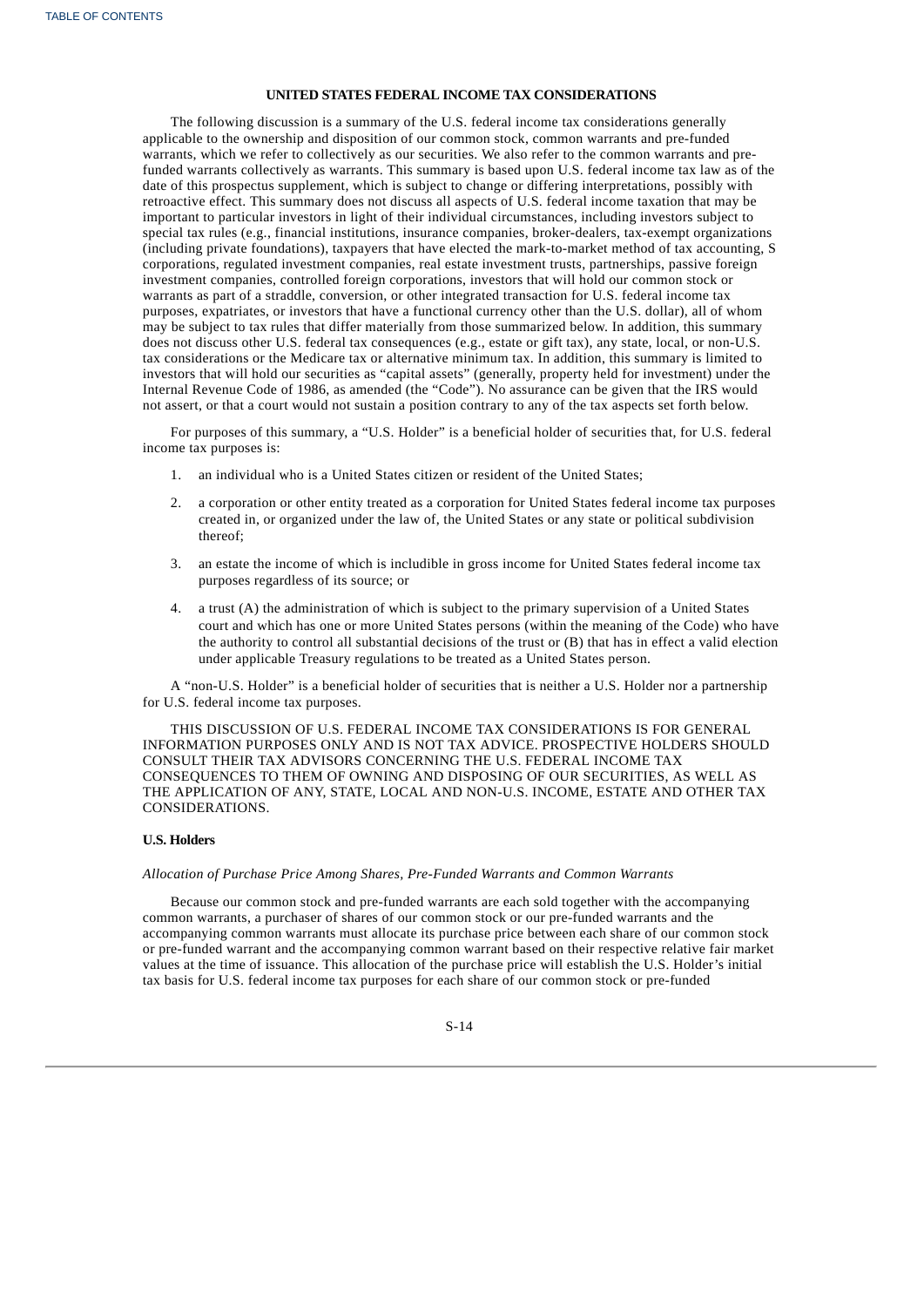## UNITED STATES FEDERAL INCOME TAX CONSIDERATIONS

The following discussion is a summary of the U.S. federal income tax considerations generally applicable to the ownership and disposition of our common stock, common warrants and pre-funded warrants, which we refer to collectively as our securities. We also refer to the common warrants and pre-funded warrants collectively as warrants. This summary is based upon U.S. federal income tax law as of the date of this prospectus supplement, which is subject to change or differing interpretations, possibly with retroactive effect. This summary does not discuss all aspects of U.S. federal income taxation that may be important to particular investors in light of their individual circumstances, including investors subject to special tax rules (e.g., financial institutions, insurance companies, broker-dealers, tax-exempt organizations (including private foundations), taxpayers that have elected the mark-to-market method of tax accounting, S corporations, regulated investment companies, real estate investment trusts, partnerships, passive foreign investment companies, controlled foreign corporations, investors that will hold our common stock or warrants as part of a straddle, conversion, or other integrated transaction for U.S. federal income tax purposes, expatriates, or investors that have a functional currency other than the U.S. dollar), all of whom may be subject to tax rules that differ materially from those summarized below. In addition, this summary does not discuss other U.S. federal tax consequences (e.g., estate or gift tax), any state, local, or non-U.S. tax considerations or the Medicare tax or alternative minimum tax. In addition, this summary is limited to investors that will hold our securities as "capital assets" (generally, property held for investment) under the Internal Revenue Code of 1986, as amended (the "Code"). No assurance can be given that the IRS would not assert, or that a court would not sustain a position contrary to any of the tax aspects set forth below.

For purposes of this summary, a "U.S. Holder" is a beneficial holder of securities that, for U.S. federal income tax purposes is:

1. an individual who is a United States citizen or resident of the United States;
2. a corporation or other entity treated as a corporation for United States federal income tax purposes created in, or organized under the law of, the United States or any state or political subdivision thereof;
3. an estate the income of which is includible in gross income for United States federal income tax purposes regardless of its source; or
4. a trust (A) the administration of which is subject to the primary supervision of a United States court and which has one or more United States persons (within the meaning of the Code) who have the authority to control all substantial decisions of the trust or (B) that has in effect a valid election under applicable Treasury regulations to be treated as a United States person.

A "non-U.S. Holder" is a beneficial holder of securities that is neither a U.S. Holder nor a partnership for U.S. federal income tax purposes.

THIS DISCUSSION OF U.S. FEDERAL INCOME TAX CONSIDERATIONS IS FOR GENERAL INFORMATION PURPOSES ONLY AND IS NOT TAX ADVICE. PROSPECTIVE HOLDERS SHOULD CONSULT THEIR TAX ADVISORS CONCERNING THE U.S. FEDERAL INCOME TAX CONSEQUENCES TO THEM OF OWNING AND DISPOSING OF OUR SECURITIES, AS WELL AS THE APPLICATION OF ANY, STATE, LOCAL AND NON-U.S. INCOME, ESTATE AND OTHER TAX CONSIDERATIONS.

### U.S. Holders

*Allocation of Purchase Price Among Shares, Pre-Funded Warrants and Common Warrants*

Because our common stock and pre-funded warrants are each sold together with the accompanying common warrants, a purchaser of shares of our common stock or our pre-funded warrants and the accompanying common warrants must allocate its purchase price between each share of our common stock or pre-funded warrant and the accompanying common warrant based on their respective relative fair market values at the time of issuance. This allocation of the purchase price will establish the U.S. Holder's initial tax basis for U.S. federal income tax purposes for each share of our common stock or pre-funded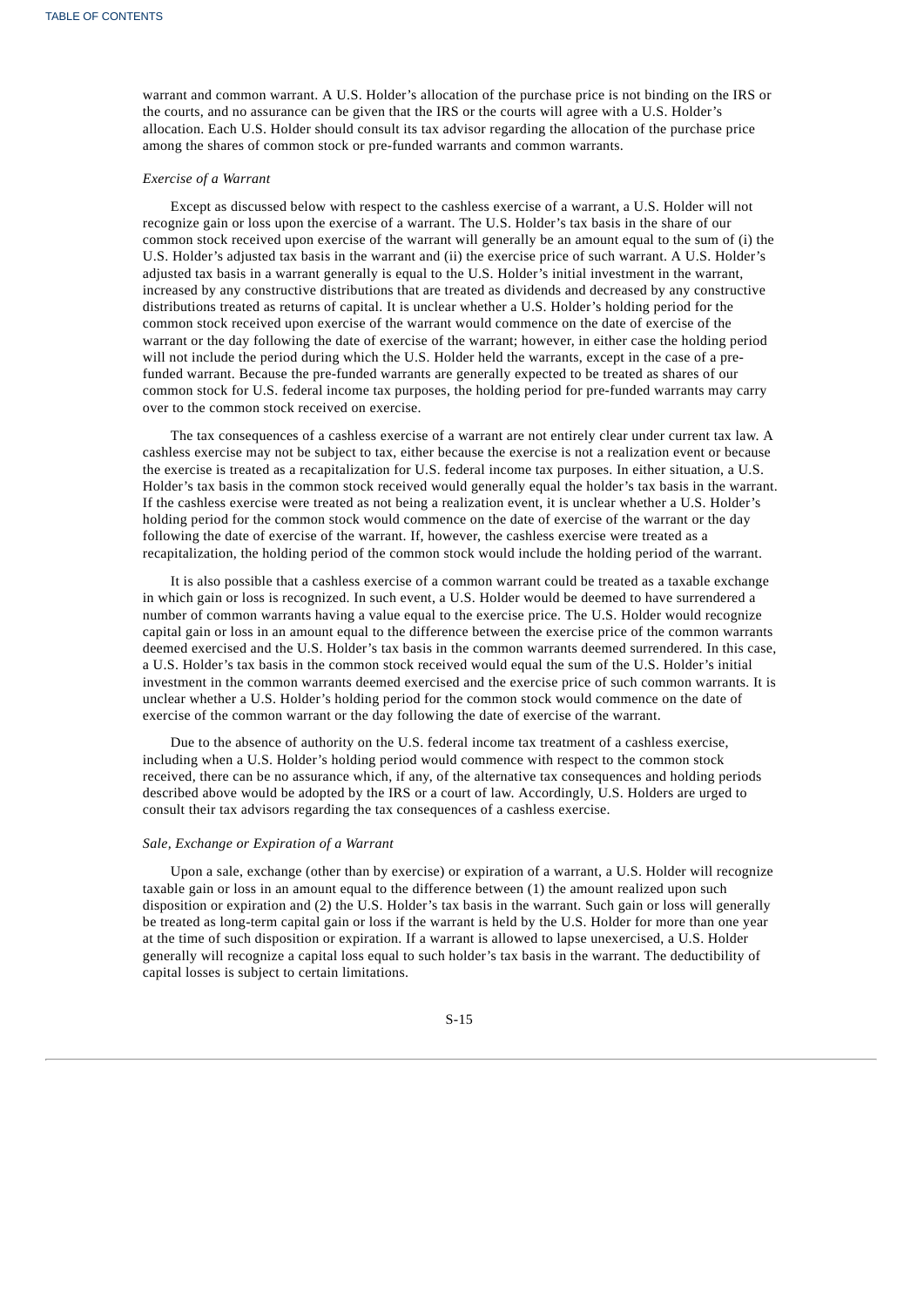warrant and common warrant. A U.S. Holder's allocation of the purchase price is not binding on the IRS or the courts, and no assurance can be given that the IRS or the courts will agree with a U.S. Holder's allocation. Each U.S. Holder should consult its tax advisor regarding the allocation of the purchase price among the shares of common stock or pre-funded warrants and common warrants.

*Exercise of a Warrant*

Except as discussed below with respect to the cashless exercise of a warrant, a U.S. Holder will not recognize gain or loss upon the exercise of a warrant. The U.S. Holder's tax basis in the share of our common stock received upon exercise of the warrant will generally be an amount equal to the sum of (i) the U.S. Holder's adjusted tax basis in the warrant and (ii) the exercise price of such warrant. A U.S. Holder's adjusted tax basis in a warrant generally is equal to the U.S. Holder's initial investment in the warrant, increased by any constructive distributions that are treated as dividends and decreased by any constructive distributions treated as returns of capital. It is unclear whether a U.S. Holder's holding period for the common stock received upon exercise of the warrant would commence on the date of exercise of the warrant or the day following the date of exercise of the warrant; however, in either case the holding period will not include the period during which the U.S. Holder held the warrants, except in the case of a pre-funded warrant. Because the pre-funded warrants are generally expected to be treated as shares of our common stock for U.S. federal income tax purposes, the holding period for pre-funded warrants may carry over to the common stock received on exercise.

The tax consequences of a cashless exercise of a warrant are not entirely clear under current tax law. A cashless exercise may not be subject to tax, either because the exercise is not a realization event or because the exercise is treated as a recapitalization for U.S. federal income tax purposes. In either situation, a U.S. Holder's tax basis in the common stock received would generally equal the holder's tax basis in the warrant. If the cashless exercise were treated as not being a realization event, it is unclear whether a U.S. Holder's holding period for the common stock would commence on the date of exercise of the warrant or the day following the date of exercise of the warrant. If, however, the cashless exercise were treated as a recapitalization, the holding period of the common stock would include the holding period of the warrant.

It is also possible that a cashless exercise of a common warrant could be treated as a taxable exchange in which gain or loss is recognized. In such event, a U.S. Holder would be deemed to have surrendered a number of common warrants having a value equal to the exercise price. The U.S. Holder would recognize capital gain or loss in an amount equal to the difference between the exercise price of the common warrants deemed exercised and the U.S. Holder's tax basis in the common warrants deemed surrendered. In this case, a U.S. Holder's tax basis in the common stock received would equal the sum of the U.S. Holder's initial investment in the common warrants deemed exercised and the exercise price of such common warrants. It is unclear whether a U.S. Holder's holding period for the common stock would commence on the date of exercise of the common warrant or the day following the date of exercise of the warrant.

Due to the absence of authority on the U.S. federal income tax treatment of a cashless exercise, including when a U.S. Holder's holding period would commence with respect to the common stock received, there can be no assurance which, if any, of the alternative tax consequences and holding periods described above would be adopted by the IRS or a court of law. Accordingly, U.S. Holders are urged to consult their tax advisors regarding the tax consequences of a cashless exercise.

*Sale, Exchange or Expiration of a Warrant*

Upon a sale, exchange (other than by exercise) or expiration of a warrant, a U.S. Holder will recognize taxable gain or loss in an amount equal to the difference between (1) the amount realized upon such disposition or expiration and (2) the U.S. Holder's tax basis in the warrant. Such gain or loss will generally be treated as long-term capital gain or loss if the warrant is held by the U.S. Holder for more than one year at the time of such disposition or expiration. If a warrant is allowed to lapse unexercised, a U.S. Holder generally will recognize a capital loss equal to such holder's tax basis in the warrant. The deductibility of capital losses is subject to certain limitations.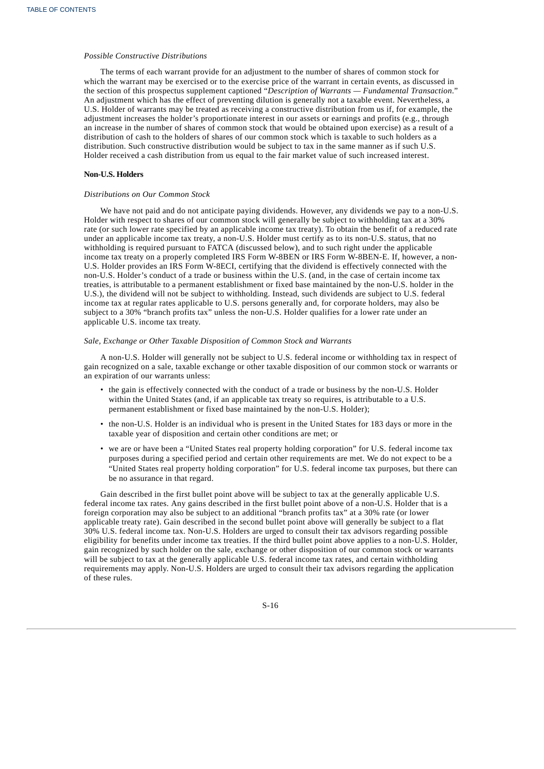*Possible Constructive Distributions*

The terms of each warrant provide for an adjustment to the number of shares of common stock for which the warrant may be exercised or to the exercise price of the warrant in certain events, as discussed in the section of this prospectus supplement captioned "*Description of Warrants — Fundamental Transaction*." An adjustment which has the effect of preventing dilution is generally not a taxable event. Nevertheless, a U.S. Holder of warrants may be treated as receiving a constructive distribution from us if, for example, the adjustment increases the holder's proportionate interest in our assets or earnings and profits (e.g., through an increase in the number of shares of common stock that would be obtained upon exercise) as a result of a distribution of cash to the holders of shares of our common stock which is taxable to such holders as a distribution. Such constructive distribution would be subject to tax in the same manner as if such U.S. Holder received a cash distribution from us equal to the fair market value of such increased interest.

**Non-U.S. Holders**

*Distributions on Our Common Stock*

We have not paid and do not anticipate paying dividends. However, any dividends we pay to a non-U.S. Holder with respect to shares of our common stock will generally be subject to withholding tax at a 30% rate (or such lower rate specified by an applicable income tax treaty). To obtain the benefit of a reduced rate under an applicable income tax treaty, a non-U.S. Holder must certify as to its non-U.S. status, that no withholding is required pursuant to FATCA (discussed below), and to such right under the applicable income tax treaty on a properly completed IRS Form W-8BEN or IRS Form W-8BEN-E. If, however, a non-U.S. Holder provides an IRS Form W-8ECI, certifying that the dividend is effectively connected with the non-U.S. Holder's conduct of a trade or business within the U.S. (and, in the case of certain income tax treaties, is attributable to a permanent establishment or fixed base maintained by the non-U.S. holder in the U.S.), the dividend will not be subject to withholding. Instead, such dividends are subject to U.S. federal income tax at regular rates applicable to U.S. persons generally and, for corporate holders, may also be subject to a 30% "branch profits tax" unless the non-U.S. Holder qualifies for a lower rate under an applicable U.S. income tax treaty.

*Sale, Exchange or Other Taxable Disposition of Common Stock and Warrants*

A non-U.S. Holder will generally not be subject to U.S. federal income or withholding tax in respect of gain recognized on a sale, taxable exchange or other taxable disposition of our common stock or warrants or an expiration of our warrants unless:

- the gain is effectively connected with the conduct of a trade or business by the non-U.S. Holder within the United States (and, if an applicable tax treaty so requires, is attributable to a U.S. permanent establishment or fixed base maintained by the non-U.S. Holder);
- the non-U.S. Holder is an individual who is present in the United States for 183 days or more in the taxable year of disposition and certain other conditions are met; or
- we are or have been a "United States real property holding corporation" for U.S. federal income tax purposes during a specified period and certain other requirements are met. We do not expect to be a "United States real property holding corporation" for U.S. federal income tax purposes, but there can be no assurance in that regard.

Gain described in the first bullet point above will be subject to tax at the generally applicable U.S. federal income tax rates. Any gains described in the first bullet point above of a non-U.S. Holder that is a foreign corporation may also be subject to an additional "branch profits tax" at a 30% rate (or lower applicable treaty rate). Gain described in the second bullet point above will generally be subject to a flat 30% U.S. federal income tax. Non-U.S. Holders are urged to consult their tax advisors regarding possible eligibility for benefits under income tax treaties. If the third bullet point above applies to a non-U.S. Holder, gain recognized by such holder on the sale, exchange or other disposition of our common stock or warrants will be subject to tax at the generally applicable U.S. federal income tax rates, and certain withholding requirements may apply. Non-U.S. Holders are urged to consult their tax advisors regarding the application of these rules.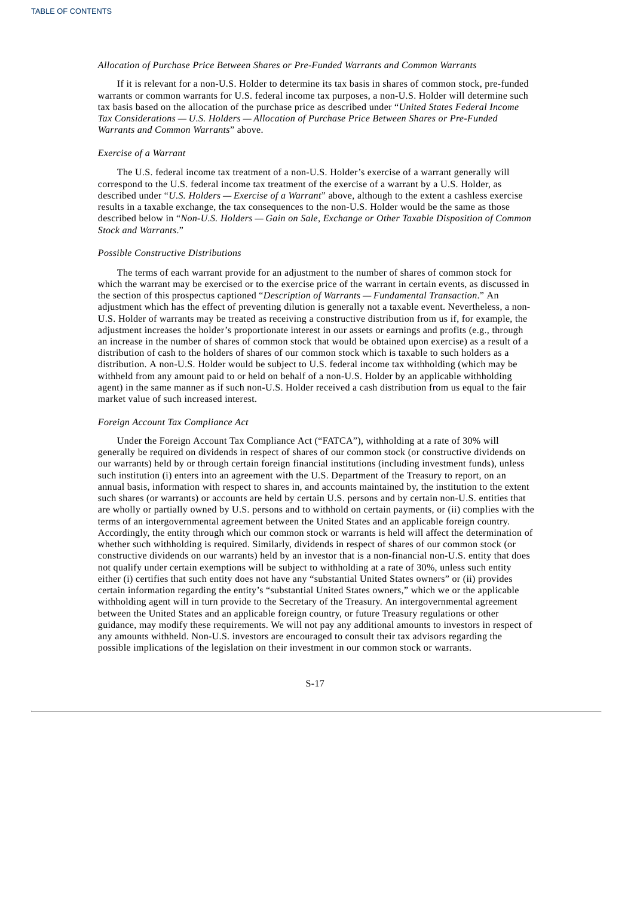*Allocation of Purchase Price Between Shares or Pre-Funded Warrants and Common Warrants*

If it is relevant for a non-U.S. Holder to determine its tax basis in shares of common stock, pre-funded warrants or common warrants for U.S. federal income tax purposes, a non-U.S. Holder will determine such tax basis based on the allocation of the purchase price as described under "*United States Federal Income Tax Considerations — U.S. Holders — Allocation of Purchase Price Between Shares or Pre-Funded Warrants and Common Warrants*" above.

*Exercise of a Warrant*

The U.S. federal income tax treatment of a non-U.S. Holder's exercise of a warrant generally will correspond to the U.S. federal income tax treatment of the exercise of a warrant by a U.S. Holder, as described under "*U.S. Holders — Exercise of a Warrant*" above, although to the extent a cashless exercise results in a taxable exchange, the tax consequences to the non-U.S. Holder would be the same as those described below in "*Non-U.S. Holders — Gain on Sale, Exchange or Other Taxable Disposition of Common Stock and Warrants*."

*Possible Constructive Distributions*

The terms of each warrant provide for an adjustment to the number of shares of common stock for which the warrant may be exercised or to the exercise price of the warrant in certain events, as discussed in the section of this prospectus captioned "*Description of Warrants — Fundamental Transaction*." An adjustment which has the effect of preventing dilution is generally not a taxable event. Nevertheless, a non-U.S. Holder of warrants may be treated as receiving a constructive distribution from us if, for example, the adjustment increases the holder's proportionate interest in our assets or earnings and profits (e.g., through an increase in the number of shares of common stock that would be obtained upon exercise) as a result of a distribution of cash to the holders of shares of our common stock which is taxable to such holders as a distribution. A non-U.S. Holder would be subject to U.S. federal income tax withholding (which may be withheld from any amount paid to or held on behalf of a non-U.S. Holder by an applicable withholding agent) in the same manner as if such non-U.S. Holder received a cash distribution from us equal to the fair market value of such increased interest.

*Foreign Account Tax Compliance Act*

Under the Foreign Account Tax Compliance Act ("FATCA"), withholding at a rate of 30% will generally be required on dividends in respect of shares of our common stock (or constructive dividends on our warrants) held by or through certain foreign financial institutions (including investment funds), unless such institution (i) enters into an agreement with the U.S. Department of the Treasury to report, on an annual basis, information with respect to shares in, and accounts maintained by, the institution to the extent such shares (or warrants) or accounts are held by certain U.S. persons and by certain non-U.S. entities that are wholly or partially owned by U.S. persons and to withhold on certain payments, or (ii) complies with the terms of an intergovernmental agreement between the United States and an applicable foreign country. Accordingly, the entity through which our common stock or warrants is held will affect the determination of whether such withholding is required. Similarly, dividends in respect of shares of our common stock (or constructive dividends on our warrants) held by an investor that is a non-financial non-U.S. entity that does not qualify under certain exemptions will be subject to withholding at a rate of 30%, unless such entity either (i) certifies that such entity does not have any "substantial United States owners" or (ii) provides certain information regarding the entity's "substantial United States owners," which we or the applicable withholding agent will in turn provide to the Secretary of the Treasury. An intergovernmental agreement between the United States and an applicable foreign country, or future Treasury regulations or other guidance, may modify these requirements. We will not pay any additional amounts to investors in respect of any amounts withheld. Non-U.S. investors are encouraged to consult their tax advisors regarding the possible implications of the legislation on their investment in our common stock or warrants.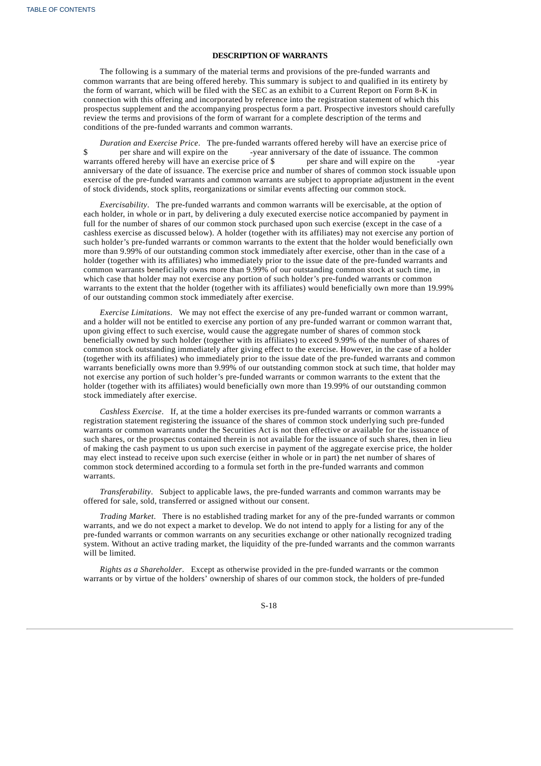## DESCRIPTION OF WARRANTS

The following is a summary of the material terms and provisions of the pre-funded warrants and common warrants that are being offered hereby. This summary is subject to and qualified in its entirety by the form of warrant, which will be filed with the SEC as an exhibit to a Current Report on Form 8-K in connection with this offering and incorporated by reference into the registration statement of which this prospectus supplement and the accompanying prospectus form a part. Prospective investors should carefully review the terms and provisions of the form of warrant for a complete description of the terms and conditions of the pre-funded warrants and common warrants.

*Duration and Exercise Price*. The pre-funded warrants offered hereby will have an exercise price of $ per share and will expire on the -year anniversary of the date of issuance. The common warrants offered hereby will have an exercise price of $ per share and will expire on the -year anniversary of the date of issuance. The exercise price and number of shares of common stock issuable upon exercise of the pre-funded warrants and common warrants are subject to appropriate adjustment in the event of stock dividends, stock splits, reorganizations or similar events affecting our common stock.

*Exercisability*. The pre-funded warrants and common warrants will be exercisable, at the option of each holder, in whole or in part, by delivering a duly executed exercise notice accompanied by payment in full for the number of shares of our common stock purchased upon such exercise (except in the case of a cashless exercise as discussed below). A holder (together with its affiliates) may not exercise any portion of such holder's pre-funded warrants or common warrants to the extent that the holder would beneficially own more than 9.99% of our outstanding common stock immediately after exercise, other than in the case of a holder (together with its affiliates) who immediately prior to the issue date of the pre-funded warrants and common warrants beneficially owns more than 9.99% of our outstanding common stock at such time, in which case that holder may not exercise any portion of such holder's pre-funded warrants or common warrants to the extent that the holder (together with its affiliates) would beneficially own more than 19.99% of our outstanding common stock immediately after exercise.

*Exercise Limitations*. We may not effect the exercise of any pre-funded warrant or common warrant, and a holder will not be entitled to exercise any portion of any pre-funded warrant or common warrant that, upon giving effect to such exercise, would cause the aggregate number of shares of common stock beneficially owned by such holder (together with its affiliates) to exceed 9.99% of the number of shares of common stock outstanding immediately after giving effect to the exercise. However, in the case of a holder (together with its affiliates) who immediately prior to the issue date of the pre-funded warrants and common warrants beneficially owns more than 9.99% of our outstanding common stock at such time, that holder may not exercise any portion of such holder's pre-funded warrants or common warrants to the extent that the holder (together with its affiliates) would beneficially own more than 19.99% of our outstanding common stock immediately after exercise.

*Cashless Exercise*. If, at the time a holder exercises its pre-funded warrants or common warrants a registration statement registering the issuance of the shares of common stock underlying such pre-funded warrants or common warrants under the Securities Act is not then effective or available for the issuance of such shares, or the prospectus contained therein is not available for the issuance of such shares, then in lieu of making the cash payment to us upon such exercise in payment of the aggregate exercise price, the holder may elect instead to receive upon such exercise (either in whole or in part) the net number of shares of common stock determined according to a formula set forth in the pre-funded warrants and common warrants.

*Transferability*. Subject to applicable laws, the pre-funded warrants and common warrants may be offered for sale, sold, transferred or assigned without our consent.

*Trading Market*. There is no established trading market for any of the pre-funded warrants or common warrants, and we do not expect a market to develop. We do not intend to apply for a listing for any of the pre-funded warrants or common warrants on any securities exchange or other nationally recognized trading system. Without an active trading market, the liquidity of the pre-funded warrants and the common warrants will be limited.

*Rights as a Shareholder*. Except as otherwise provided in the pre-funded warrants or the common warrants or by virtue of the holders' ownership of shares of our common stock, the holders of pre-funded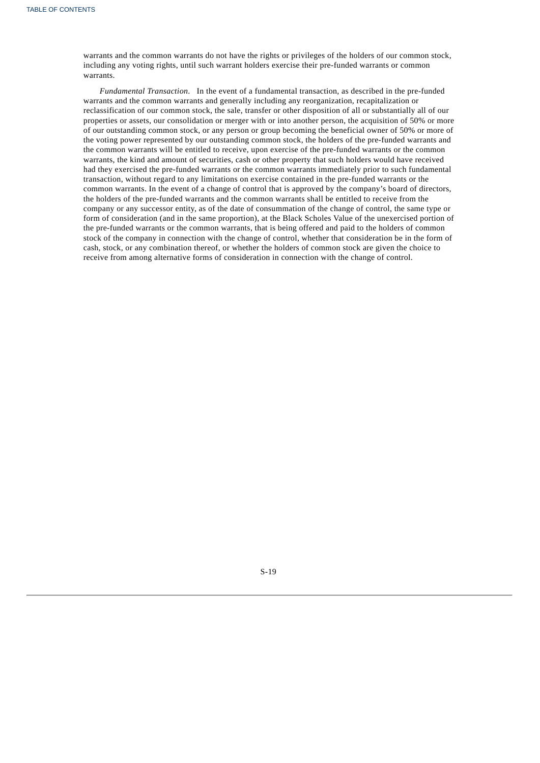warrants and the common warrants do not have the rights or privileges of the holders of our common stock, including any voting rights, until such warrant holders exercise their pre-funded warrants or common warrants.

*Fundamental Transaction.* In the event of a fundamental transaction, as described in the pre-funded warrants and the common warrants and generally including any reorganization, recapitalization or reclassification of our common stock, the sale, transfer or other disposition of all or substantially all of our properties or assets, our consolidation or merger with or into another person, the acquisition of 50% or more of our outstanding common stock, or any person or group becoming the beneficial owner of 50% or more of the voting power represented by our outstanding common stock, the holders of the pre-funded warrants and the common warrants will be entitled to receive, upon exercise of the pre-funded warrants or the common warrants, the kind and amount of securities, cash or other property that such holders would have received had they exercised the pre-funded warrants or the common warrants immediately prior to such fundamental transaction, without regard to any limitations on exercise contained in the pre-funded warrants or the common warrants. In the event of a change of control that is approved by the company's board of directors, the holders of the pre-funded warrants and the common warrants shall be entitled to receive from the company or any successor entity, as of the date of consummation of the change of control, the same type or form of consideration (and in the same proportion), at the Black Scholes Value of the unexercised portion of the pre-funded warrants or the common warrants, that is being offered and paid to the holders of common stock of the company in connection with the change of control, whether that consideration be in the form of cash, stock, or any combination thereof, or whether the holders of common stock are given the choice to receive from among alternative forms of consideration in connection with the change of control.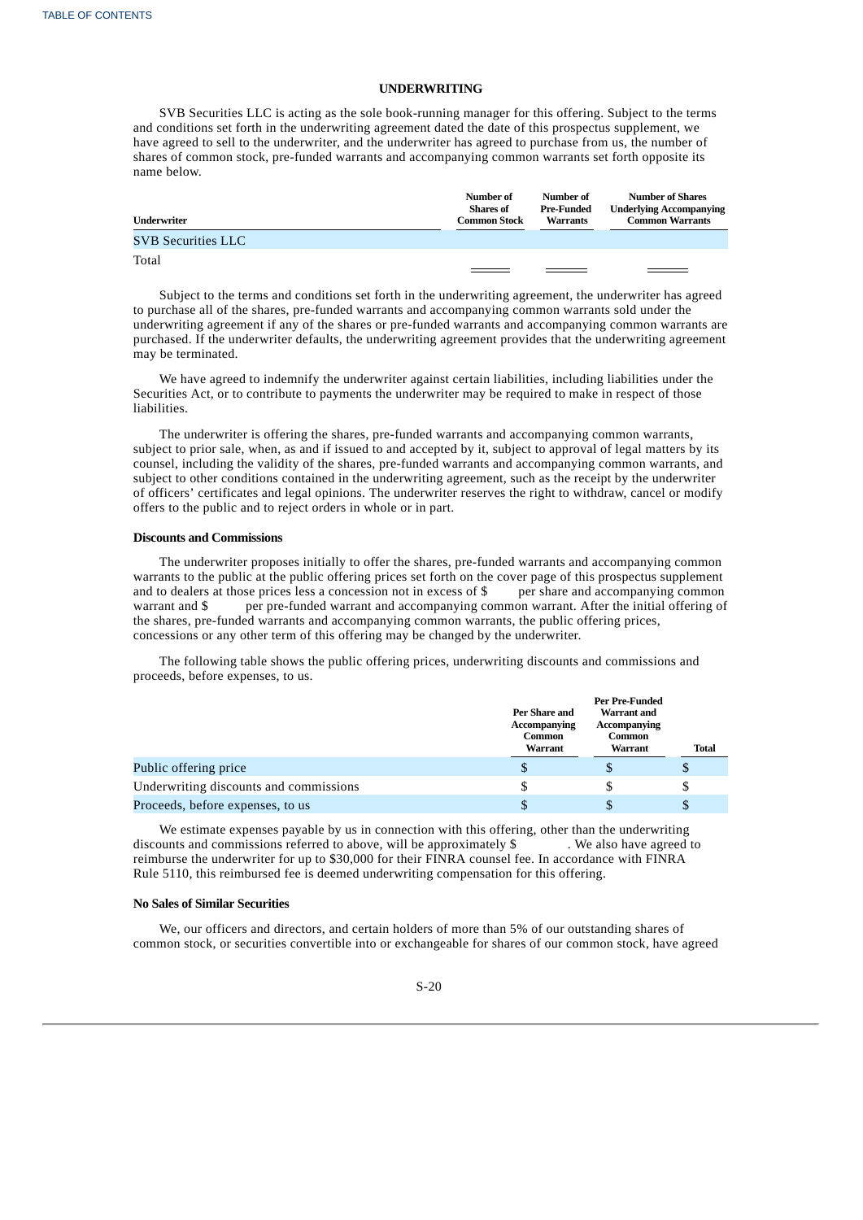## UNDERWRITING

SVB Securities LLC is acting as the sole book-running manager for this offering. Subject to the terms and conditions set forth in the underwriting agreement dated the date of this prospectus supplement, we have agreed to sell to the underwriter, and the underwriter has agreed to purchase from us, the number of shares of common stock, pre-funded warrants and accompanying common warrants set forth opposite its name below.

| Underwriter | Number of Shares of Common Stock | Number of Pre-Funded Warrants | Number of Shares Underlying Accompanying Common Warrants |
|---|---|---|---|
| SVB Securities LLC | | | |
| Total | | | |

Subject to the terms and conditions set forth in the underwriting agreement, the underwriter has agreed to purchase all of the shares, pre-funded warrants and accompanying common warrants sold under the underwriting agreement if any of the shares or pre-funded warrants and accompanying common warrants are purchased. If the underwriter defaults, the underwriting agreement provides that the underwriting agreement may be terminated.

We have agreed to indemnify the underwriter against certain liabilities, including liabilities under the Securities Act, or to contribute to payments the underwriter may be required to make in respect of those liabilities.

The underwriter is offering the shares, pre-funded warrants and accompanying common warrants, subject to prior sale, when, as and if issued to and accepted by it, subject to approval of legal matters by its counsel, including the validity of the shares, pre-funded warrants and accompanying common warrants, and subject to other conditions contained in the underwriting agreement, such as the receipt by the underwriter of officers' certificates and legal opinions. The underwriter reserves the right to withdraw, cancel or modify offers to the public and to reject orders in whole or in part.

### Discounts and Commissions

The underwriter proposes initially to offer the shares, pre-funded warrants and accompanying common warrants to the public at the public offering prices set forth on the cover page of this prospectus supplement and to dealers at those prices less a concession not in excess of $ per share and accompanying common warrant and $ per pre-funded warrant and accompanying common warrant. After the initial offering of the shares, pre-funded warrants and accompanying common warrants, the public offering prices, concessions or any other term of this offering may be changed by the underwriter.

The following table shows the public offering prices, underwriting discounts and commissions and proceeds, before expenses, to us.

| | Per Share and Accompanying Common Warrant | Per Pre-Funded Warrant and Accompanying Common Warrant | Total |
|---|---|---|---|
| Public offering price | $ | $ | $ |
| Underwriting discounts and commissions | $ | $ | $ |
| Proceeds, before expenses, to us | $ | $ | $ |

We estimate expenses payable by us in connection with this offering, other than the underwriting discounts and commissions referred to above, will be approximately $ . We also have agreed to reimburse the underwriter for up to $30,000 for their FINRA counsel fee. In accordance with FINRA Rule 5110, this reimbursed fee is deemed underwriting compensation for this offering.

### No Sales of Similar Securities

We, our officers and directors, and certain holders of more than 5% of our outstanding shares of common stock, or securities convertible into or exchangeable for shares of our common stock, have agreed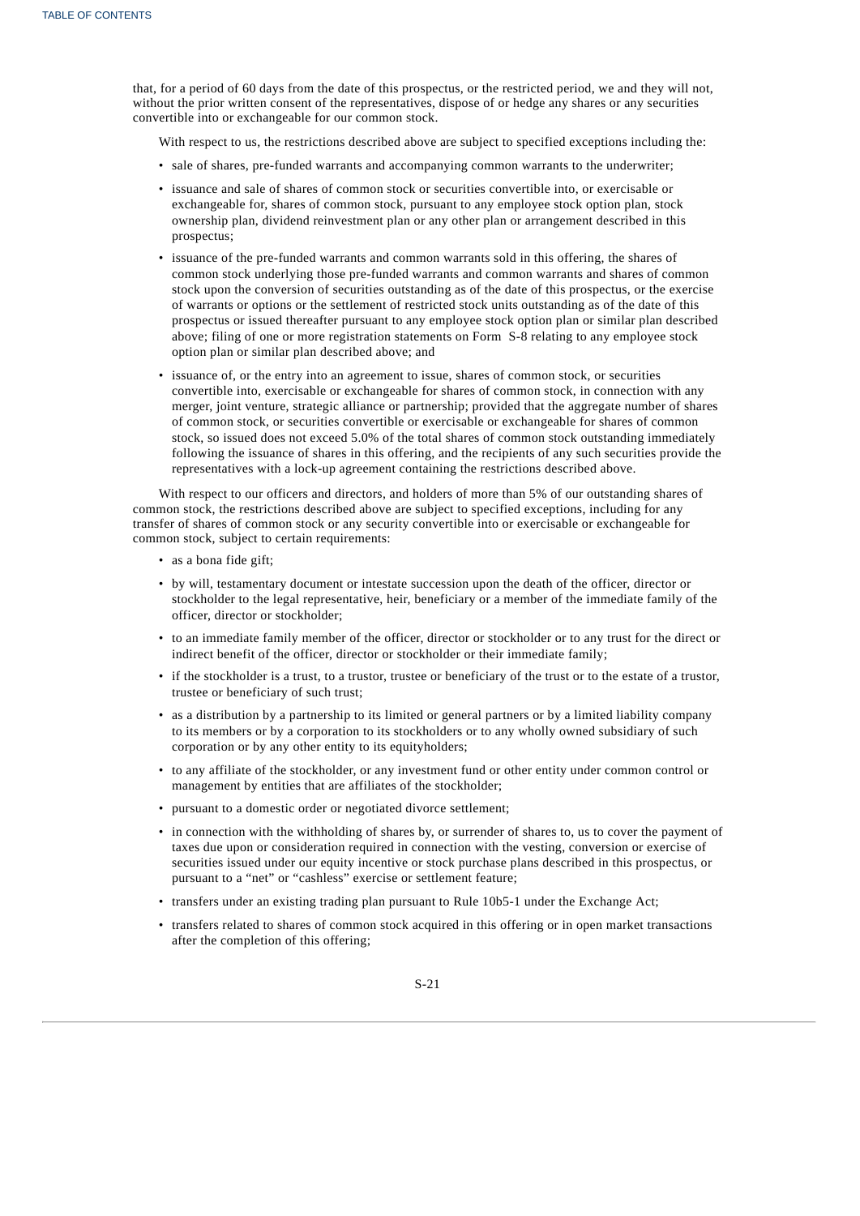that, for a period of 60 days from the date of this prospectus, or the restricted period, we and they will not, without the prior written consent of the representatives, dispose of or hedge any shares or any securities convertible into or exchangeable for our common stock.

With respect to us, the restrictions described above are subject to specified exceptions including the:

- sale of shares, pre-funded warrants and accompanying common warrants to the underwriter;
- issuance and sale of shares of common stock or securities convertible into, or exercisable or exchangeable for, shares of common stock, pursuant to any employee stock option plan, stock ownership plan, dividend reinvestment plan or any other plan or arrangement described in this prospectus;
- issuance of the pre-funded warrants and common warrants sold in this offering, the shares of common stock underlying those pre-funded warrants and common warrants and shares of common stock upon the conversion of securities outstanding as of the date of this prospectus, or the exercise of warrants or options or the settlement of restricted stock units outstanding as of the date of this prospectus or issued thereafter pursuant to any employee stock option plan or similar plan described above; filing of one or more registration statements on Form S-8 relating to any employee stock option plan or similar plan described above; and
- issuance of, or the entry into an agreement to issue, shares of common stock, or securities convertible into, exercisable or exchangeable for shares of common stock, in connection with any merger, joint venture, strategic alliance or partnership; provided that the aggregate number of shares of common stock, or securities convertible or exercisable or exchangeable for shares of common stock, so issued does not exceed 5.0% of the total shares of common stock outstanding immediately following the issuance of shares in this offering, and the recipients of any such securities provide the representatives with a lock-up agreement containing the restrictions described above.

With respect to our officers and directors, and holders of more than 5% of our outstanding shares of common stock, the restrictions described above are subject to specified exceptions, including for any transfer of shares of common stock or any security convertible into or exercisable or exchangeable for common stock, subject to certain requirements:

- as a bona fide gift;
- by will, testamentary document or intestate succession upon the death of the officer, director or stockholder to the legal representative, heir, beneficiary or a member of the immediate family of the officer, director or stockholder;
- to an immediate family member of the officer, director or stockholder or to any trust for the direct or indirect benefit of the officer, director or stockholder or their immediate family;
- if the stockholder is a trust, to a trustor, trustee or beneficiary of the trust or to the estate of a trustor, trustee or beneficiary of such trust;
- as a distribution by a partnership to its limited or general partners or by a limited liability company to its members or by a corporation to its stockholders or to any wholly owned subsidiary of such corporation or by any other entity to its equityholders;
- to any affiliate of the stockholder, or any investment fund or other entity under common control or management by entities that are affiliates of the stockholder;
- pursuant to a domestic order or negotiated divorce settlement;
- in connection with the withholding of shares by, or surrender of shares to, us to cover the payment of taxes due upon or consideration required in connection with the vesting, conversion or exercise of securities issued under our equity incentive or stock purchase plans described in this prospectus, or pursuant to a "net" or "cashless" exercise or settlement feature;
- transfers under an existing trading plan pursuant to Rule 10b5-1 under the Exchange Act;
- transfers related to shares of common stock acquired in this offering or in open market transactions after the completion of this offering;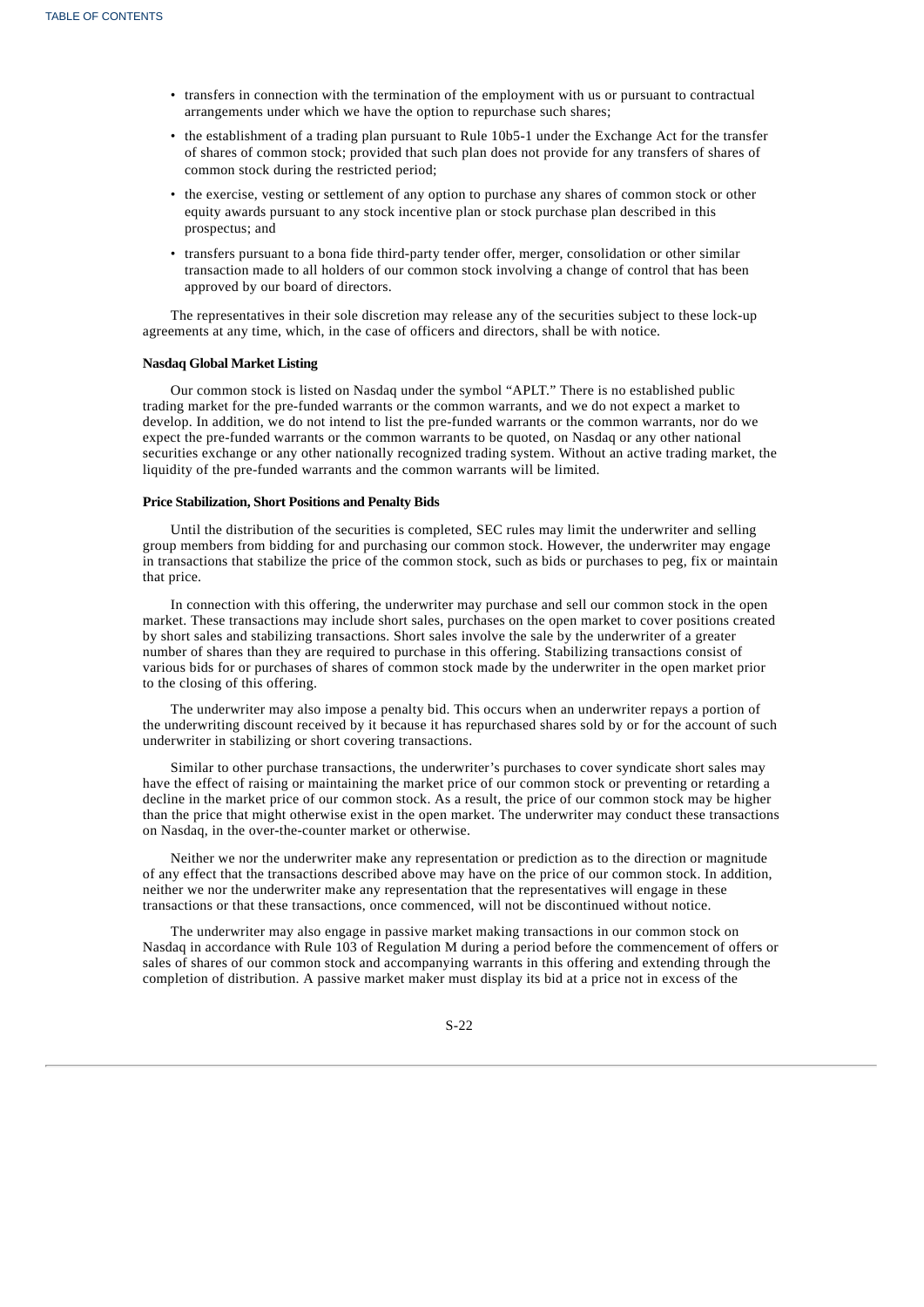- transfers in connection with the termination of the employment with us or pursuant to contractual arrangements under which we have the option to repurchase such shares;
- the establishment of a trading plan pursuant to Rule 10b5-1 under the Exchange Act for the transfer of shares of common stock; provided that such plan does not provide for any transfers of shares of common stock during the restricted period;
- the exercise, vesting or settlement of any option to purchase any shares of common stock or other equity awards pursuant to any stock incentive plan or stock purchase plan described in this prospectus; and
- transfers pursuant to a bona fide third-party tender offer, merger, consolidation or other similar transaction made to all holders of our common stock involving a change of control that has been approved by our board of directors.

The representatives in their sole discretion may release any of the securities subject to these lock-up agreements at any time, which, in the case of officers and directors, shall be with notice.

**Nasdaq Global Market Listing**

Our common stock is listed on Nasdaq under the symbol "APLT." There is no established public trading market for the pre-funded warrants or the common warrants, and we do not expect a market to develop. In addition, we do not intend to list the pre-funded warrants or the common warrants, nor do we expect the pre-funded warrants or the common warrants to be quoted, on Nasdaq or any other national securities exchange or any other nationally recognized trading system. Without an active trading market, the liquidity of the pre-funded warrants and the common warrants will be limited.

**Price Stabilization, Short Positions and Penalty Bids**

Until the distribution of the securities is completed, SEC rules may limit the underwriter and selling group members from bidding for and purchasing our common stock. However, the underwriter may engage in transactions that stabilize the price of the common stock, such as bids or purchases to peg, fix or maintain that price.

In connection with this offering, the underwriter may purchase and sell our common stock in the open market. These transactions may include short sales, purchases on the open market to cover positions created by short sales and stabilizing transactions. Short sales involve the sale by the underwriter of a greater number of shares than they are required to purchase in this offering. Stabilizing transactions consist of various bids for or purchases of shares of common stock made by the underwriter in the open market prior to the closing of this offering.

The underwriter may also impose a penalty bid. This occurs when an underwriter repays a portion of the underwriting discount received by it because it has repurchased shares sold by or for the account of such underwriter in stabilizing or short covering transactions.

Similar to other purchase transactions, the underwriter's purchases to cover syndicate short sales may have the effect of raising or maintaining the market price of our common stock or preventing or retarding a decline in the market price of our common stock. As a result, the price of our common stock may be higher than the price that might otherwise exist in the open market. The underwriter may conduct these transactions on Nasdaq, in the over-the-counter market or otherwise.

Neither we nor the underwriter make any representation or prediction as to the direction or magnitude of any effect that the transactions described above may have on the price of our common stock. In addition, neither we nor the underwriter make any representation that the representatives will engage in these transactions or that these transactions, once commenced, will not be discontinued without notice.

The underwriter may also engage in passive market making transactions in our common stock on Nasdaq in accordance with Rule 103 of Regulation M during a period before the commencement of offers or sales of shares of our common stock and accompanying warrants in this offering and extending through the completion of distribution. A passive market maker must display its bid at a price not in excess of the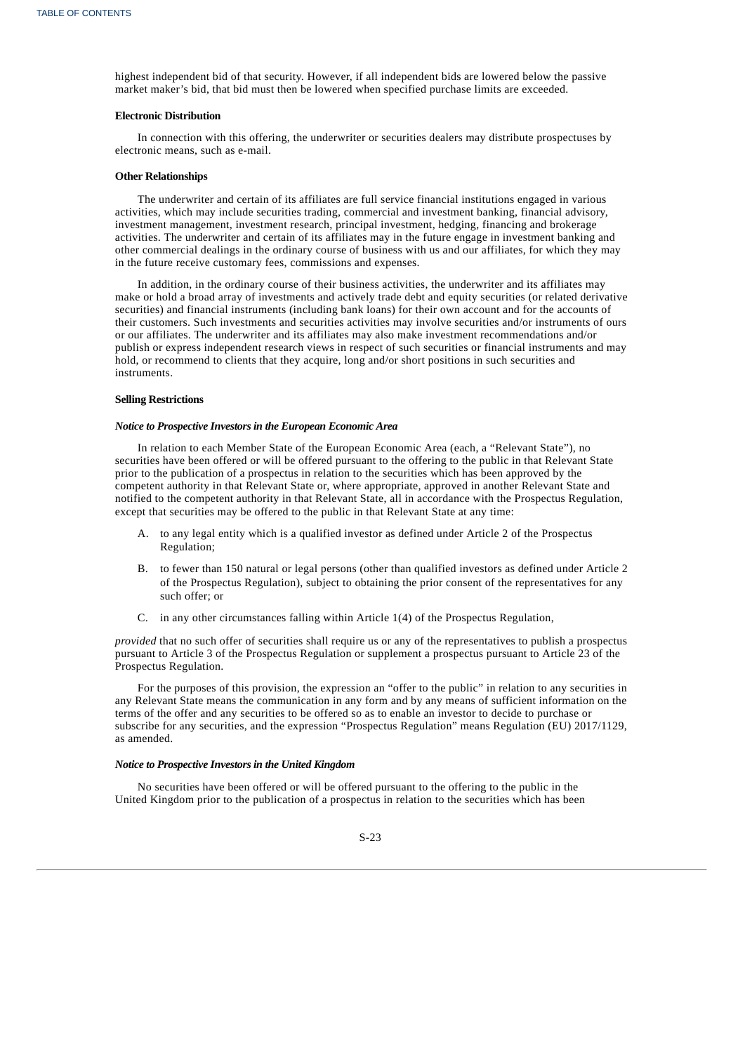highest independent bid of that security. However, if all independent bids are lowered below the passive market maker's bid, that bid must then be lowered when specified purchase limits are exceeded.

**Electronic Distribution**

In connection with this offering, the underwriter or securities dealers may distribute prospectuses by electronic means, such as e-mail.

**Other Relationships**

The underwriter and certain of its affiliates are full service financial institutions engaged in various activities, which may include securities trading, commercial and investment banking, financial advisory, investment management, investment research, principal investment, hedging, financing and brokerage activities. The underwriter and certain of its affiliates may in the future engage in investment banking and other commercial dealings in the ordinary course of business with us and our affiliates, for which they may in the future receive customary fees, commissions and expenses.

In addition, in the ordinary course of their business activities, the underwriter and its affiliates may make or hold a broad array of investments and actively trade debt and equity securities (or related derivative securities) and financial instruments (including bank loans) for their own account and for the accounts of their customers. Such investments and securities activities may involve securities and/or instruments of ours or our affiliates. The underwriter and its affiliates may also make investment recommendations and/or publish or express independent research views in respect of such securities or financial instruments and may hold, or recommend to clients that they acquire, long and/or short positions in such securities and instruments.

**Selling Restrictions**

***Notice to Prospective Investors in the European Economic Area***

In relation to each Member State of the European Economic Area (each, a "Relevant State"), no securities have been offered or will be offered pursuant to the offering to the public in that Relevant State prior to the publication of a prospectus in relation to the securities which has been approved by the competent authority in that Relevant State or, where appropriate, approved in another Relevant State and notified to the competent authority in that Relevant State, all in accordance with the Prospectus Regulation, except that securities may be offered to the public in that Relevant State at any time:

A. to any legal entity which is a qualified investor as defined under Article 2 of the Prospectus Regulation;

B. to fewer than 150 natural or legal persons (other than qualified investors as defined under Article 2 of the Prospectus Regulation), subject to obtaining the prior consent of the representatives for any such offer; or

C. in any other circumstances falling within Article 1(4) of the Prospectus Regulation,

*provided* that no such offer of securities shall require us or any of the representatives to publish a prospectus pursuant to Article 3 of the Prospectus Regulation or supplement a prospectus pursuant to Article 23 of the Prospectus Regulation.

For the purposes of this provision, the expression an "offer to the public" in relation to any securities in any Relevant State means the communication in any form and by any means of sufficient information on the terms of the offer and any securities to be offered so as to enable an investor to decide to purchase or subscribe for any securities, and the expression "Prospectus Regulation" means Regulation (EU) 2017/1129, as amended.

***Notice to Prospective Investors in the United Kingdom***

No securities have been offered or will be offered pursuant to the offering to the public in the United Kingdom prior to the publication of a prospectus in relation to the securities which has been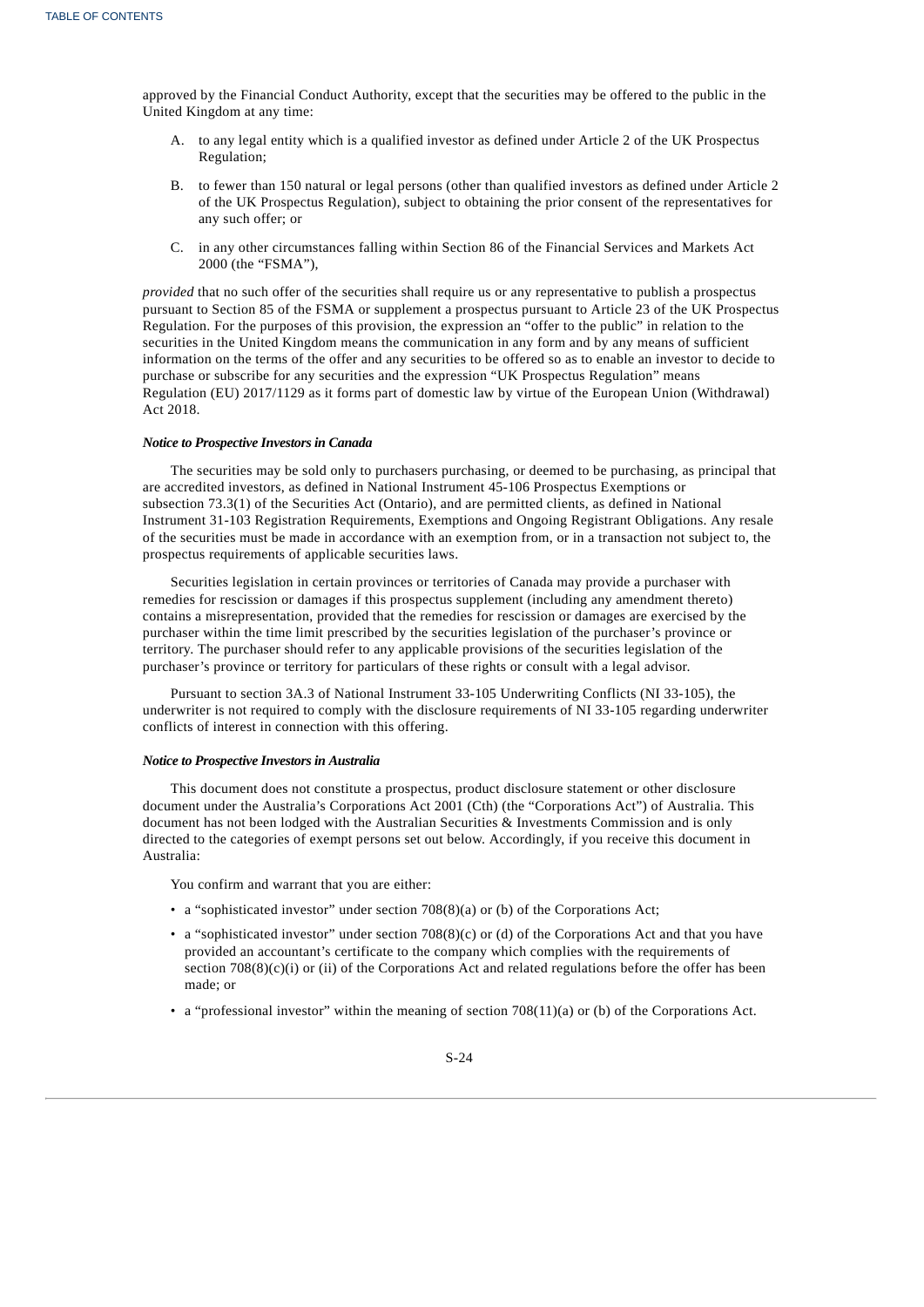approved by the Financial Conduct Authority, except that the securities may be offered to the public in the United Kingdom at any time:

A. to any legal entity which is a qualified investor as defined under Article 2 of the UK Prospectus Regulation;

B. to fewer than 150 natural or legal persons (other than qualified investors as defined under Article 2 of the UK Prospectus Regulation), subject to obtaining the prior consent of the representatives for any such offer; or

C. in any other circumstances falling within Section 86 of the Financial Services and Markets Act 2000 (the "FSMA"),

*provided* that no such offer of the securities shall require us or any representative to publish a prospectus pursuant to Section 85 of the FSMA or supplement a prospectus pursuant to Article 23 of the UK Prospectus Regulation. For the purposes of this provision, the expression an "offer to the public" in relation to the securities in the United Kingdom means the communication in any form and by any means of sufficient information on the terms of the offer and any securities to be offered so as to enable an investor to decide to purchase or subscribe for any securities and the expression "UK Prospectus Regulation" means Regulation (EU) 2017/1129 as it forms part of domestic law by virtue of the European Union (Withdrawal) Act 2018.

***Notice to Prospective Investors in Canada***

The securities may be sold only to purchasers purchasing, or deemed to be purchasing, as principal that are accredited investors, as defined in National Instrument 45-106 Prospectus Exemptions or subsection 73.3(1) of the Securities Act (Ontario), and are permitted clients, as defined in National Instrument 31-103 Registration Requirements, Exemptions and Ongoing Registrant Obligations. Any resale of the securities must be made in accordance with an exemption from, or in a transaction not subject to, the prospectus requirements of applicable securities laws.

Securities legislation in certain provinces or territories of Canada may provide a purchaser with remedies for rescission or damages if this prospectus supplement (including any amendment thereto) contains a misrepresentation, provided that the remedies for rescission or damages are exercised by the purchaser within the time limit prescribed by the securities legislation of the purchaser's province or territory. The purchaser should refer to any applicable provisions of the securities legislation of the purchaser's province or territory for particulars of these rights or consult with a legal advisor.

Pursuant to section 3A.3 of National Instrument 33-105 Underwriting Conflicts (NI 33-105), the underwriter is not required to comply with the disclosure requirements of NI 33-105 regarding underwriter conflicts of interest in connection with this offering.

***Notice to Prospective Investors in Australia***

This document does not constitute a prospectus, product disclosure statement or other disclosure document under the Australia's Corporations Act 2001 (Cth) (the "Corporations Act") of Australia. This document has not been lodged with the Australian Securities & Investments Commission and is only directed to the categories of exempt persons set out below. Accordingly, if you receive this document in Australia:

You confirm and warrant that you are either:

- a "sophisticated investor" under section 708(8)(a) or (b) of the Corporations Act;
- a "sophisticated investor" under section 708(8)(c) or (d) of the Corporations Act and that you have provided an accountant's certificate to the company which complies with the requirements of section 708(8)(c)(i) or (ii) of the Corporations Act and related regulations before the offer has been made; or
- a "professional investor" within the meaning of section 708(11)(a) or (b) of the Corporations Act.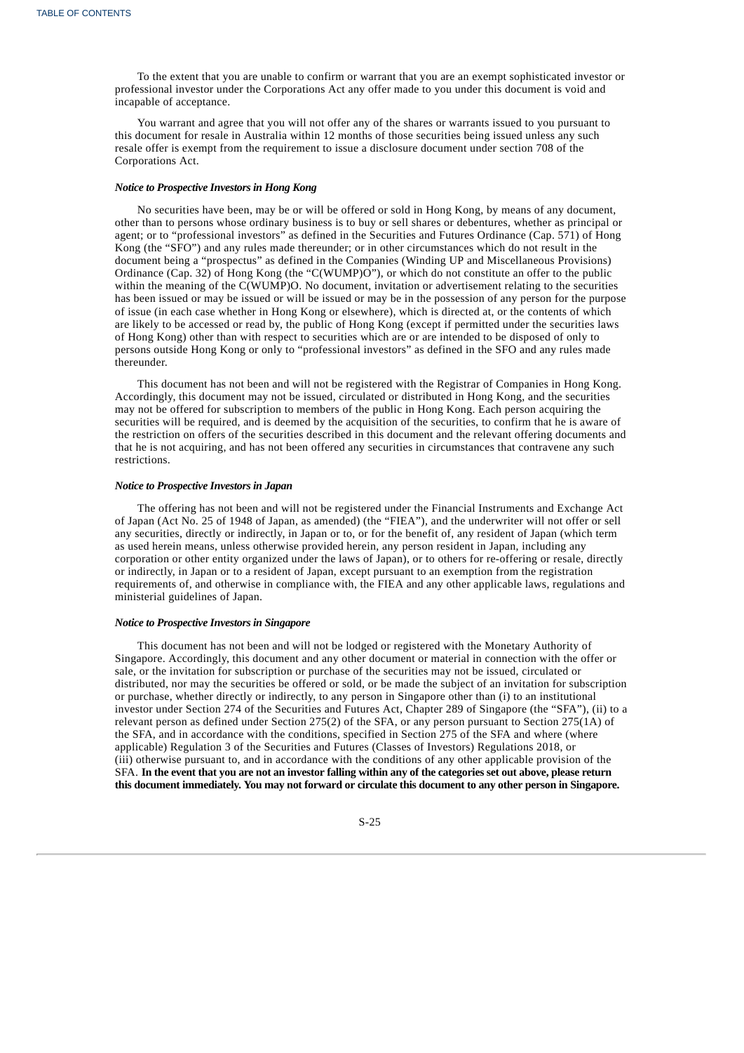To the extent that you are unable to confirm or warrant that you are an exempt sophisticated investor or professional investor under the Corporations Act any offer made to you under this document is void and incapable of acceptance.

You warrant and agree that you will not offer any of the shares or warrants issued to you pursuant to this document for resale in Australia within 12 months of those securities being issued unless any such resale offer is exempt from the requirement to issue a disclosure document under section 708 of the Corporations Act.

***Notice to Prospective Investors in Hong Kong***

No securities have been, may be or will be offered or sold in Hong Kong, by means of any document, other than to persons whose ordinary business is to buy or sell shares or debentures, whether as principal or agent; or to "professional investors" as defined in the Securities and Futures Ordinance (Cap. 571) of Hong Kong (the "SFO") and any rules made thereunder; or in other circumstances which do not result in the document being a "prospectus" as defined in the Companies (Winding UP and Miscellaneous Provisions) Ordinance (Cap. 32) of Hong Kong (the "C(WUMP)O"), or which do not constitute an offer to the public within the meaning of the C(WUMP)O. No document, invitation or advertisement relating to the securities has been issued or may be issued or will be issued or may be in the possession of any person for the purpose of issue (in each case whether in Hong Kong or elsewhere), which is directed at, or the contents of which are likely to be accessed or read by, the public of Hong Kong (except if permitted under the securities laws of Hong Kong) other than with respect to securities which are or are intended to be disposed of only to persons outside Hong Kong or only to "professional investors" as defined in the SFO and any rules made thereunder.

This document has not been and will not be registered with the Registrar of Companies in Hong Kong. Accordingly, this document may not be issued, circulated or distributed in Hong Kong, and the securities may not be offered for subscription to members of the public in Hong Kong. Each person acquiring the securities will be required, and is deemed by the acquisition of the securities, to confirm that he is aware of the restriction on offers of the securities described in this document and the relevant offering documents and that he is not acquiring, and has not been offered any securities in circumstances that contravene any such restrictions.

***Notice to Prospective Investors in Japan***

The offering has not been and will not be registered under the Financial Instruments and Exchange Act of Japan (Act No. 25 of 1948 of Japan, as amended) (the "FIEA"), and the underwriter will not offer or sell any securities, directly or indirectly, in Japan or to, or for the benefit of, any resident of Japan (which term as used herein means, unless otherwise provided herein, any person resident in Japan, including any corporation or other entity organized under the laws of Japan), or to others for re-offering or resale, directly or indirectly, in Japan or to a resident of Japan, except pursuant to an exemption from the registration requirements of, and otherwise in compliance with, the FIEA and any other applicable laws, regulations and ministerial guidelines of Japan.

***Notice to Prospective Investors in Singapore***

This document has not been and will not be lodged or registered with the Monetary Authority of Singapore. Accordingly, this document and any other document or material in connection with the offer or sale, or the invitation for subscription or purchase of the securities may not be issued, circulated or distributed, nor may the securities be offered or sold, or be made the subject of an invitation for subscription or purchase, whether directly or indirectly, to any person in Singapore other than (i) to an institutional investor under Section 274 of the Securities and Futures Act, Chapter 289 of Singapore (the "SFA"), (ii) to a relevant person as defined under Section 275(2) of the SFA, or any person pursuant to Section 275(1A) of the SFA, and in accordance with the conditions, specified in Section 275 of the SFA and where (where applicable) Regulation 3 of the Securities and Futures (Classes of Investors) Regulations 2018, or (iii) otherwise pursuant to, and in accordance with the conditions of any other applicable provision of the SFA. **In the event that you are not an investor falling within any of the categories set out above, please return this document immediately. You may not forward or circulate this document to any other person in Singapore.**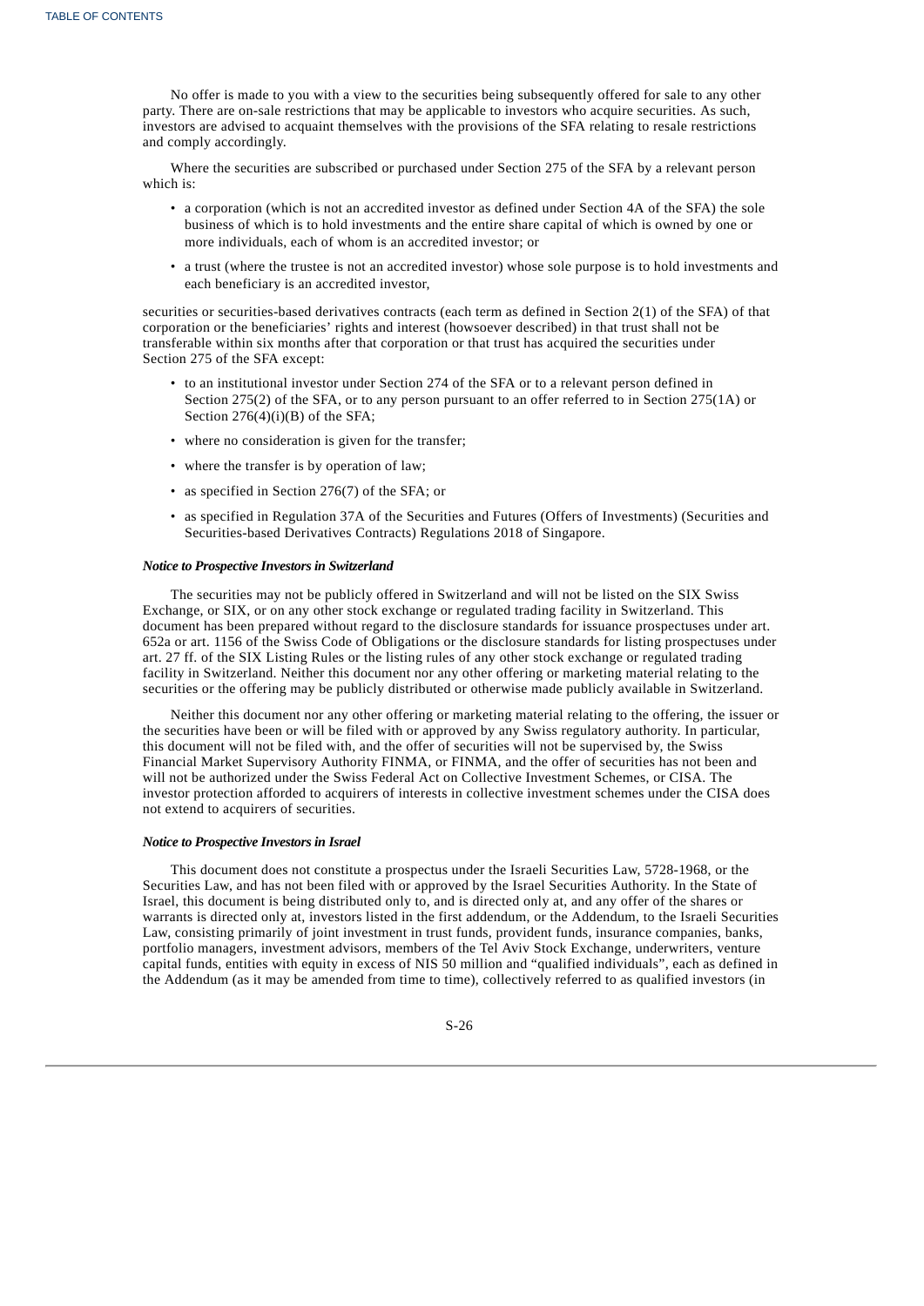No offer is made to you with a view to the securities being subsequently offered for sale to any other party. There are on-sale restrictions that may be applicable to investors who acquire securities. As such, investors are advised to acquaint themselves with the provisions of the SFA relating to resale restrictions and comply accordingly.

Where the securities are subscribed or purchased under Section 275 of the SFA by a relevant person which is:

- a corporation (which is not an accredited investor as defined under Section 4A of the SFA) the sole business of which is to hold investments and the entire share capital of which is owned by one or more individuals, each of whom is an accredited investor; or
- a trust (where the trustee is not an accredited investor) whose sole purpose is to hold investments and each beneficiary is an accredited investor,

securities or securities-based derivatives contracts (each term as defined in Section 2(1) of the SFA) of that corporation or the beneficiaries' rights and interest (howsoever described) in that trust shall not be transferable within six months after that corporation or that trust has acquired the securities under Section 275 of the SFA except:

- to an institutional investor under Section 274 of the SFA or to a relevant person defined in Section 275(2) of the SFA, or to any person pursuant to an offer referred to in Section 275(1A) or Section 276(4)(i)(B) of the SFA;
- where no consideration is given for the transfer;
- where the transfer is by operation of law;
- as specified in Section 276(7) of the SFA; or
- as specified in Regulation 37A of the Securities and Futures (Offers of Investments) (Securities and Securities-based Derivatives Contracts) Regulations 2018 of Singapore.

***Notice to Prospective Investors in Switzerland***

The securities may not be publicly offered in Switzerland and will not be listed on the SIX Swiss Exchange, or SIX, or on any other stock exchange or regulated trading facility in Switzerland. This document has been prepared without regard to the disclosure standards for issuance prospectuses under art. 652a or art. 1156 of the Swiss Code of Obligations or the disclosure standards for listing prospectuses under art. 27 ff. of the SIX Listing Rules or the listing rules of any other stock exchange or regulated trading facility in Switzerland. Neither this document nor any other offering or marketing material relating to the securities or the offering may be publicly distributed or otherwise made publicly available in Switzerland.

Neither this document nor any other offering or marketing material relating to the offering, the issuer or the securities have been or will be filed with or approved by any Swiss regulatory authority. In particular, this document will not be filed with, and the offer of securities will not be supervised by, the Swiss Financial Market Supervisory Authority FINMA, or FINMA, and the offer of securities has not been and will not be authorized under the Swiss Federal Act on Collective Investment Schemes, or CISA. The investor protection afforded to acquirers of interests in collective investment schemes under the CISA does not extend to acquirers of securities.

***Notice to Prospective Investors in Israel***

This document does not constitute a prospectus under the Israeli Securities Law, 5728-1968, or the Securities Law, and has not been filed with or approved by the Israel Securities Authority. In the State of Israel, this document is being distributed only to, and is directed only at, and any offer of the shares or warrants is directed only at, investors listed in the first addendum, or the Addendum, to the Israeli Securities Law, consisting primarily of joint investment in trust funds, provident funds, insurance companies, banks, portfolio managers, investment advisors, members of the Tel Aviv Stock Exchange, underwriters, venture capital funds, entities with equity in excess of NIS 50 million and "qualified individuals", each as defined in the Addendum (as it may be amended from time to time), collectively referred to as qualified investors (in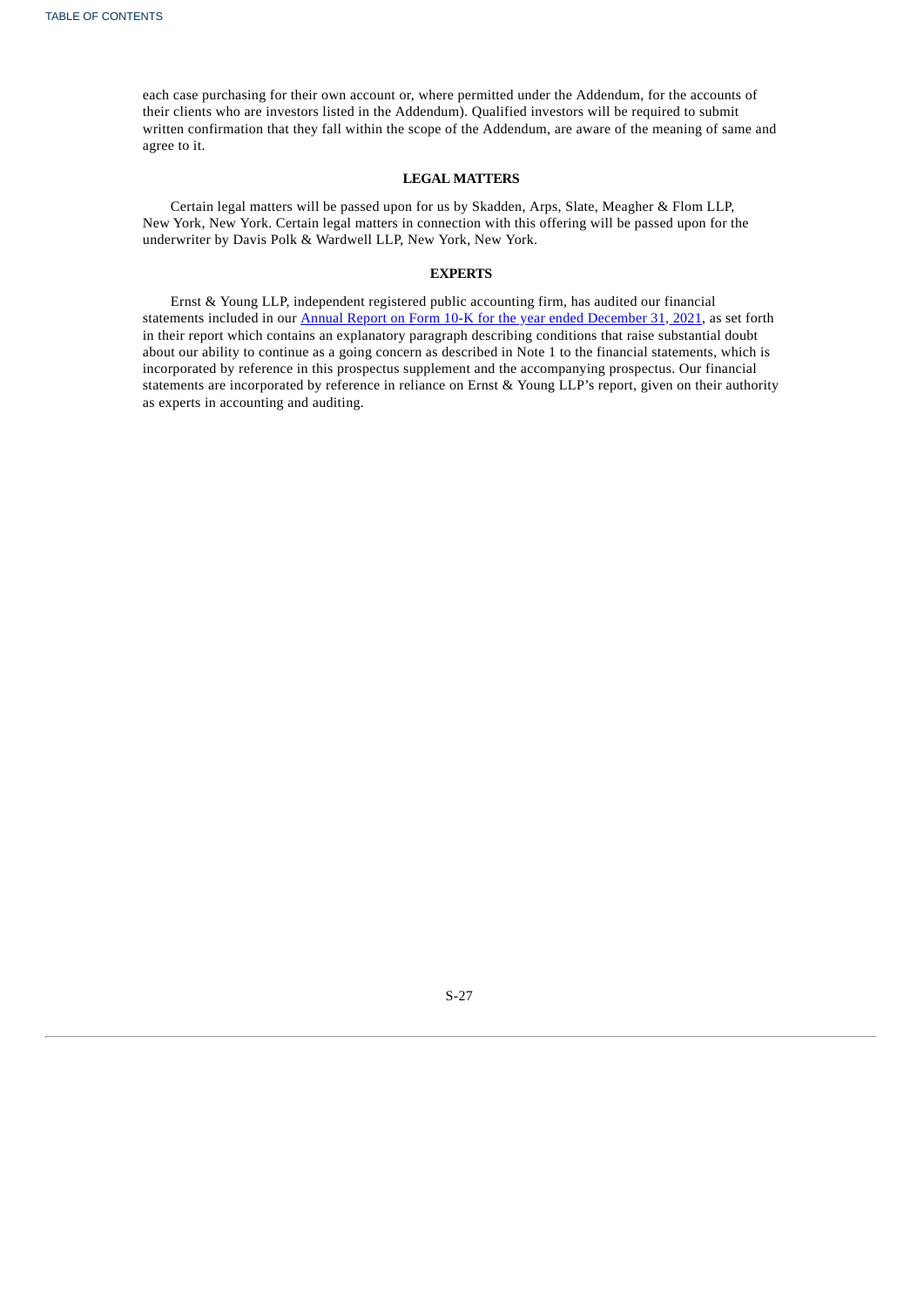each case purchasing for their own account or, where permitted under the Addendum, for the accounts of their clients who are investors listed in the Addendum). Qualified investors will be required to submit written confirmation that they fall within the scope of the Addendum, are aware of the meaning of same and agree to it.

## LEGAL MATTERS

Certain legal matters will be passed upon for us by Skadden, Arps, Slate, Meagher & Flom LLP, New York, New York. Certain legal matters in connection with this offering will be passed upon for the underwriter by Davis Polk & Wardwell LLP, New York, New York.

## EXPERTS

Ernst & Young LLP, independent registered public accounting firm, has audited our financial statements included in our Annual Report on Form 10-K for the year ended December 31, 2021, as set forth in their report which contains an explanatory paragraph describing conditions that raise substantial doubt about our ability to continue as a going concern as described in Note 1 to the financial statements, which is incorporated by reference in this prospectus supplement and the accompanying prospectus. Our financial statements are incorporated by reference in reliance on Ernst & Young LLP's report, given on their authority as experts in accounting and auditing.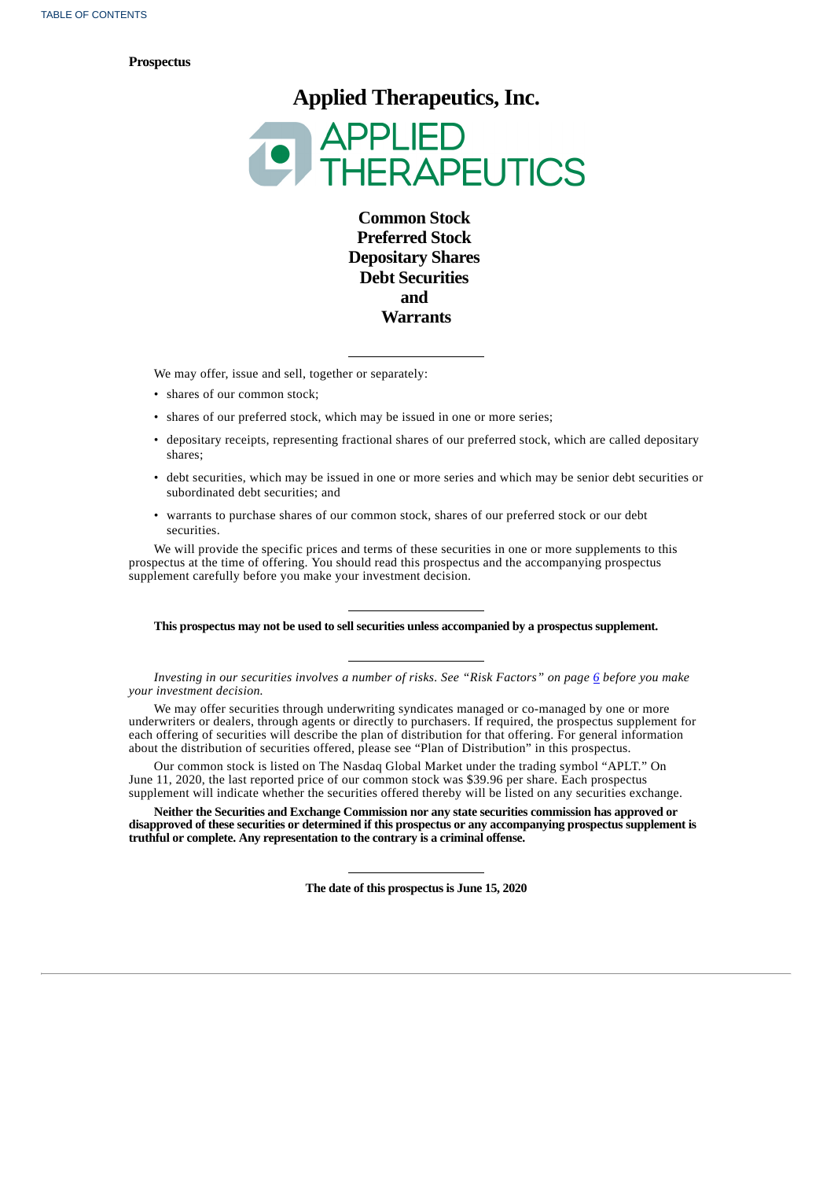**Prospectus**

# Applied Therapeutics, Inc.

APPLIED THERAPEUTICS

**Common Stock**
**Preferred Stock**
**Depositary Shares**
**Debt Securities**
**and**
**Warrants**

---

We may offer, issue and sell, together or separately:

- shares of our common stock;
- shares of our preferred stock, which may be issued in one or more series;
- depositary receipts, representing fractional shares of our preferred stock, which are called depositary shares;
- debt securities, which may be issued in one or more series and which may be senior debt securities or subordinated debt securities; and
- warrants to purchase shares of our common stock, shares of our preferred stock or our debt securities.

We will provide the specific prices and terms of these securities in one or more supplements to this prospectus at the time of offering. You should read this prospectus and the accompanying prospectus supplement carefully before you make your investment decision.

---

**This prospectus may not be used to sell securities unless accompanied by a prospectus supplement.**

---

*Investing in our securities involves a number of risks. See "Risk Factors" on page 6 before you make your investment decision.*

We may offer securities through underwriting syndicates managed or co-managed by one or more underwriters or dealers, through agents or directly to purchasers. If required, the prospectus supplement for each offering of securities will describe the plan of distribution for that offering. For general information about the distribution of securities offered, please see "Plan of Distribution" in this prospectus.

Our common stock is listed on The Nasdaq Global Market under the trading symbol "APLT." On June 11, 2020, the last reported price of our common stock was $39.96 per share. Each prospectus supplement will indicate whether the securities offered thereby will be listed on any securities exchange.

**Neither the Securities and Exchange Commission nor any state securities commission has approved or disapproved of these securities or determined if this prospectus or any accompanying prospectus supplement is truthful or complete. Any representation to the contrary is a criminal offense.**

---

**The date of this prospectus is June 15, 2020**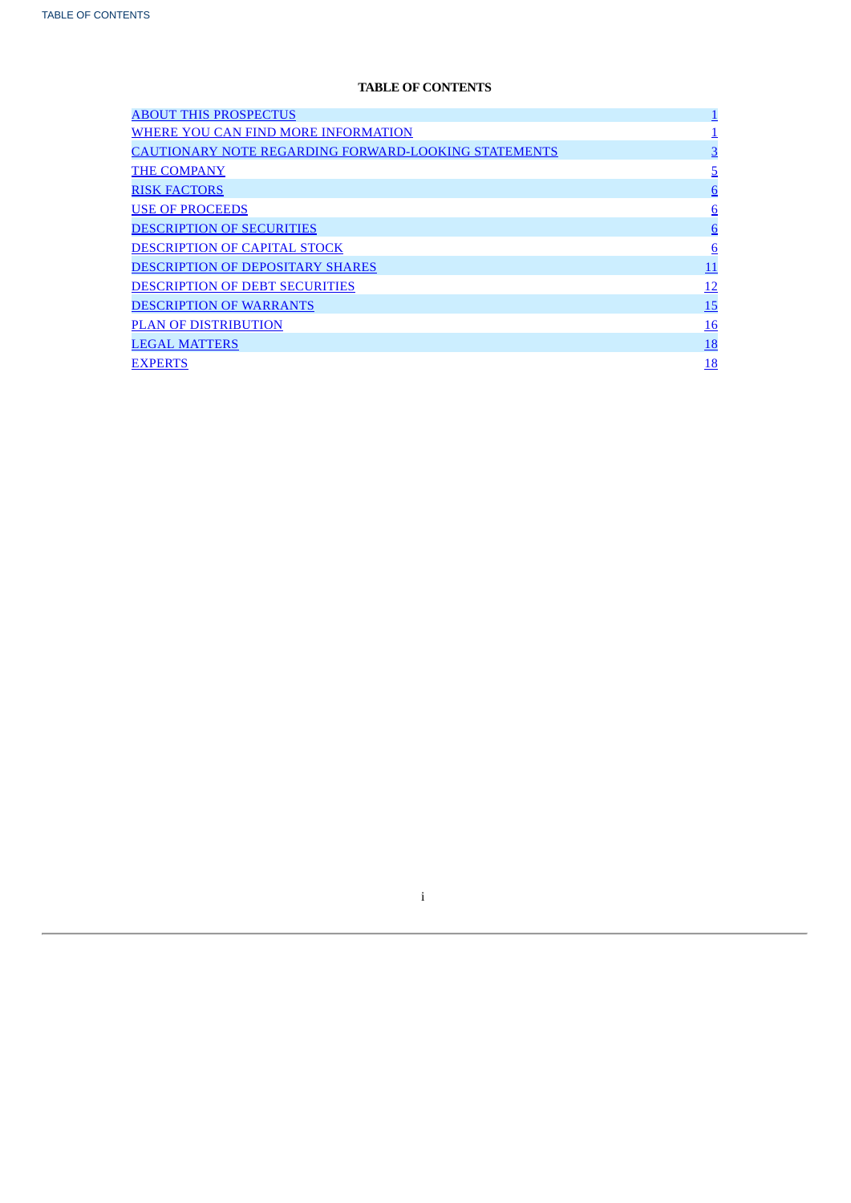**TABLE OF CONTENTS**

| | |
|---|---|
| ABOUT THIS PROSPECTUS | 1 |
| WHERE YOU CAN FIND MORE INFORMATION | 1 |
| CAUTIONARY NOTE REGARDING FORWARD-LOOKING STATEMENTS | 3 |
| THE COMPANY | 5 |
| RISK FACTORS | 6 |
| USE OF PROCEEDS | 6 |
| DESCRIPTION OF SECURITIES | 6 |
| DESCRIPTION OF CAPITAL STOCK | 6 |
| DESCRIPTION OF DEPOSITARY SHARES | 11 |
| DESCRIPTION OF DEBT SECURITIES | 12 |
| DESCRIPTION OF WARRANTS | 15 |
| PLAN OF DISTRIBUTION | 16 |
| LEGAL MATTERS | 18 |
| EXPERTS | 18 |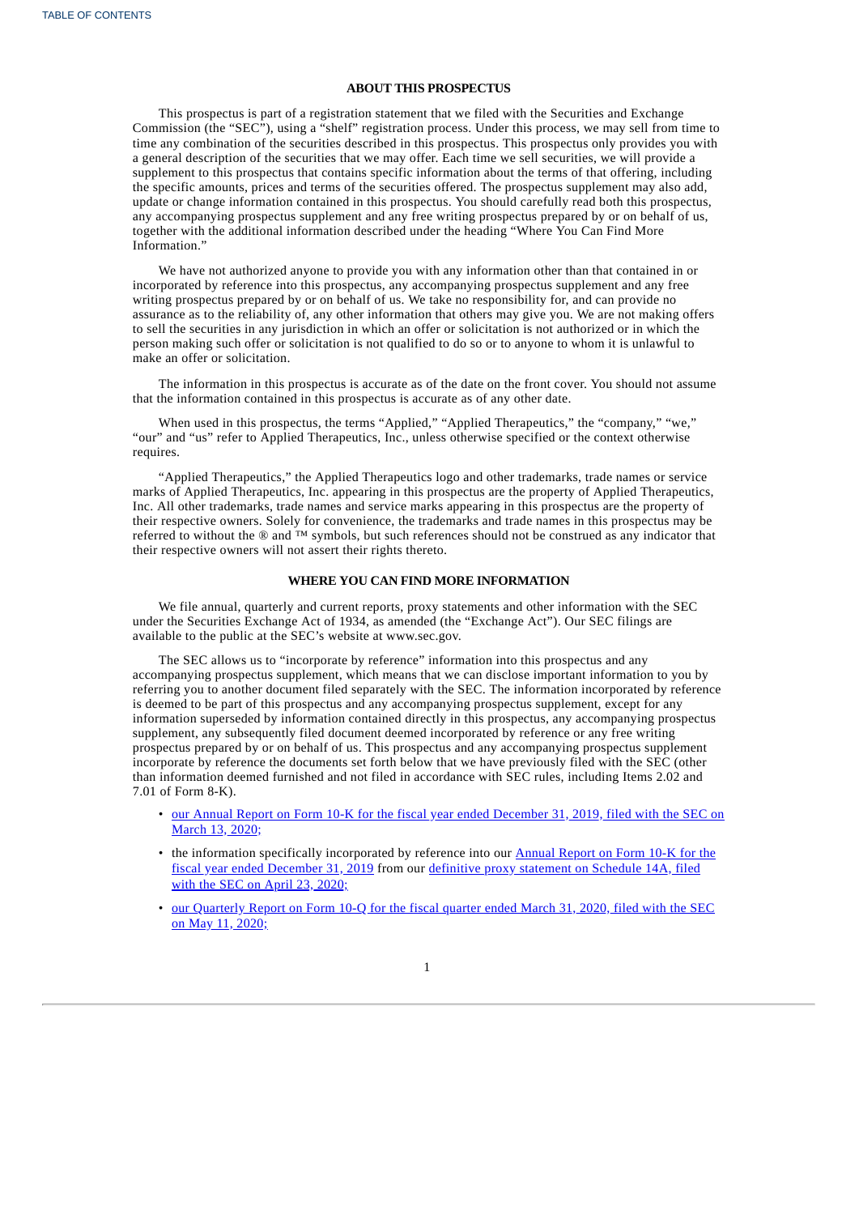## ABOUT THIS PROSPECTUS

This prospectus is part of a registration statement that we filed with the Securities and Exchange Commission (the "SEC"), using a "shelf" registration process. Under this process, we may sell from time to time any combination of the securities described in this prospectus. This prospectus only provides you with a general description of the securities that we may offer. Each time we sell securities, we will provide a supplement to this prospectus that contains specific information about the terms of that offering, including the specific amounts, prices and terms of the securities offered. The prospectus supplement may also add, update or change information contained in this prospectus. You should carefully read both this prospectus, any accompanying prospectus supplement and any free writing prospectus prepared by or on behalf of us, together with the additional information described under the heading "Where You Can Find More Information."

We have not authorized anyone to provide you with any information other than that contained in or incorporated by reference into this prospectus, any accompanying prospectus supplement and any free writing prospectus prepared by or on behalf of us. We take no responsibility for, and can provide no assurance as to the reliability of, any other information that others may give you. We are not making offers to sell the securities in any jurisdiction in which an offer or solicitation is not authorized or in which the person making such offer or solicitation is not qualified to do so or to anyone to whom it is unlawful to make an offer or solicitation.

The information in this prospectus is accurate as of the date on the front cover. You should not assume that the information contained in this prospectus is accurate as of any other date.

When used in this prospectus, the terms "Applied," "Applied Therapeutics," the "company," "we," "our" and "us" refer to Applied Therapeutics, Inc., unless otherwise specified or the context otherwise requires.

"Applied Therapeutics," the Applied Therapeutics logo and other trademarks, trade names or service marks of Applied Therapeutics, Inc. appearing in this prospectus are the property of Applied Therapeutics, Inc. All other trademarks, trade names and service marks appearing in this prospectus are the property of their respective owners. Solely for convenience, the trademarks and trade names in this prospectus may be referred to without the ® and ™ symbols, but such references should not be construed as any indicator that their respective owners will not assert their rights thereto.

## WHERE YOU CAN FIND MORE INFORMATION

We file annual, quarterly and current reports, proxy statements and other information with the SEC under the Securities Exchange Act of 1934, as amended (the "Exchange Act"). Our SEC filings are available to the public at the SEC's website at www.sec.gov.

The SEC allows us to "incorporate by reference" information into this prospectus and any accompanying prospectus supplement, which means that we can disclose important information to you by referring you to another document filed separately with the SEC. The information incorporated by reference is deemed to be part of this prospectus and any accompanying prospectus supplement, except for any information superseded by information contained directly in this prospectus, any accompanying prospectus supplement, any subsequently filed document deemed incorporated by reference or any free writing prospectus prepared by or on behalf of us. This prospectus and any accompanying prospectus supplement incorporate by reference the documents set forth below that we have previously filed with the SEC (other than information deemed furnished and not filed in accordance with SEC rules, including Items 2.02 and 7.01 of Form 8-K).

- our Annual Report on Form 10-K for the fiscal year ended December 31, 2019, filed with the SEC on March 13, 2020;
- the information specifically incorporated by reference into our Annual Report on Form 10-K for the fiscal year ended December 31, 2019 from our definitive proxy statement on Schedule 14A, filed with the SEC on April 23, 2020;
- our Quarterly Report on Form 10-Q for the fiscal quarter ended March 31, 2020, filed with the SEC on May 11, 2020;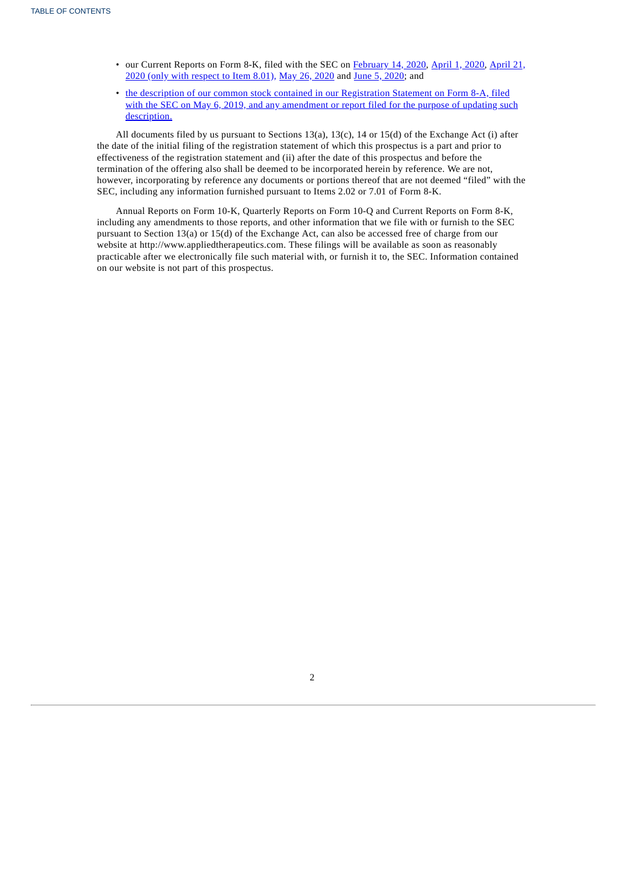- our Current Reports on Form 8-K, filed with the SEC on February 14, 2020, April 1, 2020, April 21, 2020 (only with respect to Item 8.01), May 26, 2020 and June 5, 2020; and
- the description of our common stock contained in our Registration Statement on Form 8-A, filed with the SEC on May 6, 2019, and any amendment or report filed for the purpose of updating such description.

All documents filed by us pursuant to Sections 13(a), 13(c), 14 or 15(d) of the Exchange Act (i) after the date of the initial filing of the registration statement of which this prospectus is a part and prior to effectiveness of the registration statement and (ii) after the date of this prospectus and before the termination of the offering also shall be deemed to be incorporated herein by reference. We are not, however, incorporating by reference any documents or portions thereof that are not deemed "filed" with the SEC, including any information furnished pursuant to Items 2.02 or 7.01 of Form 8-K.

Annual Reports on Form 10-K, Quarterly Reports on Form 10-Q and Current Reports on Form 8-K, including any amendments to those reports, and other information that we file with or furnish to the SEC pursuant to Section 13(a) or 15(d) of the Exchange Act, can also be accessed free of charge from our website at http://www.appliedtherapeutics.com. These filings will be available as soon as reasonably practicable after we electronically file such material with, or furnish it to, the SEC. Information contained on our website is not part of this prospectus.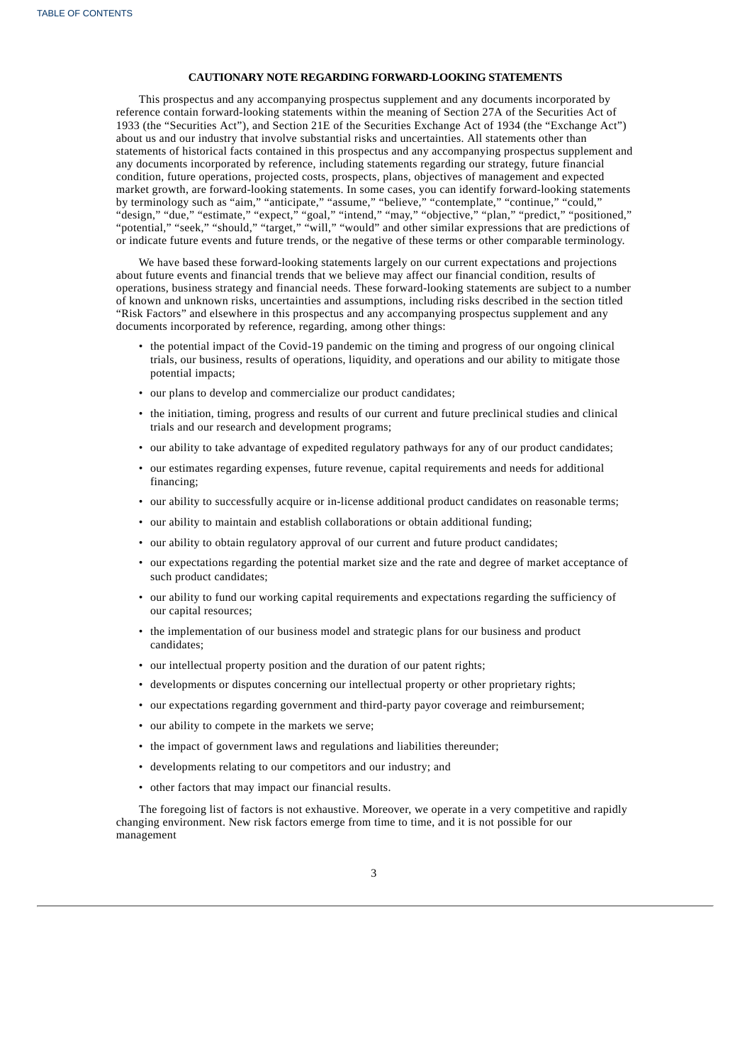## CAUTIONARY NOTE REGARDING FORWARD-LOOKING STATEMENTS

This prospectus and any accompanying prospectus supplement and any documents incorporated by reference contain forward-looking statements within the meaning of Section 27A of the Securities Act of 1933 (the "Securities Act"), and Section 21E of the Securities Exchange Act of 1934 (the "Exchange Act") about us and our industry that involve substantial risks and uncertainties. All statements other than statements of historical facts contained in this prospectus and any accompanying prospectus supplement and any documents incorporated by reference, including statements regarding our strategy, future financial condition, future operations, projected costs, prospects, plans, objectives of management and expected market growth, are forward-looking statements. In some cases, you can identify forward-looking statements by terminology such as "aim," "anticipate," "assume," "believe," "contemplate," "continue," "could," "design," "due," "estimate," "expect," "goal," "intend," "may," "objective," "plan," "predict," "positioned," "potential," "seek," "should," "target," "will," "would" and other similar expressions that are predictions of or indicate future events and future trends, or the negative of these terms or other comparable terminology.

We have based these forward-looking statements largely on our current expectations and projections about future events and financial trends that we believe may affect our financial condition, results of operations, business strategy and financial needs. These forward-looking statements are subject to a number of known and unknown risks, uncertainties and assumptions, including risks described in the section titled "Risk Factors" and elsewhere in this prospectus and any accompanying prospectus supplement and any documents incorporated by reference, regarding, among other things:

- the potential impact of the Covid-19 pandemic on the timing and progress of our ongoing clinical trials, our business, results of operations, liquidity, and operations and our ability to mitigate those potential impacts;
- our plans to develop and commercialize our product candidates;
- the initiation, timing, progress and results of our current and future preclinical studies and clinical trials and our research and development programs;
- our ability to take advantage of expedited regulatory pathways for any of our product candidates;
- our estimates regarding expenses, future revenue, capital requirements and needs for additional financing;
- our ability to successfully acquire or in-license additional product candidates on reasonable terms;
- our ability to maintain and establish collaborations or obtain additional funding;
- our ability to obtain regulatory approval of our current and future product candidates;
- our expectations regarding the potential market size and the rate and degree of market acceptance of such product candidates;
- our ability to fund our working capital requirements and expectations regarding the sufficiency of our capital resources;
- the implementation of our business model and strategic plans for our business and product candidates;
- our intellectual property position and the duration of our patent rights;
- developments or disputes concerning our intellectual property or other proprietary rights;
- our expectations regarding government and third-party payor coverage and reimbursement;
- our ability to compete in the markets we serve;
- the impact of government laws and regulations and liabilities thereunder;
- developments relating to our competitors and our industry; and
- other factors that may impact our financial results.

The foregoing list of factors is not exhaustive. Moreover, we operate in a very competitive and rapidly changing environment. New risk factors emerge from time to time, and it is not possible for our management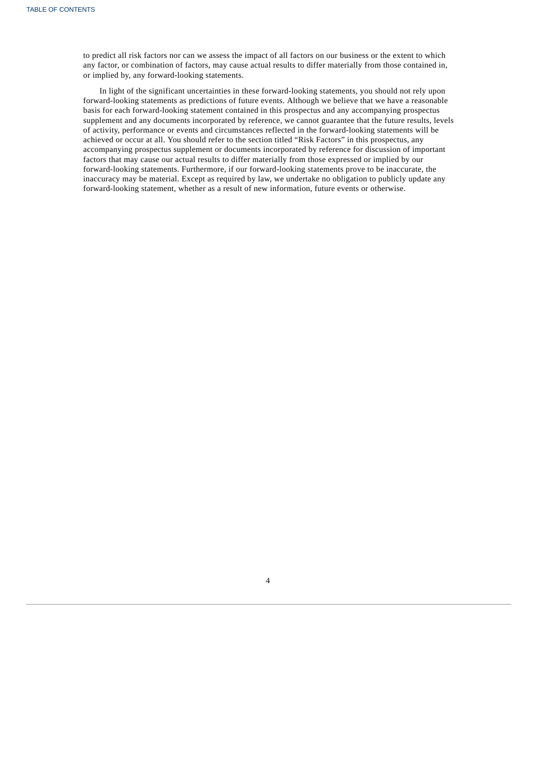to predict all risk factors nor can we assess the impact of all factors on our business or the extent to which any factor, or combination of factors, may cause actual results to differ materially from those contained in, or implied by, any forward-looking statements.

In light of the significant uncertainties in these forward-looking statements, you should not rely upon forward-looking statements as predictions of future events. Although we believe that we have a reasonable basis for each forward-looking statement contained in this prospectus and any accompanying prospectus supplement and any documents incorporated by reference, we cannot guarantee that the future results, levels of activity, performance or events and circumstances reflected in the forward-looking statements will be achieved or occur at all. You should refer to the section titled "Risk Factors" in this prospectus, any accompanying prospectus supplement or documents incorporated by reference for discussion of important factors that may cause our actual results to differ materially from those expressed or implied by our forward-looking statements. Furthermore, if our forward-looking statements prove to be inaccurate, the inaccuracy may be material. Except as required by law, we undertake no obligation to publicly update any forward-looking statement, whether as a result of new information, future events or otherwise.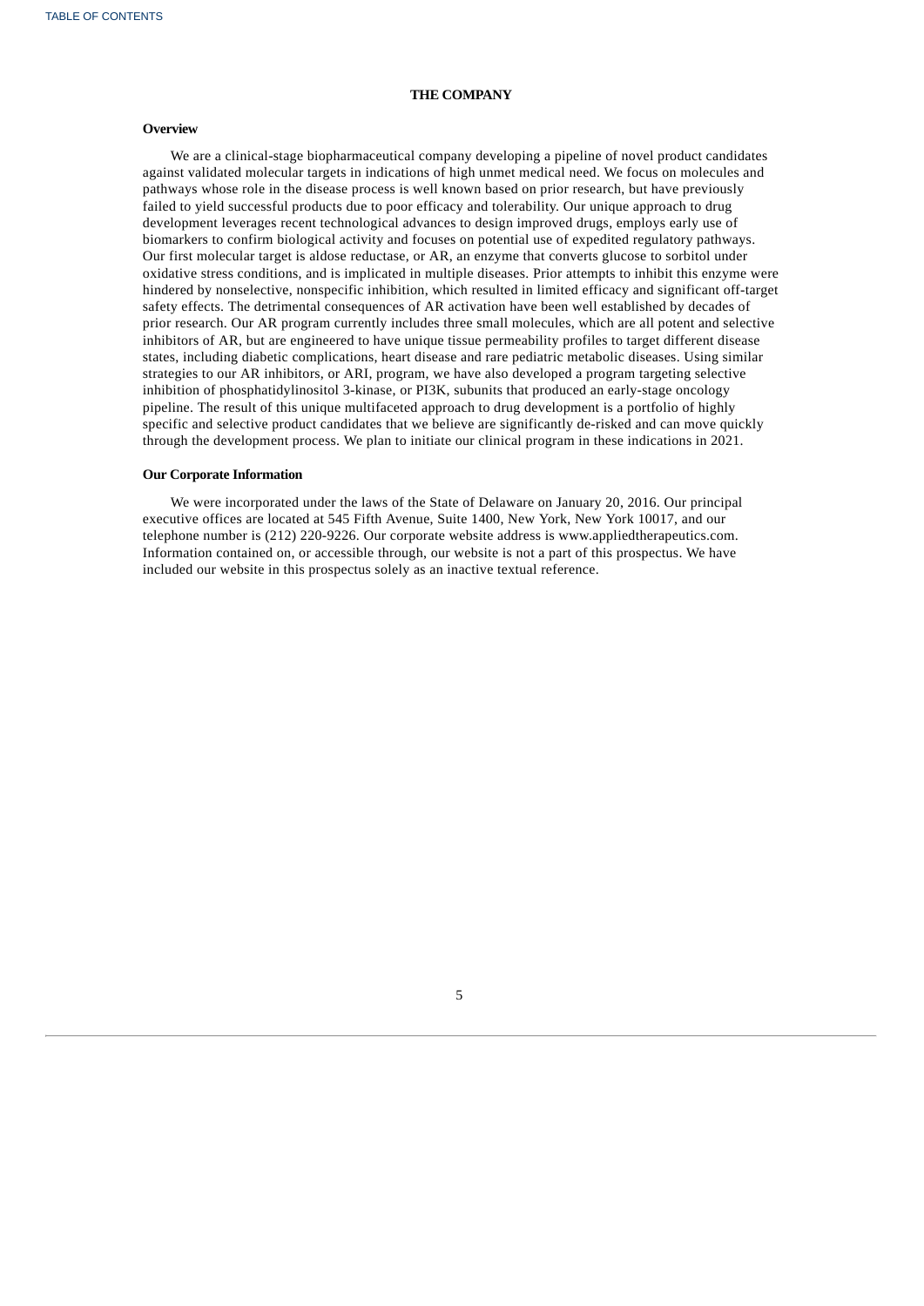# THE COMPANY

## Overview

We are a clinical-stage biopharmaceutical company developing a pipeline of novel product candidates against validated molecular targets in indications of high unmet medical need. We focus on molecules and pathways whose role in the disease process is well known based on prior research, but have previously failed to yield successful products due to poor efficacy and tolerability. Our unique approach to drug development leverages recent technological advances to design improved drugs, employs early use of biomarkers to confirm biological activity and focuses on potential use of expedited regulatory pathways. Our first molecular target is aldose reductase, or AR, an enzyme that converts glucose to sorbitol under oxidative stress conditions, and is implicated in multiple diseases. Prior attempts to inhibit this enzyme were hindered by nonselective, nonspecific inhibition, which resulted in limited efficacy and significant off-target safety effects. The detrimental consequences of AR activation have been well established by decades of prior research. Our AR program currently includes three small molecules, which are all potent and selective inhibitors of AR, but are engineered to have unique tissue permeability profiles to target different disease states, including diabetic complications, heart disease and rare pediatric metabolic diseases. Using similar strategies to our AR inhibitors, or ARI, program, we have also developed a program targeting selective inhibition of phosphatidylinositol 3-kinase, or PI3K, subunits that produced an early-stage oncology pipeline. The result of this unique multifaceted approach to drug development is a portfolio of highly specific and selective product candidates that we believe are significantly de-risked and can move quickly through the development process. We plan to initiate our clinical program in these indications in 2021.

## Our Corporate Information

We were incorporated under the laws of the State of Delaware on January 20, 2016. Our principal executive offices are located at 545 Fifth Avenue, Suite 1400, New York, New York 10017, and our telephone number is (212) 220-9226. Our corporate website address is www.appliedtherapeutics.com. Information contained on, or accessible through, our website is not a part of this prospectus. We have included our website in this prospectus solely as an inactive textual reference.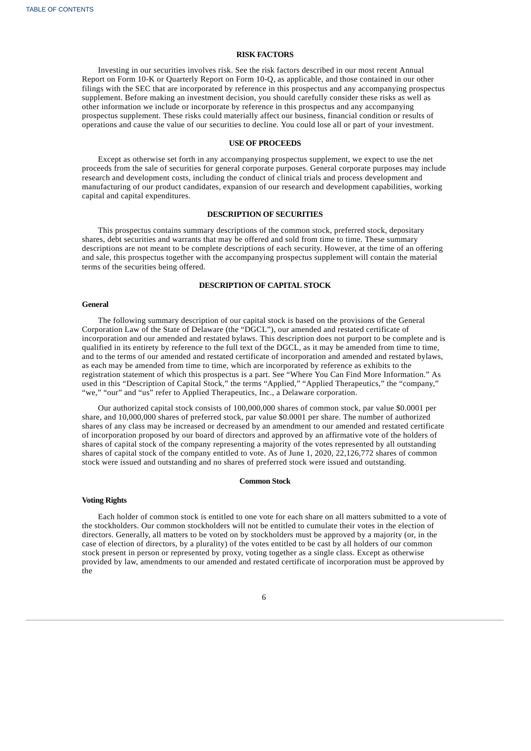## RISK FACTORS

Investing in our securities involves risk. See the risk factors described in our most recent Annual Report on Form 10-K or Quarterly Report on Form 10-Q, as applicable, and those contained in our other filings with the SEC that are incorporated by reference in this prospectus and any accompanying prospectus supplement. Before making an investment decision, you should carefully consider these risks as well as other information we include or incorporate by reference in this prospectus and any accompanying prospectus supplement. These risks could materially affect our business, financial condition or results of operations and cause the value of our securities to decline. You could lose all or part of your investment.

## USE OF PROCEEDS

Except as otherwise set forth in any accompanying prospectus supplement, we expect to use the net proceeds from the sale of securities for general corporate purposes. General corporate purposes may include research and development costs, including the conduct of clinical trials and process development and manufacturing of our product candidates, expansion of our research and development capabilities, working capital and capital expenditures.

## DESCRIPTION OF SECURITIES

This prospectus contains summary descriptions of the common stock, preferred stock, depositary shares, debt securities and warrants that may be offered and sold from time to time. These summary descriptions are not meant to be complete descriptions of each security. However, at the time of an offering and sale, this prospectus together with the accompanying prospectus supplement will contain the material terms of the securities being offered.

## DESCRIPTION OF CAPITAL STOCK

### General

The following summary description of our capital stock is based on the provisions of the General Corporation Law of the State of Delaware (the "DGCL"), our amended and restated certificate of incorporation and our amended and restated bylaws. This description does not purport to be complete and is qualified in its entirety by reference to the full text of the DGCL, as it may be amended from time to time, and to the terms of our amended and restated certificate of incorporation and amended and restated bylaws, as each may be amended from time to time, which are incorporated by reference as exhibits to the registration statement of which this prospectus is a part. See "Where You Can Find More Information." As used in this "Description of Capital Stock," the terms "Applied," "Applied Therapeutics," the "company," "we," "our" and "us" refer to Applied Therapeutics, Inc., a Delaware corporation.

Our authorized capital stock consists of 100,000,000 shares of common stock, par value $0.0001 per share, and 10,000,000 shares of preferred stock, par value $0.0001 per share. The number of authorized shares of any class may be increased or decreased by an amendment to our amended and restated certificate of incorporation proposed by our board of directors and approved by an affirmative vote of the holders of shares of capital stock of the company representing a majority of the votes represented by all outstanding shares of capital stock of the company entitled to vote. As of June 1, 2020, 22,126,772 shares of common stock were issued and outstanding and no shares of preferred stock were issued and outstanding.

### Common Stock

### Voting Rights

Each holder of common stock is entitled to one vote for each share on all matters submitted to a vote of the stockholders. Our common stockholders will not be entitled to cumulate their votes in the election of directors. Generally, all matters to be voted on by stockholders must be approved by a majority (or, in the case of election of directors, by a plurality) of the votes entitled to be cast by all holders of our common stock present in person or represented by proxy, voting together as a single class. Except as otherwise provided by law, amendments to our amended and restated certificate of incorporation must be approved by the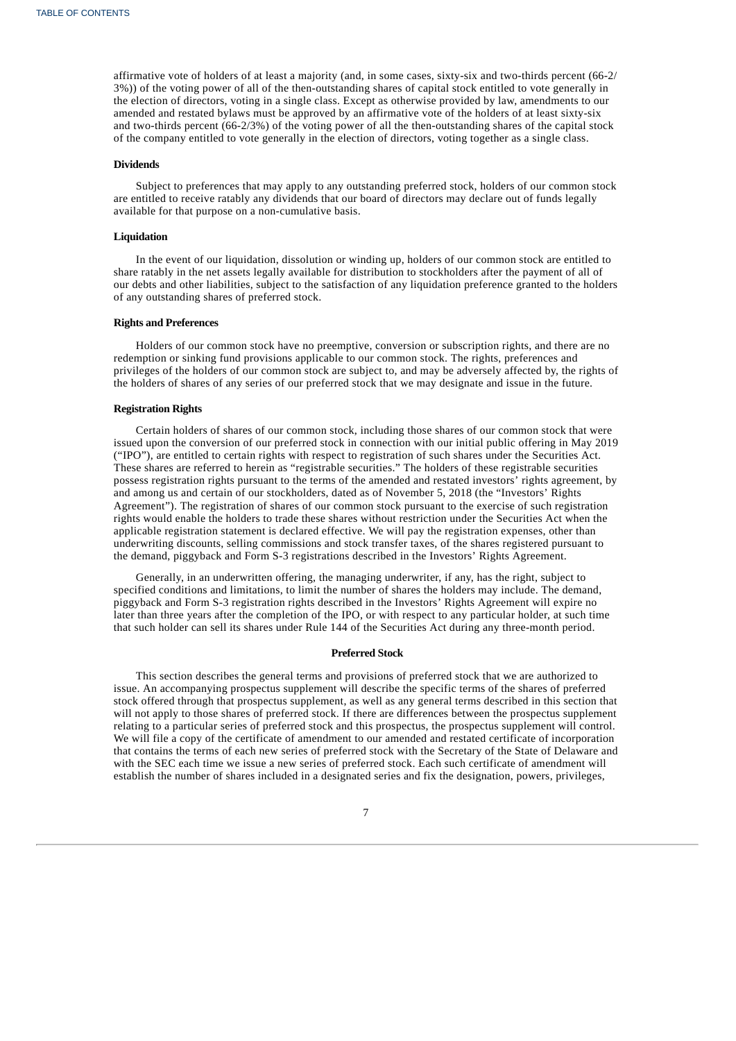affirmative vote of holders of at least a majority (and, in some cases, sixty-six and two-thirds percent (66-2/3%)) of the voting power of all of the then-outstanding shares of capital stock entitled to vote generally in the election of directors, voting in a single class. Except as otherwise provided by law, amendments to our amended and restated bylaws must be approved by an affirmative vote of the holders of at least sixty-six and two-thirds percent (66-2/3%) of the voting power of all the then-outstanding shares of the capital stock of the company entitled to vote generally in the election of directors, voting together as a single class.

**Dividends**

Subject to preferences that may apply to any outstanding preferred stock, holders of our common stock are entitled to receive ratably any dividends that our board of directors may declare out of funds legally available for that purpose on a non-cumulative basis.

**Liquidation**

In the event of our liquidation, dissolution or winding up, holders of our common stock are entitled to share ratably in the net assets legally available for distribution to stockholders after the payment of all of our debts and other liabilities, subject to the satisfaction of any liquidation preference granted to the holders of any outstanding shares of preferred stock.

**Rights and Preferences**

Holders of our common stock have no preemptive, conversion or subscription rights, and there are no redemption or sinking fund provisions applicable to our common stock. The rights, preferences and privileges of the holders of our common stock are subject to, and may be adversely affected by, the rights of the holders of shares of any series of our preferred stock that we may designate and issue in the future.

**Registration Rights**

Certain holders of shares of our common stock, including those shares of our common stock that were issued upon the conversion of our preferred stock in connection with our initial public offering in May 2019 ("IPO"), are entitled to certain rights with respect to registration of such shares under the Securities Act. These shares are referred to herein as "registrable securities." The holders of these registrable securities possess registration rights pursuant to the terms of the amended and restated investors' rights agreement, by and among us and certain of our stockholders, dated as of November 5, 2018 (the "Investors' Rights Agreement"). The registration of shares of our common stock pursuant to the exercise of such registration rights would enable the holders to trade these shares without restriction under the Securities Act when the applicable registration statement is declared effective. We will pay the registration expenses, other than underwriting discounts, selling commissions and stock transfer taxes, of the shares registered pursuant to the demand, piggyback and Form S-3 registrations described in the Investors' Rights Agreement.

Generally, in an underwritten offering, the managing underwriter, if any, has the right, subject to specified conditions and limitations, to limit the number of shares the holders may include. The demand, piggyback and Form S-3 registration rights described in the Investors' Rights Agreement will expire no later than three years after the completion of the IPO, or with respect to any particular holder, at such time that such holder can sell its shares under Rule 144 of the Securities Act during any three-month period.

## Preferred Stock

This section describes the general terms and provisions of preferred stock that we are authorized to issue. An accompanying prospectus supplement will describe the specific terms of the shares of preferred stock offered through that prospectus supplement, as well as any general terms described in this section that will not apply to those shares of preferred stock. If there are differences between the prospectus supplement relating to a particular series of preferred stock and this prospectus, the prospectus supplement will control. We will file a copy of the certificate of amendment to our amended and restated certificate of incorporation that contains the terms of each new series of preferred stock with the Secretary of the State of Delaware and with the SEC each time we issue a new series of preferred stock. Each such certificate of amendment will establish the number of shares included in a designated series and fix the designation, powers, privileges,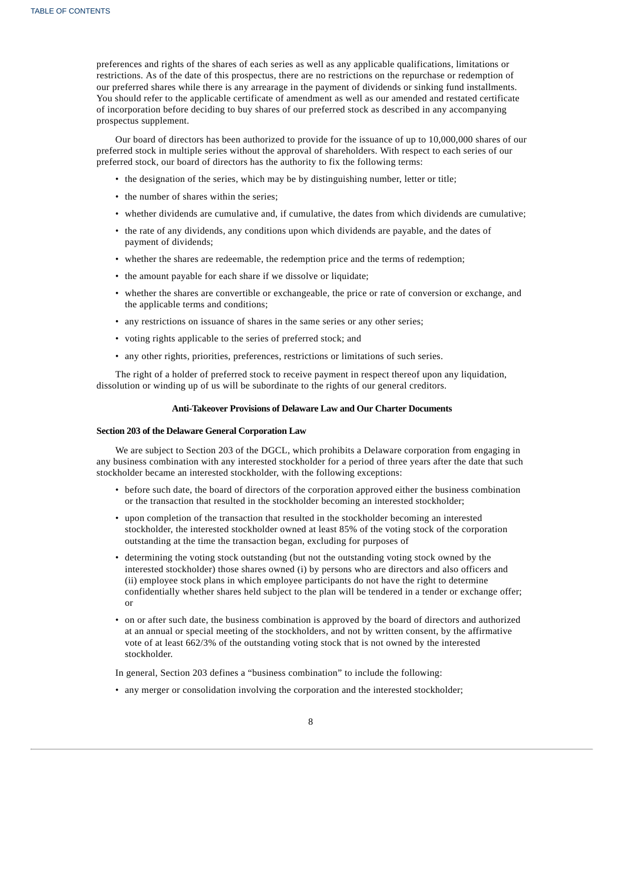preferences and rights of the shares of each series as well as any applicable qualifications, limitations or restrictions. As of the date of this prospectus, there are no restrictions on the repurchase or redemption of our preferred shares while there is any arrearage in the payment of dividends or sinking fund installments. You should refer to the applicable certificate of amendment as well as our amended and restated certificate of incorporation before deciding to buy shares of our preferred stock as described in any accompanying prospectus supplement.

Our board of directors has been authorized to provide for the issuance of up to 10,000,000 shares of our preferred stock in multiple series without the approval of shareholders. With respect to each series of our preferred stock, our board of directors has the authority to fix the following terms:

- the designation of the series, which may be by distinguishing number, letter or title;
- the number of shares within the series;
- whether dividends are cumulative and, if cumulative, the dates from which dividends are cumulative;
- the rate of any dividends, any conditions upon which dividends are payable, and the dates of payment of dividends;
- whether the shares are redeemable, the redemption price and the terms of redemption;
- the amount payable for each share if we dissolve or liquidate;
- whether the shares are convertible or exchangeable, the price or rate of conversion or exchange, and the applicable terms and conditions;
- any restrictions on issuance of shares in the same series or any other series;
- voting rights applicable to the series of preferred stock; and
- any other rights, priorities, preferences, restrictions or limitations of such series.

The right of a holder of preferred stock to receive payment in respect thereof upon any liquidation, dissolution or winding up of us will be subordinate to the rights of our general creditors.

## Anti-Takeover Provisions of Delaware Law and Our Charter Documents

### Section 203 of the Delaware General Corporation Law

We are subject to Section 203 of the DGCL, which prohibits a Delaware corporation from engaging in any business combination with any interested stockholder for a period of three years after the date that such stockholder became an interested stockholder, with the following exceptions:

- before such date, the board of directors of the corporation approved either the business combination or the transaction that resulted in the stockholder becoming an interested stockholder;
- upon completion of the transaction that resulted in the stockholder becoming an interested stockholder, the interested stockholder owned at least 85% of the voting stock of the corporation outstanding at the time the transaction began, excluding for purposes of
- determining the voting stock outstanding (but not the outstanding voting stock owned by the interested stockholder) those shares owned (i) by persons who are directors and also officers and (ii) employee stock plans in which employee participants do not have the right to determine confidentially whether shares held subject to the plan will be tendered in a tender or exchange offer; or
- on or after such date, the business combination is approved by the board of directors and authorized at an annual or special meeting of the stockholders, and not by written consent, by the affirmative vote of at least 662/3% of the outstanding voting stock that is not owned by the interested stockholder.

In general, Section 203 defines a "business combination" to include the following:

- any merger or consolidation involving the corporation and the interested stockholder;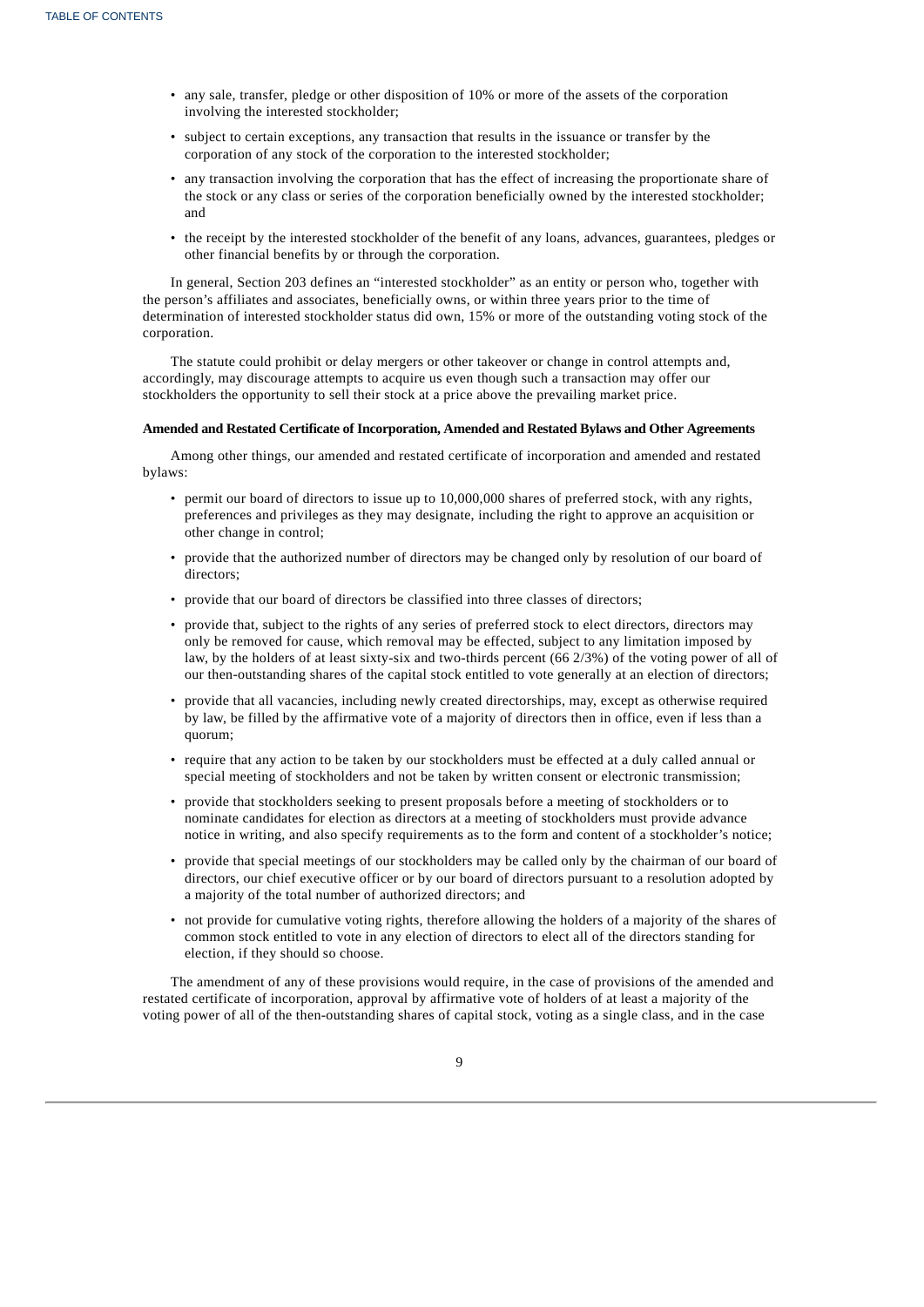- any sale, transfer, pledge or other disposition of 10% or more of the assets of the corporation involving the interested stockholder;
- subject to certain exceptions, any transaction that results in the issuance or transfer by the corporation of any stock of the corporation to the interested stockholder;
- any transaction involving the corporation that has the effect of increasing the proportionate share of the stock or any class or series of the corporation beneficially owned by the interested stockholder; and
- the receipt by the interested stockholder of the benefit of any loans, advances, guarantees, pledges or other financial benefits by or through the corporation.

In general, Section 203 defines an "interested stockholder" as an entity or person who, together with the person's affiliates and associates, beneficially owns, or within three years prior to the time of determination of interested stockholder status did own, 15% or more of the outstanding voting stock of the corporation.

The statute could prohibit or delay mergers or other takeover or change in control attempts and, accordingly, may discourage attempts to acquire us even though such a transaction may offer our stockholders the opportunity to sell their stock at a price above the prevailing market price.

**Amended and Restated Certificate of Incorporation, Amended and Restated Bylaws and Other Agreements**

Among other things, our amended and restated certificate of incorporation and amended and restated bylaws:

- permit our board of directors to issue up to 10,000,000 shares of preferred stock, with any rights, preferences and privileges as they may designate, including the right to approve an acquisition or other change in control;
- provide that the authorized number of directors may be changed only by resolution of our board of directors;
- provide that our board of directors be classified into three classes of directors;
- provide that, subject to the rights of any series of preferred stock to elect directors, directors may only be removed for cause, which removal may be effected, subject to any limitation imposed by law, by the holders of at least sixty-six and two-thirds percent (66 2/3%) of the voting power of all of our then-outstanding shares of the capital stock entitled to vote generally at an election of directors;
- provide that all vacancies, including newly created directorships, may, except as otherwise required by law, be filled by the affirmative vote of a majority of directors then in office, even if less than a quorum;
- require that any action to be taken by our stockholders must be effected at a duly called annual or special meeting of stockholders and not be taken by written consent or electronic transmission;
- provide that stockholders seeking to present proposals before a meeting of stockholders or to nominate candidates for election as directors at a meeting of stockholders must provide advance notice in writing, and also specify requirements as to the form and content of a stockholder's notice;
- provide that special meetings of our stockholders may be called only by the chairman of our board of directors, our chief executive officer or by our board of directors pursuant to a resolution adopted by a majority of the total number of authorized directors; and
- not provide for cumulative voting rights, therefore allowing the holders of a majority of the shares of common stock entitled to vote in any election of directors to elect all of the directors standing for election, if they should so choose.

The amendment of any of these provisions would require, in the case of provisions of the amended and restated certificate of incorporation, approval by affirmative vote of holders of at least a majority of the voting power of all of the then-outstanding shares of capital stock, voting as a single class, and in the case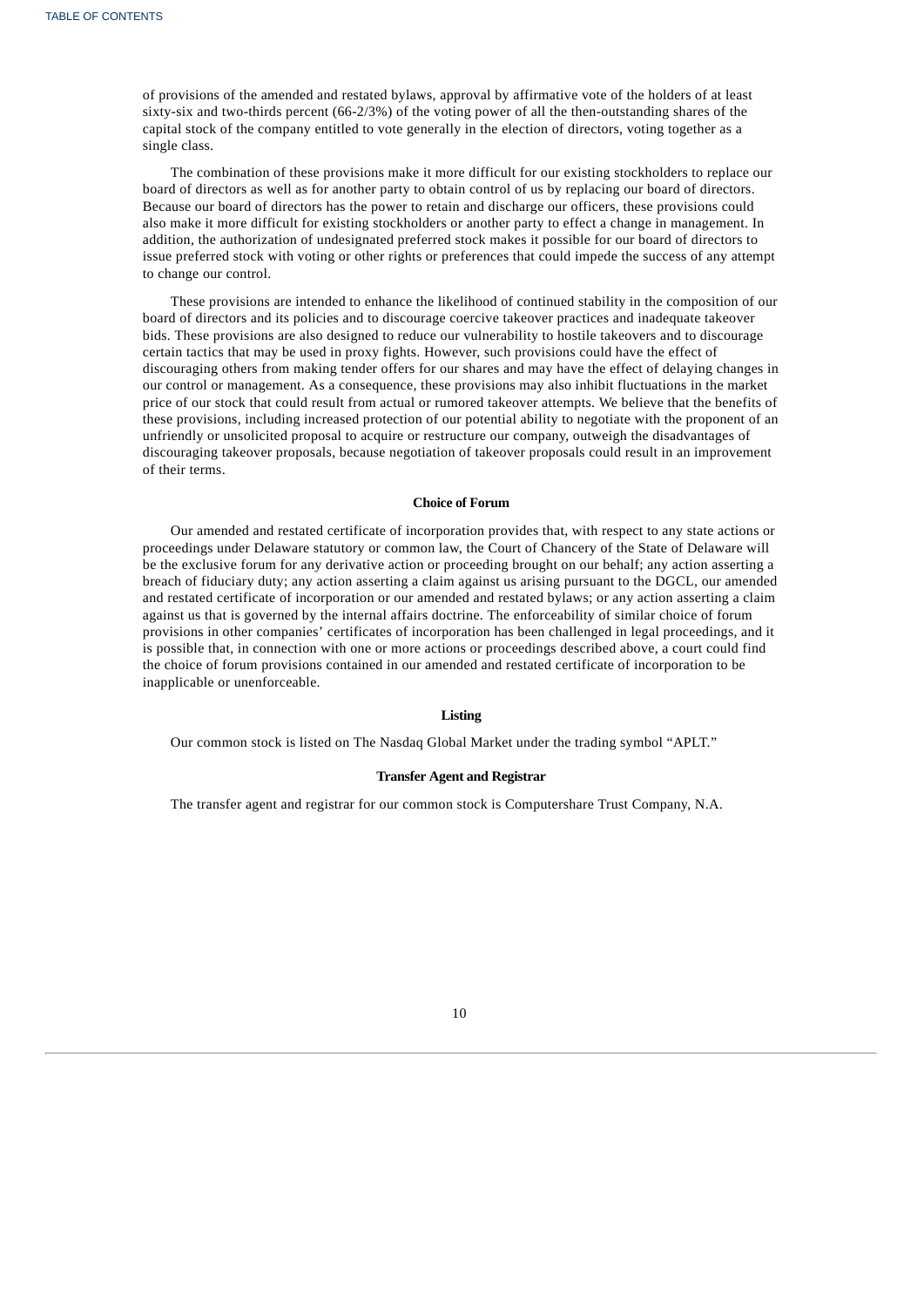of provisions of the amended and restated bylaws, approval by affirmative vote of the holders of at least sixty-six and two-thirds percent (66-2/3%) of the voting power of all the then-outstanding shares of the capital stock of the company entitled to vote generally in the election of directors, voting together as a single class.

The combination of these provisions make it more difficult for our existing stockholders to replace our board of directors as well as for another party to obtain control of us by replacing our board of directors. Because our board of directors has the power to retain and discharge our officers, these provisions could also make it more difficult for existing stockholders or another party to effect a change in management. In addition, the authorization of undesignated preferred stock makes it possible for our board of directors to issue preferred stock with voting or other rights or preferences that could impede the success of any attempt to change our control.

These provisions are intended to enhance the likelihood of continued stability in the composition of our board of directors and its policies and to discourage coercive takeover practices and inadequate takeover bids. These provisions are also designed to reduce our vulnerability to hostile takeovers and to discourage certain tactics that may be used in proxy fights. However, such provisions could have the effect of discouraging others from making tender offers for our shares and may have the effect of delaying changes in our control or management. As a consequence, these provisions may also inhibit fluctuations in the market price of our stock that could result from actual or rumored takeover attempts. We believe that the benefits of these provisions, including increased protection of our potential ability to negotiate with the proponent of an unfriendly or unsolicited proposal to acquire or restructure our company, outweigh the disadvantages of discouraging takeover proposals, because negotiation of takeover proposals could result in an improvement of their terms.

**Choice of Forum**

Our amended and restated certificate of incorporation provides that, with respect to any state actions or proceedings under Delaware statutory or common law, the Court of Chancery of the State of Delaware will be the exclusive forum for any derivative action or proceeding brought on our behalf; any action asserting a breach of fiduciary duty; any action asserting a claim against us arising pursuant to the DGCL, our amended and restated certificate of incorporation or our amended and restated bylaws; or any action asserting a claim against us that is governed by the internal affairs doctrine. The enforceability of similar choice of forum provisions in other companies' certificates of incorporation has been challenged in legal proceedings, and it is possible that, in connection with one or more actions or proceedings described above, a court could find the choice of forum provisions contained in our amended and restated certificate of incorporation to be inapplicable or unenforceable.

**Listing**

Our common stock is listed on The Nasdaq Global Market under the trading symbol "APLT."

**Transfer Agent and Registrar**

The transfer agent and registrar for our common stock is Computershare Trust Company, N.A.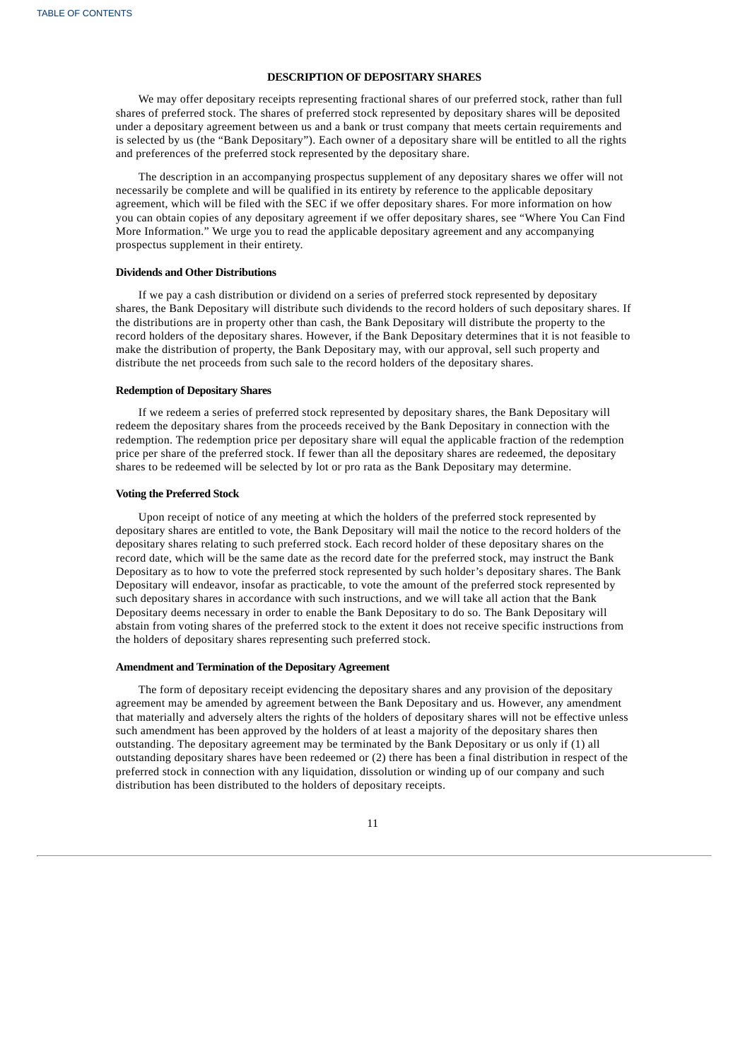## DESCRIPTION OF DEPOSITARY SHARES

We may offer depositary receipts representing fractional shares of our preferred stock, rather than full shares of preferred stock. The shares of preferred stock represented by depositary shares will be deposited under a depositary agreement between us and a bank or trust company that meets certain requirements and is selected by us (the "Bank Depositary"). Each owner of a depositary share will be entitled to all the rights and preferences of the preferred stock represented by the depositary share.

The description in an accompanying prospectus supplement of any depositary shares we offer will not necessarily be complete and will be qualified in its entirety by reference to the applicable depositary agreement, which will be filed with the SEC if we offer depositary shares. For more information on how you can obtain copies of any depositary agreement if we offer depositary shares, see "Where You Can Find More Information." We urge you to read the applicable depositary agreement and any accompanying prospectus supplement in their entirety.

### Dividends and Other Distributions

If we pay a cash distribution or dividend on a series of preferred stock represented by depositary shares, the Bank Depositary will distribute such dividends to the record holders of such depositary shares. If the distributions are in property other than cash, the Bank Depositary will distribute the property to the record holders of the depositary shares. However, if the Bank Depositary determines that it is not feasible to make the distribution of property, the Bank Depositary may, with our approval, sell such property and distribute the net proceeds from such sale to the record holders of the depositary shares.

### Redemption of Depositary Shares

If we redeem a series of preferred stock represented by depositary shares, the Bank Depositary will redeem the depositary shares from the proceeds received by the Bank Depositary in connection with the redemption. The redemption price per depositary share will equal the applicable fraction of the redemption price per share of the preferred stock. If fewer than all the depositary shares are redeemed, the depositary shares to be redeemed will be selected by lot or pro rata as the Bank Depositary may determine.

### Voting the Preferred Stock

Upon receipt of notice of any meeting at which the holders of the preferred stock represented by depositary shares are entitled to vote, the Bank Depositary will mail the notice to the record holders of the depositary shares relating to such preferred stock. Each record holder of these depositary shares on the record date, which will be the same date as the record date for the preferred stock, may instruct the Bank Depositary as to how to vote the preferred stock represented by such holder's depositary shares. The Bank Depositary will endeavor, insofar as practicable, to vote the amount of the preferred stock represented by such depositary shares in accordance with such instructions, and we will take all action that the Bank Depositary deems necessary in order to enable the Bank Depositary to do so. The Bank Depositary will abstain from voting shares of the preferred stock to the extent it does not receive specific instructions from the holders of depositary shares representing such preferred stock.

### Amendment and Termination of the Depositary Agreement

The form of depositary receipt evidencing the depositary shares and any provision of the depositary agreement may be amended by agreement between the Bank Depositary and us. However, any amendment that materially and adversely alters the rights of the holders of depositary shares will not be effective unless such amendment has been approved by the holders of at least a majority of the depositary shares then outstanding. The depositary agreement may be terminated by the Bank Depositary or us only if (1) all outstanding depositary shares have been redeemed or (2) there has been a final distribution in respect of the preferred stock in connection with any liquidation, dissolution or winding up of our company and such distribution has been distributed to the holders of depositary receipts.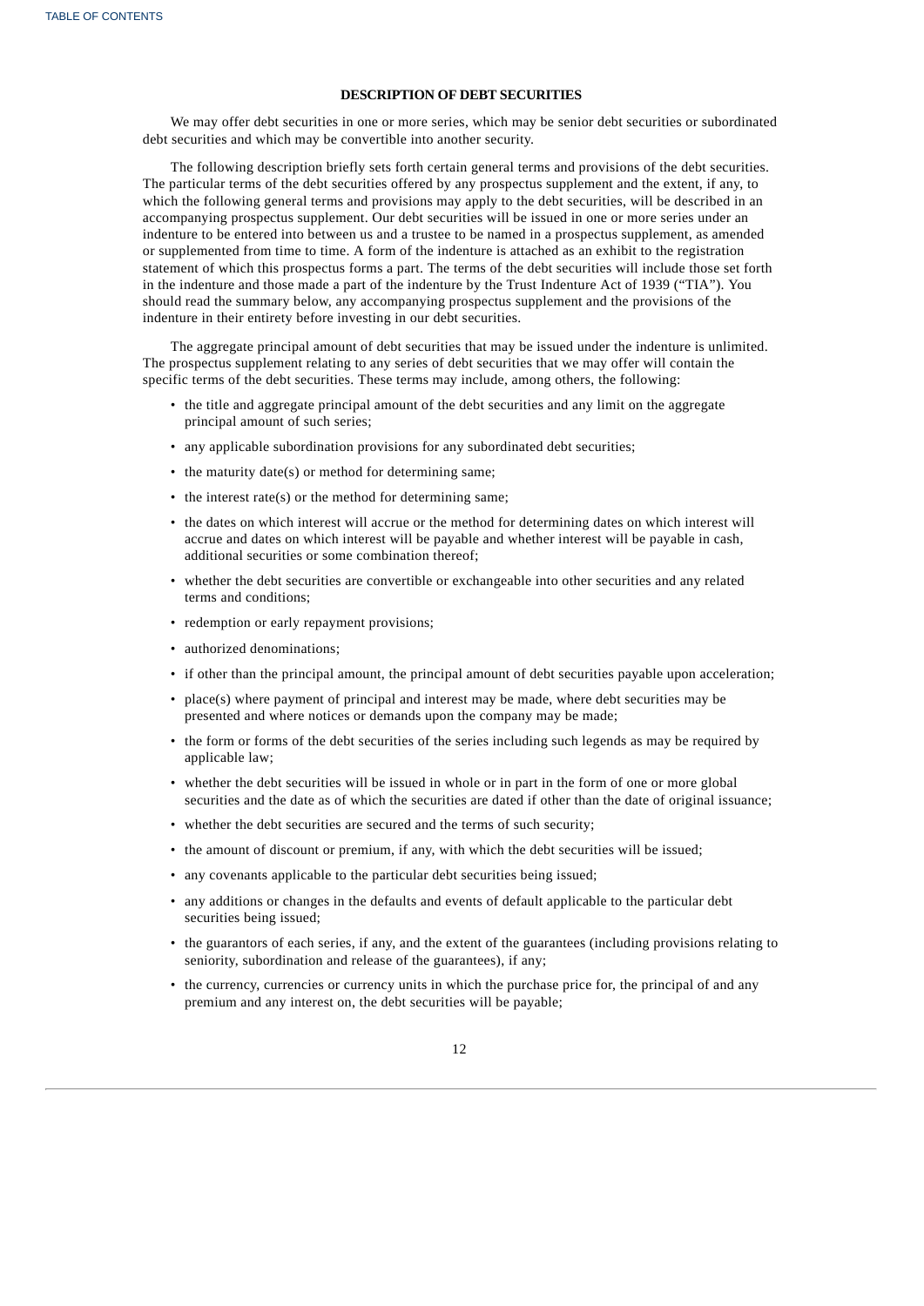## DESCRIPTION OF DEBT SECURITIES

We may offer debt securities in one or more series, which may be senior debt securities or subordinated debt securities and which may be convertible into another security.

The following description briefly sets forth certain general terms and provisions of the debt securities. The particular terms of the debt securities offered by any prospectus supplement and the extent, if any, to which the following general terms and provisions may apply to the debt securities, will be described in an accompanying prospectus supplement. Our debt securities will be issued in one or more series under an indenture to be entered into between us and a trustee to be named in a prospectus supplement, as amended or supplemented from time to time. A form of the indenture is attached as an exhibit to the registration statement of which this prospectus forms a part. The terms of the debt securities will include those set forth in the indenture and those made a part of the indenture by the Trust Indenture Act of 1939 ("TIA"). You should read the summary below, any accompanying prospectus supplement and the provisions of the indenture in their entirety before investing in our debt securities.

The aggregate principal amount of debt securities that may be issued under the indenture is unlimited. The prospectus supplement relating to any series of debt securities that we may offer will contain the specific terms of the debt securities. These terms may include, among others, the following:

- the title and aggregate principal amount of the debt securities and any limit on the aggregate principal amount of such series;
- any applicable subordination provisions for any subordinated debt securities;
- the maturity date(s) or method for determining same;
- the interest rate(s) or the method for determining same;
- the dates on which interest will accrue or the method for determining dates on which interest will accrue and dates on which interest will be payable and whether interest will be payable in cash, additional securities or some combination thereof;
- whether the debt securities are convertible or exchangeable into other securities and any related terms and conditions;
- redemption or early repayment provisions;
- authorized denominations;
- if other than the principal amount, the principal amount of debt securities payable upon acceleration;
- place(s) where payment of principal and interest may be made, where debt securities may be presented and where notices or demands upon the company may be made;
- the form or forms of the debt securities of the series including such legends as may be required by applicable law;
- whether the debt securities will be issued in whole or in part in the form of one or more global securities and the date as of which the securities are dated if other than the date of original issuance;
- whether the debt securities are secured and the terms of such security;
- the amount of discount or premium, if any, with which the debt securities will be issued;
- any covenants applicable to the particular debt securities being issued;
- any additions or changes in the defaults and events of default applicable to the particular debt securities being issued;
- the guarantors of each series, if any, and the extent of the guarantees (including provisions relating to seniority, subordination and release of the guarantees), if any;
- the currency, currencies or currency units in which the purchase price for, the principal of and any premium and any interest on, the debt securities will be payable;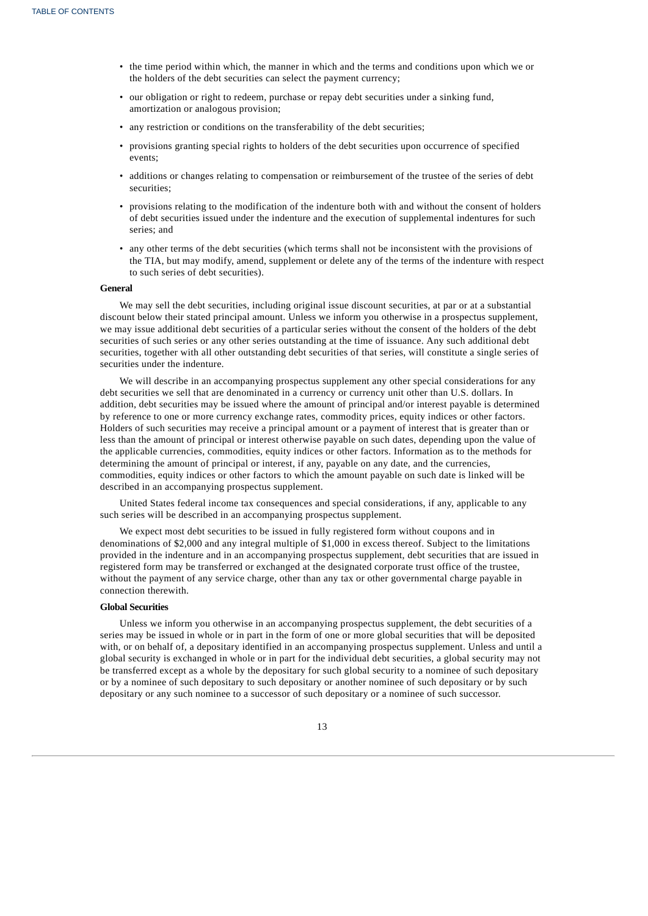- the time period within which, the manner in which and the terms and conditions upon which we or the holders of the debt securities can select the payment currency;
- our obligation or right to redeem, purchase or repay debt securities under a sinking fund, amortization or analogous provision;
- any restriction or conditions on the transferability of the debt securities;
- provisions granting special rights to holders of the debt securities upon occurrence of specified events;
- additions or changes relating to compensation or reimbursement of the trustee of the series of debt securities;
- provisions relating to the modification of the indenture both with and without the consent of holders of debt securities issued under the indenture and the execution of supplemental indentures for such series; and
- any other terms of the debt securities (which terms shall not be inconsistent with the provisions of the TIA, but may modify, amend, supplement or delete any of the terms of the indenture with respect to such series of debt securities).

**General**

We may sell the debt securities, including original issue discount securities, at par or at a substantial discount below their stated principal amount. Unless we inform you otherwise in a prospectus supplement, we may issue additional debt securities of a particular series without the consent of the holders of the debt securities of such series or any other series outstanding at the time of issuance. Any such additional debt securities, together with all other outstanding debt securities of that series, will constitute a single series of securities under the indenture.

We will describe in an accompanying prospectus supplement any other special considerations for any debt securities we sell that are denominated in a currency or currency unit other than U.S. dollars. In addition, debt securities may be issued where the amount of principal and/or interest payable is determined by reference to one or more currency exchange rates, commodity prices, equity indices or other factors. Holders of such securities may receive a principal amount or a payment of interest that is greater than or less than the amount of principal or interest otherwise payable on such dates, depending upon the value of the applicable currencies, commodities, equity indices or other factors. Information as to the methods for determining the amount of principal or interest, if any, payable on any date, and the currencies, commodities, equity indices or other factors to which the amount payable on such date is linked will be described in an accompanying prospectus supplement.

United States federal income tax consequences and special considerations, if any, applicable to any such series will be described in an accompanying prospectus supplement.

We expect most debt securities to be issued in fully registered form without coupons and in denominations of $2,000 and any integral multiple of $1,000 in excess thereof. Subject to the limitations provided in the indenture and in an accompanying prospectus supplement, debt securities that are issued in registered form may be transferred or exchanged at the designated corporate trust office of the trustee, without the payment of any service charge, other than any tax or other governmental charge payable in connection therewith.

**Global Securities**

Unless we inform you otherwise in an accompanying prospectus supplement, the debt securities of a series may be issued in whole or in part in the form of one or more global securities that will be deposited with, or on behalf of, a depositary identified in an accompanying prospectus supplement. Unless and until a global security is exchanged in whole or in part for the individual debt securities, a global security may not be transferred except as a whole by the depositary for such global security to a nominee of such depositary or by a nominee of such depositary to such depositary or another nominee of such depositary or by such depositary or any such nominee to a successor of such depositary or a nominee of such successor.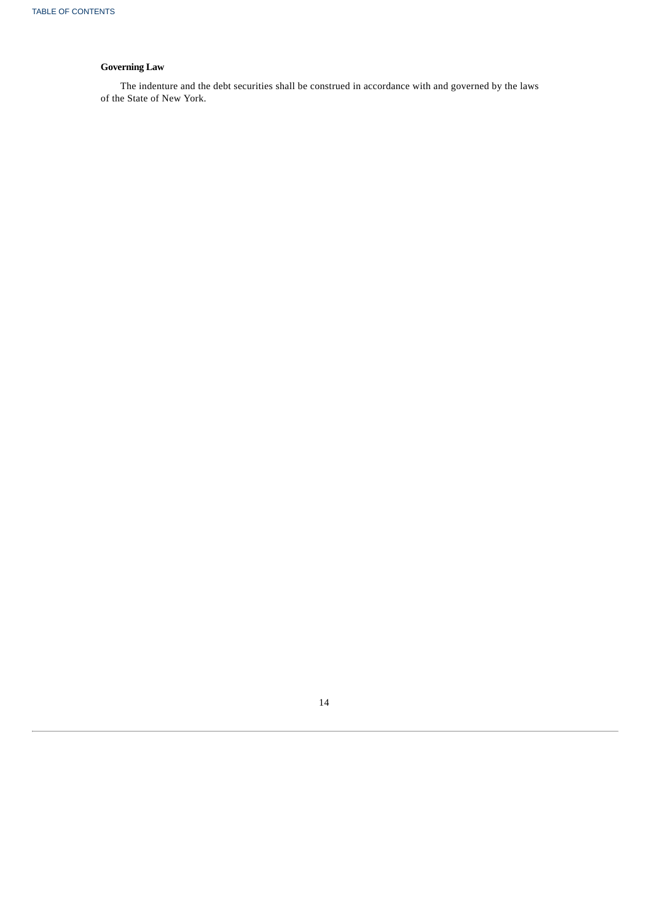**Governing Law**

The indenture and the debt securities shall be construed in accordance with and governed by the laws of the State of New York.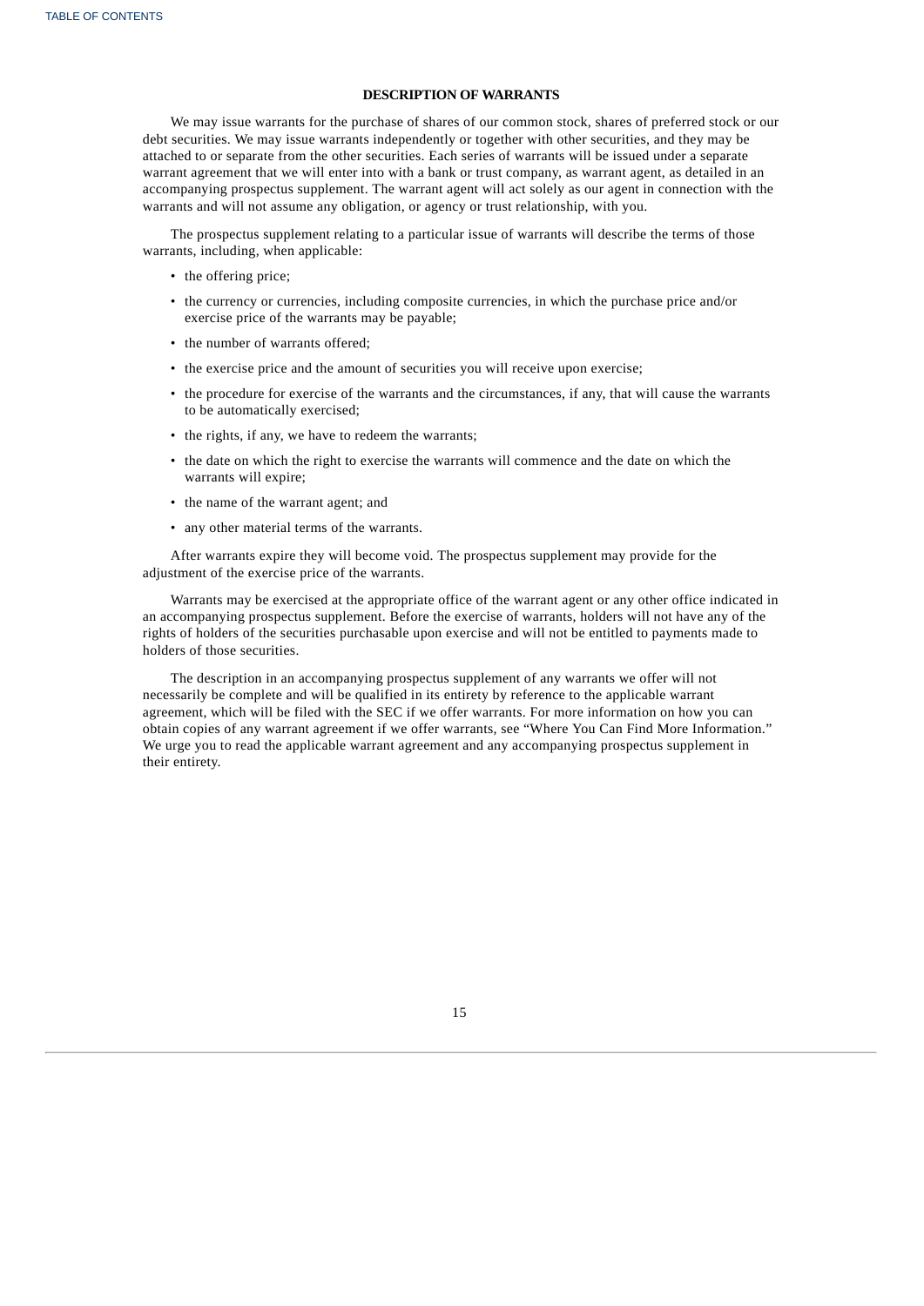## DESCRIPTION OF WARRANTS

We may issue warrants for the purchase of shares of our common stock, shares of preferred stock or our debt securities. We may issue warrants independently or together with other securities, and they may be attached to or separate from the other securities. Each series of warrants will be issued under a separate warrant agreement that we will enter into with a bank or trust company, as warrant agent, as detailed in an accompanying prospectus supplement. The warrant agent will act solely as our agent in connection with the warrants and will not assume any obligation, or agency or trust relationship, with you.

The prospectus supplement relating to a particular issue of warrants will describe the terms of those warrants, including, when applicable:

- the offering price;
- the currency or currencies, including composite currencies, in which the purchase price and/or exercise price of the warrants may be payable;
- the number of warrants offered;
- the exercise price and the amount of securities you will receive upon exercise;
- the procedure for exercise of the warrants and the circumstances, if any, that will cause the warrants to be automatically exercised;
- the rights, if any, we have to redeem the warrants;
- the date on which the right to exercise the warrants will commence and the date on which the warrants will expire;
- the name of the warrant agent; and
- any other material terms of the warrants.

After warrants expire they will become void. The prospectus supplement may provide for the adjustment of the exercise price of the warrants.

Warrants may be exercised at the appropriate office of the warrant agent or any other office indicated in an accompanying prospectus supplement. Before the exercise of warrants, holders will not have any of the rights of holders of the securities purchasable upon exercise and will not be entitled to payments made to holders of those securities.

The description in an accompanying prospectus supplement of any warrants we offer will not necessarily be complete and will be qualified in its entirety by reference to the applicable warrant agreement, which will be filed with the SEC if we offer warrants. For more information on how you can obtain copies of any warrant agreement if we offer warrants, see "Where You Can Find More Information." We urge you to read the applicable warrant agreement and any accompanying prospectus supplement in their entirety.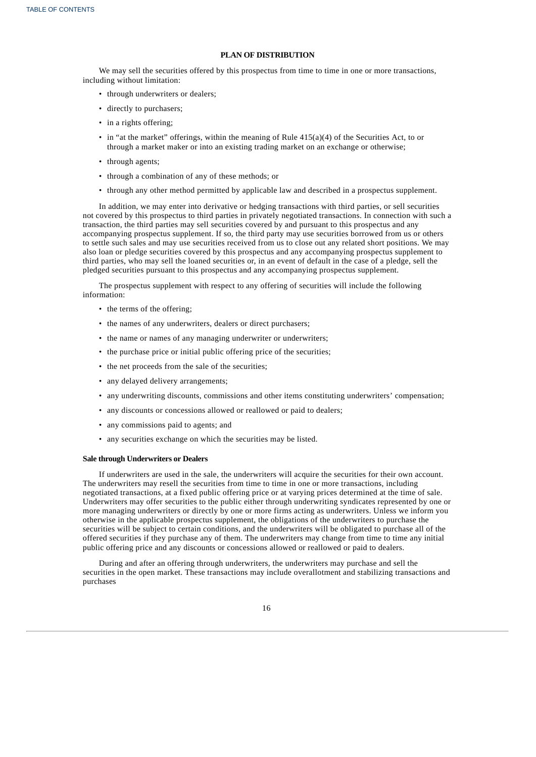## PLAN OF DISTRIBUTION

We may sell the securities offered by this prospectus from time to time in one or more transactions, including without limitation:

- through underwriters or dealers;
- directly to purchasers;
- in a rights offering;
- in "at the market" offerings, within the meaning of Rule 415(a)(4) of the Securities Act, to or through a market maker or into an existing trading market on an exchange or otherwise;
- through agents;
- through a combination of any of these methods; or
- through any other method permitted by applicable law and described in a prospectus supplement.

In addition, we may enter into derivative or hedging transactions with third parties, or sell securities not covered by this prospectus to third parties in privately negotiated transactions. In connection with such a transaction, the third parties may sell securities covered by and pursuant to this prospectus and any accompanying prospectus supplement. If so, the third party may use securities borrowed from us or others to settle such sales and may use securities received from us to close out any related short positions. We may also loan or pledge securities covered by this prospectus and any accompanying prospectus supplement to third parties, who may sell the loaned securities or, in an event of default in the case of a pledge, sell the pledged securities pursuant to this prospectus and any accompanying prospectus supplement.

The prospectus supplement with respect to any offering of securities will include the following information:

- the terms of the offering;
- the names of any underwriters, dealers or direct purchasers;
- the name or names of any managing underwriter or underwriters;
- the purchase price or initial public offering price of the securities;
- the net proceeds from the sale of the securities;
- any delayed delivery arrangements;
- any underwriting discounts, commissions and other items constituting underwriters' compensation;
- any discounts or concessions allowed or reallowed or paid to dealers;
- any commissions paid to agents; and
- any securities exchange on which the securities may be listed.

### Sale through Underwriters or Dealers

If underwriters are used in the sale, the underwriters will acquire the securities for their own account. The underwriters may resell the securities from time to time in one or more transactions, including negotiated transactions, at a fixed public offering price or at varying prices determined at the time of sale. Underwriters may offer securities to the public either through underwriting syndicates represented by one or more managing underwriters or directly by one or more firms acting as underwriters. Unless we inform you otherwise in the applicable prospectus supplement, the obligations of the underwriters to purchase the securities will be subject to certain conditions, and the underwriters will be obligated to purchase all of the offered securities if they purchase any of them. The underwriters may change from time to time any initial public offering price and any discounts or concessions allowed or reallowed or paid to dealers.

During and after an offering through underwriters, the underwriters may purchase and sell the securities in the open market. These transactions may include overallotment and stabilizing transactions and purchases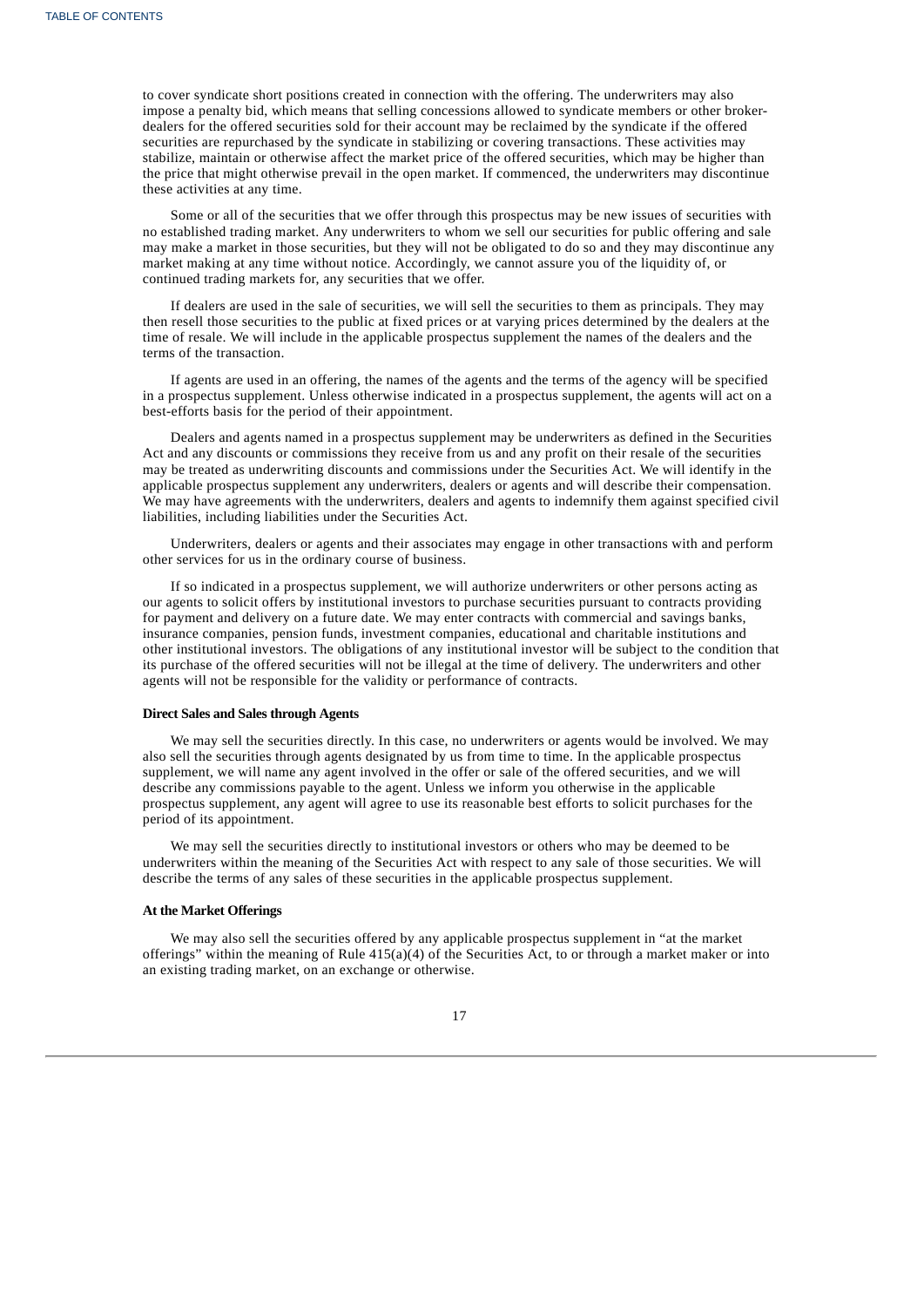to cover syndicate short positions created in connection with the offering. The underwriters may also impose a penalty bid, which means that selling concessions allowed to syndicate members or other broker-dealers for the offered securities sold for their account may be reclaimed by the syndicate if the offered securities are repurchased by the syndicate in stabilizing or covering transactions. These activities may stabilize, maintain or otherwise affect the market price of the offered securities, which may be higher than the price that might otherwise prevail in the open market. If commenced, the underwriters may discontinue these activities at any time.

Some or all of the securities that we offer through this prospectus may be new issues of securities with no established trading market. Any underwriters to whom we sell our securities for public offering and sale may make a market in those securities, but they will not be obligated to do so and they may discontinue any market making at any time without notice. Accordingly, we cannot assure you of the liquidity of, or continued trading markets for, any securities that we offer.

If dealers are used in the sale of securities, we will sell the securities to them as principals. They may then resell those securities to the public at fixed prices or at varying prices determined by the dealers at the time of resale. We will include in the applicable prospectus supplement the names of the dealers and the terms of the transaction.

If agents are used in an offering, the names of the agents and the terms of the agency will be specified in a prospectus supplement. Unless otherwise indicated in a prospectus supplement, the agents will act on a best-efforts basis for the period of their appointment.

Dealers and agents named in a prospectus supplement may be underwriters as defined in the Securities Act and any discounts or commissions they receive from us and any profit on their resale of the securities may be treated as underwriting discounts and commissions under the Securities Act. We will identify in the applicable prospectus supplement any underwriters, dealers or agents and will describe their compensation. We may have agreements with the underwriters, dealers and agents to indemnify them against specified civil liabilities, including liabilities under the Securities Act.

Underwriters, dealers or agents and their associates may engage in other transactions with and perform other services for us in the ordinary course of business.

If so indicated in a prospectus supplement, we will authorize underwriters or other persons acting as our agents to solicit offers by institutional investors to purchase securities pursuant to contracts providing for payment and delivery on a future date. We may enter contracts with commercial and savings banks, insurance companies, pension funds, investment companies, educational and charitable institutions and other institutional investors. The obligations of any institutional investor will be subject to the condition that its purchase of the offered securities will not be illegal at the time of delivery. The underwriters and other agents will not be responsible for the validity or performance of contracts.

**Direct Sales and Sales through Agents**

We may sell the securities directly. In this case, no underwriters or agents would be involved. We may also sell the securities through agents designated by us from time to time. In the applicable prospectus supplement, we will name any agent involved in the offer or sale of the offered securities, and we will describe any commissions payable to the agent. Unless we inform you otherwise in the applicable prospectus supplement, any agent will agree to use its reasonable best efforts to solicit purchases for the period of its appointment.

We may sell the securities directly to institutional investors or others who may be deemed to be underwriters within the meaning of the Securities Act with respect to any sale of those securities. We will describe the terms of any sales of these securities in the applicable prospectus supplement.

**At the Market Offerings**

We may also sell the securities offered by any applicable prospectus supplement in "at the market offerings" within the meaning of Rule 415(a)(4) of the Securities Act, to or through a market maker or into an existing trading market, on an exchange or otherwise.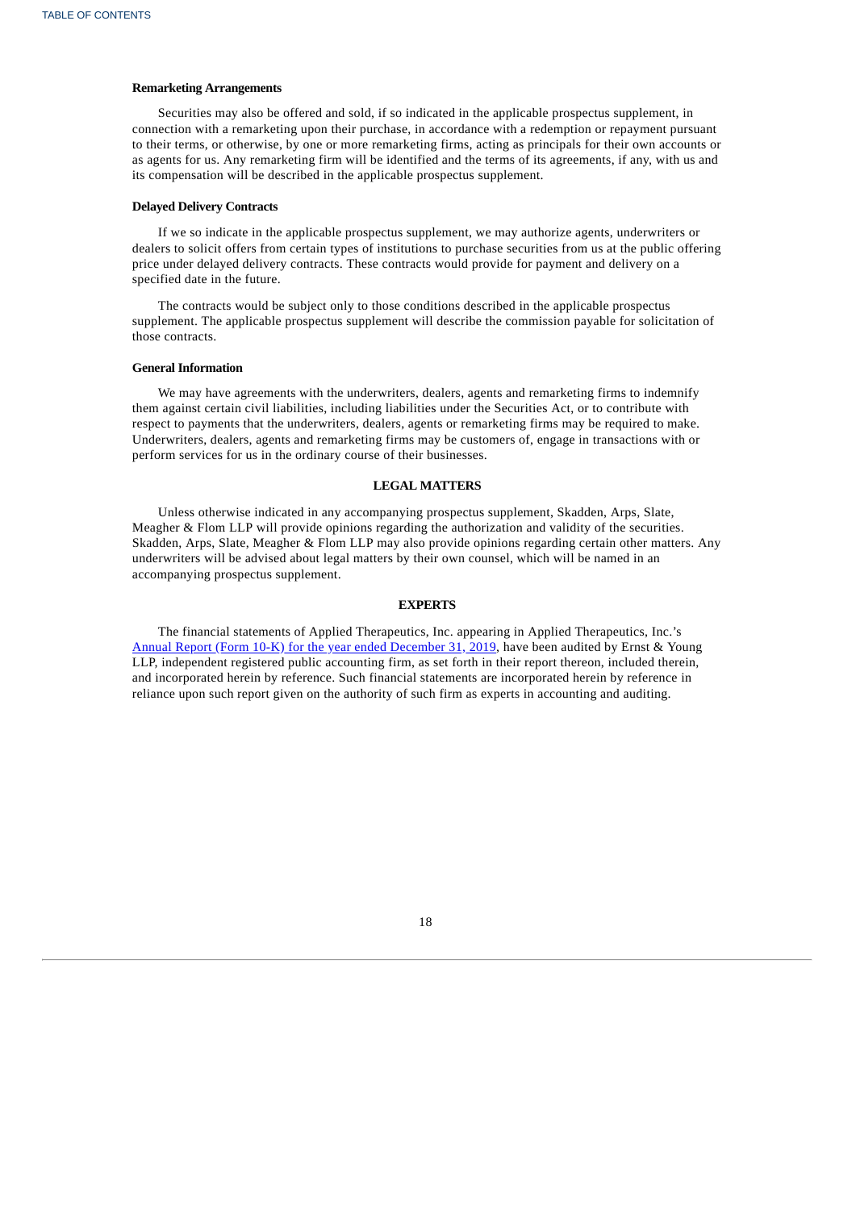**Remarketing Arrangements**

Securities may also be offered and sold, if so indicated in the applicable prospectus supplement, in connection with a remarketing upon their purchase, in accordance with a redemption or repayment pursuant to their terms, or otherwise, by one or more remarketing firms, acting as principals for their own accounts or as agents for us. Any remarketing firm will be identified and the terms of its agreements, if any, with us and its compensation will be described in the applicable prospectus supplement.

**Delayed Delivery Contracts**

If we so indicate in the applicable prospectus supplement, we may authorize agents, underwriters or dealers to solicit offers from certain types of institutions to purchase securities from us at the public offering price under delayed delivery contracts. These contracts would provide for payment and delivery on a specified date in the future.

The contracts would be subject only to those conditions described in the applicable prospectus supplement. The applicable prospectus supplement will describe the commission payable for solicitation of those contracts.

**General Information**

We may have agreements with the underwriters, dealers, agents and remarketing firms to indemnify them against certain civil liabilities, including liabilities under the Securities Act, or to contribute with respect to payments that the underwriters, dealers, agents or remarketing firms may be required to make. Underwriters, dealers, agents and remarketing firms may be customers of, engage in transactions with or perform services for us in the ordinary course of their businesses.

## LEGAL MATTERS

Unless otherwise indicated in any accompanying prospectus supplement, Skadden, Arps, Slate, Meagher & Flom LLP will provide opinions regarding the authorization and validity of the securities. Skadden, Arps, Slate, Meagher & Flom LLP may also provide opinions regarding certain other matters. Any underwriters will be advised about legal matters by their own counsel, which will be named in an accompanying prospectus supplement.

## EXPERTS

The financial statements of Applied Therapeutics, Inc. appearing in Applied Therapeutics, Inc.'s Annual Report (Form 10-K) for the year ended December 31, 2019, have been audited by Ernst & Young LLP, independent registered public accounting firm, as set forth in their report thereon, included therein, and incorporated herein by reference. Such financial statements are incorporated herein by reference in reliance upon such report given on the authority of such firm as experts in accounting and auditing.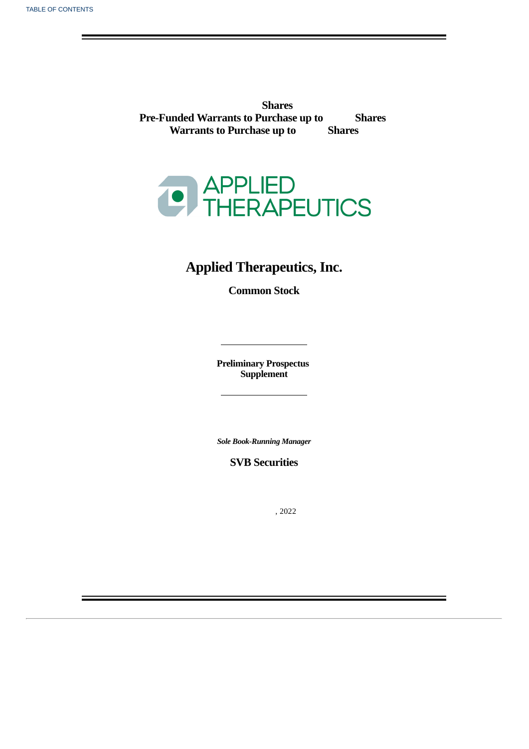**Shares**
**Pre-Funded Warrants to Purchase up to Shares**
**Warrants to Purchase up to Shares**

APPLIED THERAPEUTICS

# Applied Therapeutics, Inc.

**Common Stock**

---

**Preliminary Prospectus Supplement**

---

*Sole Book-Running Manager*

**SVB Securities**

, 2022